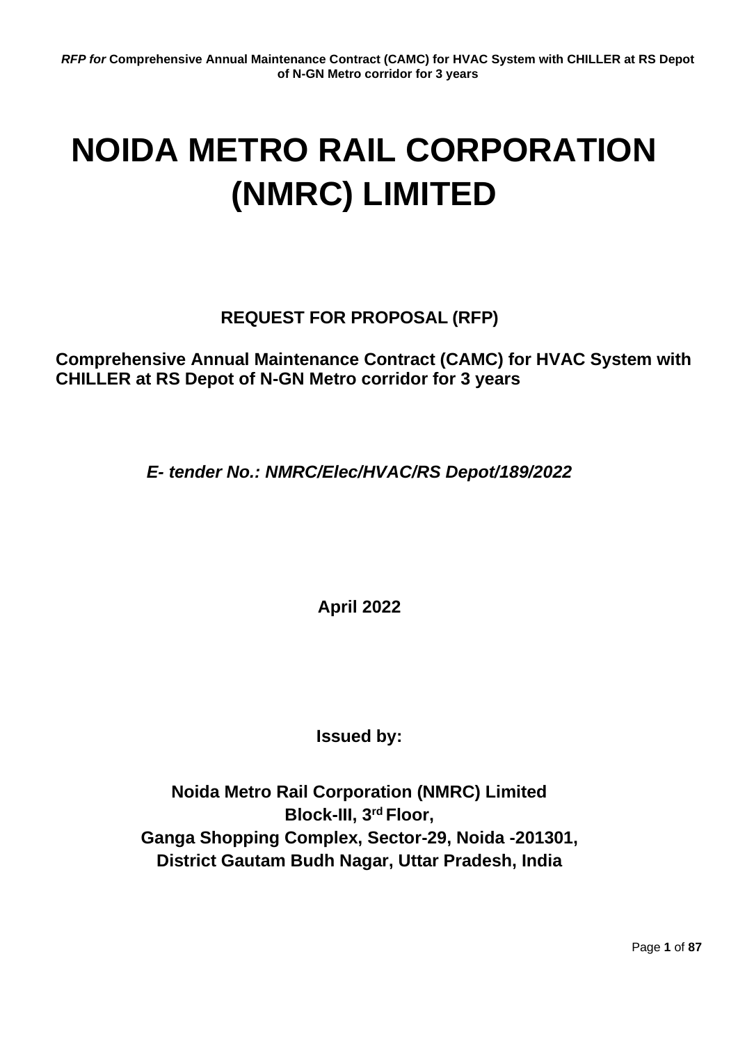# NOIDA METRO RAIL CORPORATION (NMRC) LIMITED

## REQUEST FOR PROPOSAL (RFP)

**Comprehensive Annual Maintenance Contract (CAMC) for HVAC System with CHILLER at RS Depot of N-GN Metro corridor for 3 years**

***E- tender No.: NMRC/Elec/HVAC/RS Depot/189/2022***

**April 2022**

**Issued by:**

**Noida Metro Rail Corporation (NMRC) Limited**
**Block-III, 3rd Floor,**
**Ganga Shopping Complex, Sector-29, Noida -201301,**
**District Gautam Budh Nagar, Uttar Pradesh, India**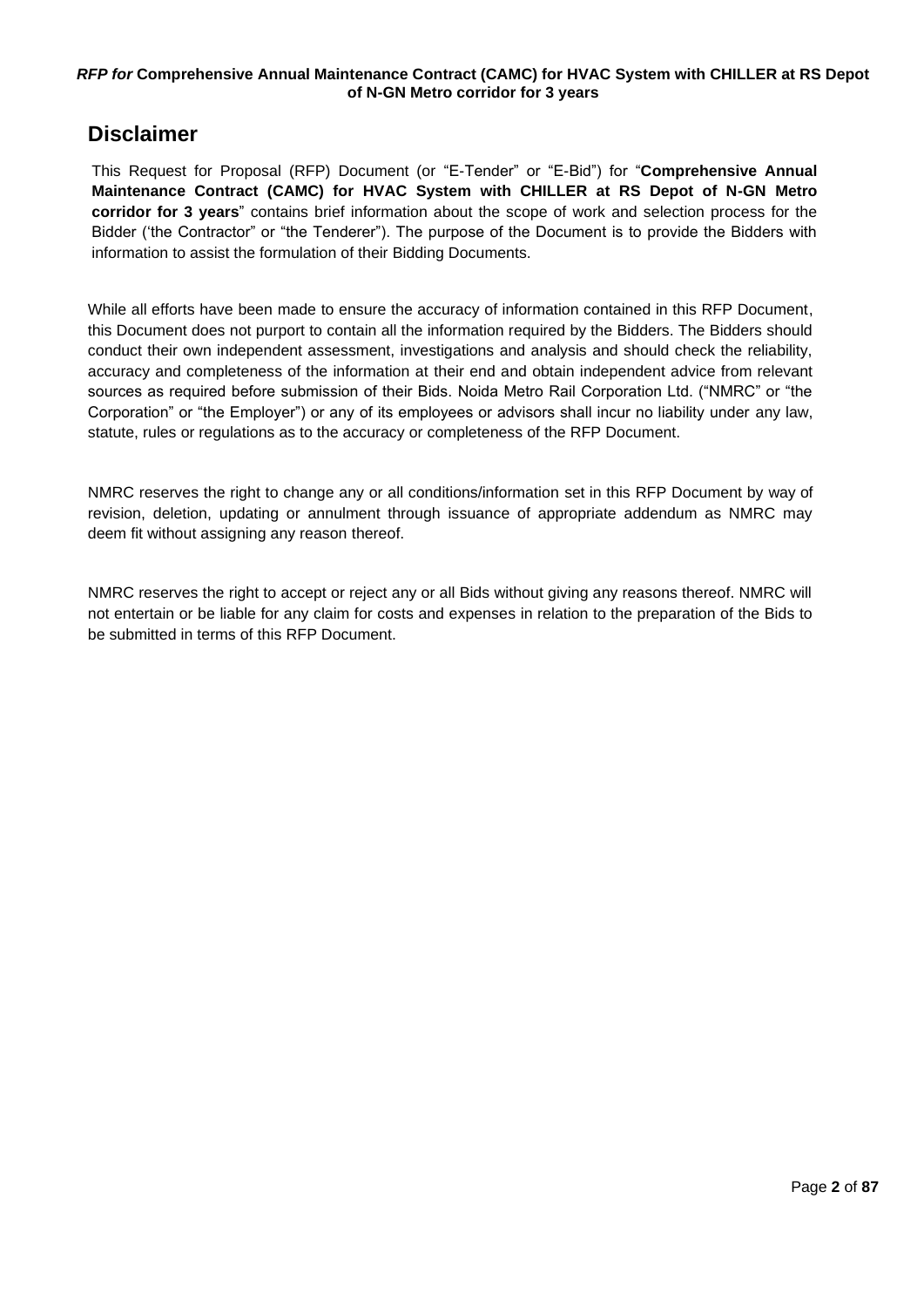# Disclaimer

This Request for Proposal (RFP) Document (or "E-Tender" or "E-Bid") for "**Comprehensive Annual Maintenance Contract (CAMC) for HVAC System with CHILLER at RS Depot of N-GN Metro corridor for 3 years**" contains brief information about the scope of work and selection process for the Bidder ('the Contractor" or "the Tenderer"). The purpose of the Document is to provide the Bidders with information to assist the formulation of their Bidding Documents.

While all efforts have been made to ensure the accuracy of information contained in this RFP Document, this Document does not purport to contain all the information required by the Bidders. The Bidders should conduct their own independent assessment, investigations and analysis and should check the reliability, accuracy and completeness of the information at their end and obtain independent advice from relevant sources as required before submission of their Bids. Noida Metro Rail Corporation Ltd. ("NMRC" or "the Corporation" or "the Employer") or any of its employees or advisors shall incur no liability under any law, statute, rules or regulations as to the accuracy or completeness of the RFP Document.

NMRC reserves the right to change any or all conditions/information set in this RFP Document by way of revision, deletion, updating or annulment through issuance of appropriate addendum as NMRC may deem fit without assigning any reason thereof.

NMRC reserves the right to accept or reject any or all Bids without giving any reasons thereof. NMRC will not entertain or be liable for any claim for costs and expenses in relation to the preparation of the Bids to be submitted in terms of this RFP Document.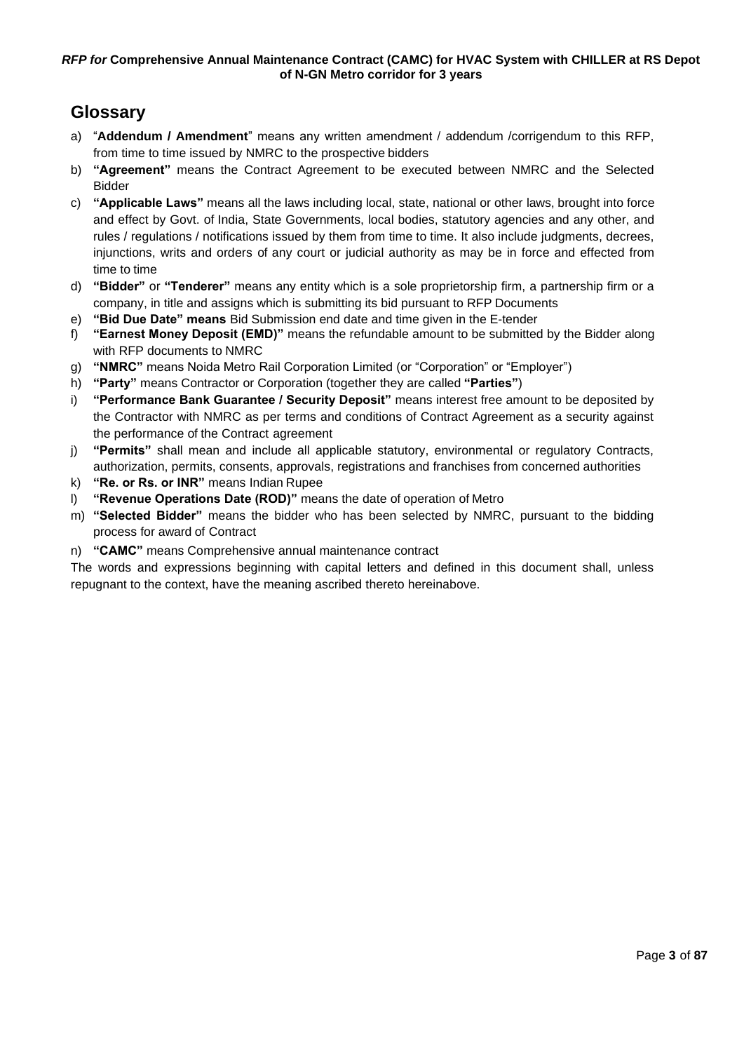## Glossary

a) "**Addendum / Amendment**" means any written amendment / addendum /corrigendum to this RFP, from time to time issued by NMRC to the prospective bidders

b) **"Agreement"** means the Contract Agreement to be executed between NMRC and the Selected Bidder

c) **"Applicable Laws"** means all the laws including local, state, national or other laws, brought into force and effect by Govt. of India, State Governments, local bodies, statutory agencies and any other, and rules / regulations / notifications issued by them from time to time. It also include judgments, decrees, injunctions, writs and orders of any court or judicial authority as may be in force and effected from time to time

d) **"Bidder"** or **"Tenderer"** means any entity which is a sole proprietorship firm, a partnership firm or a company, in title and assigns which is submitting its bid pursuant to RFP Documents

e) **"Bid Due Date" means** Bid Submission end date and time given in the E-tender

f) **"Earnest Money Deposit (EMD)"** means the refundable amount to be submitted by the Bidder along with RFP documents to NMRC

g) **"NMRC"** means Noida Metro Rail Corporation Limited (or "Corporation" or "Employer")

h) **"Party"** means Contractor or Corporation (together they are called **"Parties"**)

i) **"Performance Bank Guarantee / Security Deposit"** means interest free amount to be deposited by the Contractor with NMRC as per terms and conditions of Contract Agreement as a security against the performance of the Contract agreement

j) **"Permits"** shall mean and include all applicable statutory, environmental or regulatory Contracts, authorization, permits, consents, approvals, registrations and franchises from concerned authorities

k) **"Re. or Rs. or INR"** means Indian Rupee

l) **"Revenue Operations Date (ROD)"** means the date of operation of Metro

m) **"Selected Bidder"** means the bidder who has been selected by NMRC, pursuant to the bidding process for award of Contract

n) **"CAMC"** means Comprehensive annual maintenance contract

The words and expressions beginning with capital letters and defined in this document shall, unless repugnant to the context, have the meaning ascribed thereto hereinabove.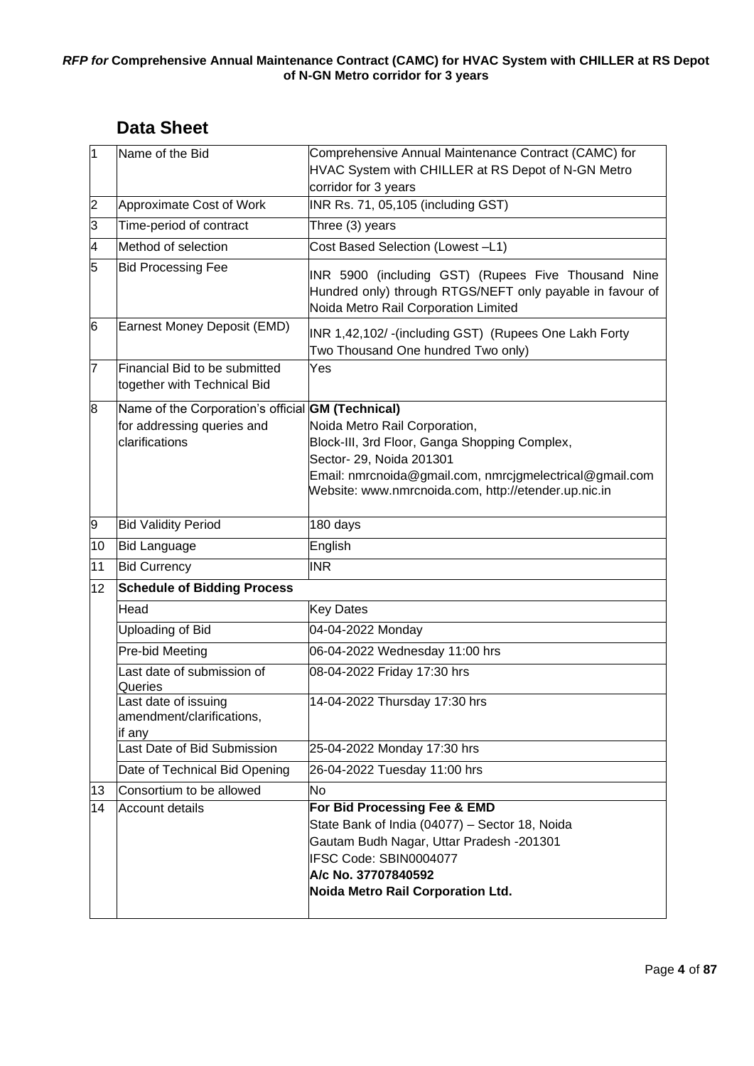## Data Sheet

| | | |
|---|---|---|
| 1 | Name of the Bid | Comprehensive Annual Maintenance Contract (CAMC) for HVAC System with CHILLER at RS Depot of N-GN Metro corridor for 3 years |
| 2 | Approximate Cost of Work | INR Rs. 71, 05,105 (including GST) |
| 3 | Time-period of contract | Three (3) years |
| 4 | Method of selection | Cost Based Selection (Lowest –L1) |
| 5 | Bid Processing Fee | INR 5900 (including GST) (Rupees Five Thousand Nine Hundred only) through RTGS/NEFT only payable in favour of Noida Metro Rail Corporation Limited |
| 6 | Earnest Money Deposit (EMD) | INR 1,42,102/ -(including GST) (Rupees One Lakh Forty Two Thousand One hundred Two only) |
| 7 | Financial Bid to be submitted together with Technical Bid | Yes |
| 8 | Name of the Corporation's official for addressing queries and clarifications | **GM (Technical)**<br>Noida Metro Rail Corporation,<br>Block-III, 3rd Floor, Ganga Shopping Complex,<br>Sector- 29, Noida 201301<br>Email: nmrcnoida@gmail.com, nmrcjgmelectrical@gmail.com<br>Website: www.nmrcnoida.com, http://etender.up.nic.in |
| 9 | Bid Validity Period | 180 days |
| 10 | Bid Language | English |
| 11 | Bid Currency | INR |
| 12 | **Schedule of Bidding Process** | |
| | Head | Key Dates |
| | Uploading of Bid | 04-04-2022 Monday |
| | Pre-bid Meeting | 06-04-2022 Wednesday 11:00 hrs |
| | Last date of submission of Queries | 08-04-2022 Friday 17:30 hrs |
| | Last date of issuing amendment/clarifications, if any | 14-04-2022 Thursday 17:30 hrs |
| | Last Date of Bid Submission | 25-04-2022 Monday 17:30 hrs |
| | Date of Technical Bid Opening | 26-04-2022 Tuesday 11:00 hrs |
| 13 | Consortium to be allowed | No |
| 14 | Account details | **For Bid Processing Fee & EMD**<br>State Bank of India (04077) – Sector 18, Noida<br>Gautam Budh Nagar, Uttar Pradesh -201301<br>IFSC Code: SBIN0004077<br>**A/c No. 37707840592**<br>**Noida Metro Rail Corporation Ltd.** |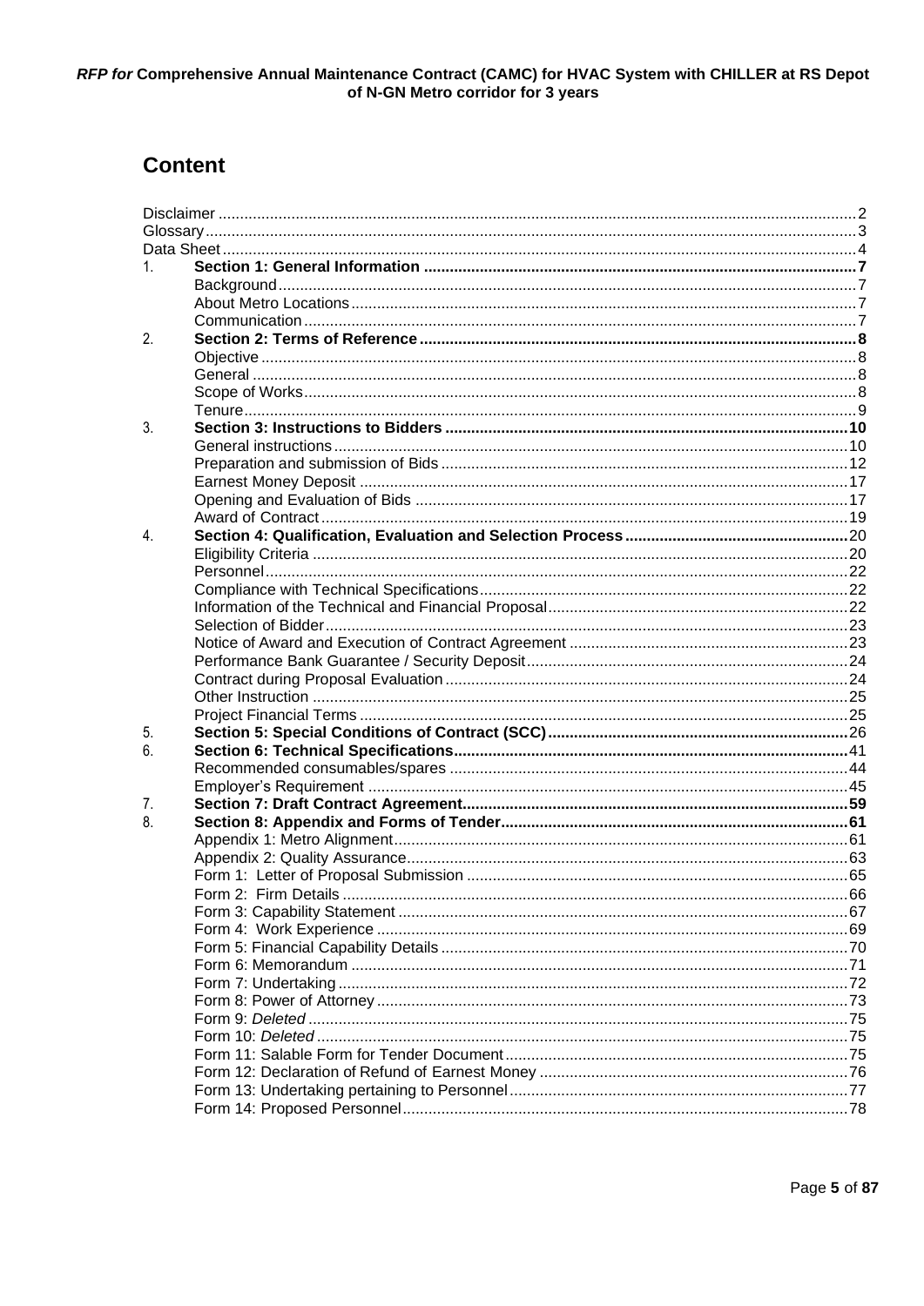# Content

- Disclaimer ..... 2
- Glossary ..... 3
- Data Sheet ..... 4
- 1. **Section 1: General Information ..... 7**
  - Background ..... 7
  - About Metro Locations ..... 7
  - Communication ..... 7
- 2. **Section 2: Terms of Reference ..... 8**
  - Objective ..... 8
  - General ..... 8
  - Scope of Works ..... 8
  - Tenure ..... 9
- 3. **Section 3: Instructions to Bidders ..... 10**
  - General instructions ..... 10
  - Preparation and submission of Bids ..... 12
  - Earnest Money Deposit ..... 17
  - Opening and Evaluation of Bids ..... 17
  - Award of Contract ..... 19
- 4. **Section 4: Qualification, Evaluation and Selection Process ..... 20**
  - Eligibility Criteria ..... 20
  - Personnel ..... 22
  - Compliance with Technical Specifications ..... 22
  - Information of the Technical and Financial Proposal ..... 22
  - Selection of Bidder ..... 23
  - Notice of Award and Execution of Contract Agreement ..... 23
  - Performance Bank Guarantee / Security Deposit ..... 24
  - Contract during Proposal Evaluation ..... 24
  - Other Instruction ..... 25
  - Project Financial Terms ..... 25
- 5. **Section 5: Special Conditions of Contract (SCC) ..... 26**
- 6. **Section 6: Technical Specifications ..... 41**
  - Recommended consumables/spares ..... 44
  - Employer's Requirement ..... 45
- 7. **Section 7: Draft Contract Agreement ..... 59**
- 8. **Section 8: Appendix and Forms of Tender ..... 61**
  - Appendix 1: Metro Alignment ..... 61
  - Appendix 2: Quality Assurance ..... 63
  - Form 1: Letter of Proposal Submission ..... 65
  - Form 2: Firm Details ..... 66
  - Form 3: Capability Statement ..... 67
  - Form 4: Work Experience ..... 69
  - Form 5: Financial Capability Details ..... 70
  - Form 6: Memorandum ..... 71
  - Form 7: Undertaking ..... 72
  - Form 8: Power of Attorney ..... 73
  - Form 9: *Deleted* ..... 75
  - Form 10: *Deleted* ..... 75
  - Form 11: Salable Form for Tender Document ..... 75
  - Form 12: Declaration of Refund of Earnest Money ..... 76
  - Form 13: Undertaking pertaining to Personnel ..... 77
  - Form 14: Proposed Personnel ..... 78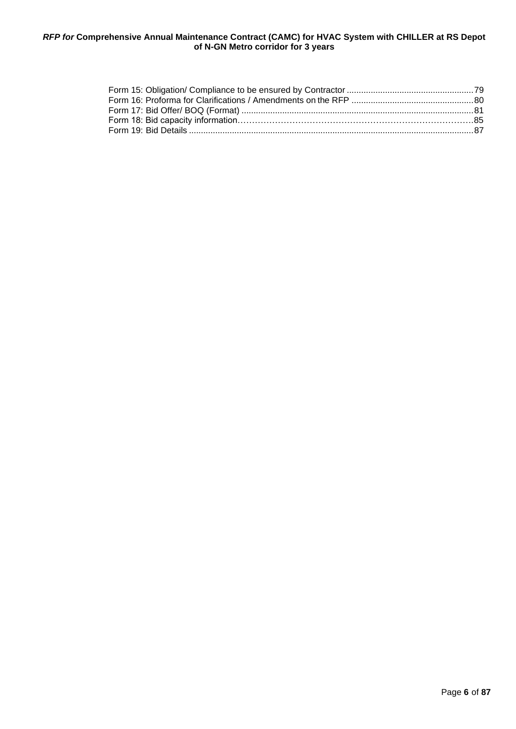Form 15: Obligation/ Compliance to be ensured by Contractor .................................................... 79
Form 16: Proforma for Clarifications / Amendments on the RFP .................................................. 80
Form 17: Bid Offer/ BOQ (Format) ................................................................................................ 81
Form 18: Bid capacity information…………………………………………………………………………85
Form 19: Bid Details ...................................................................................................................... 87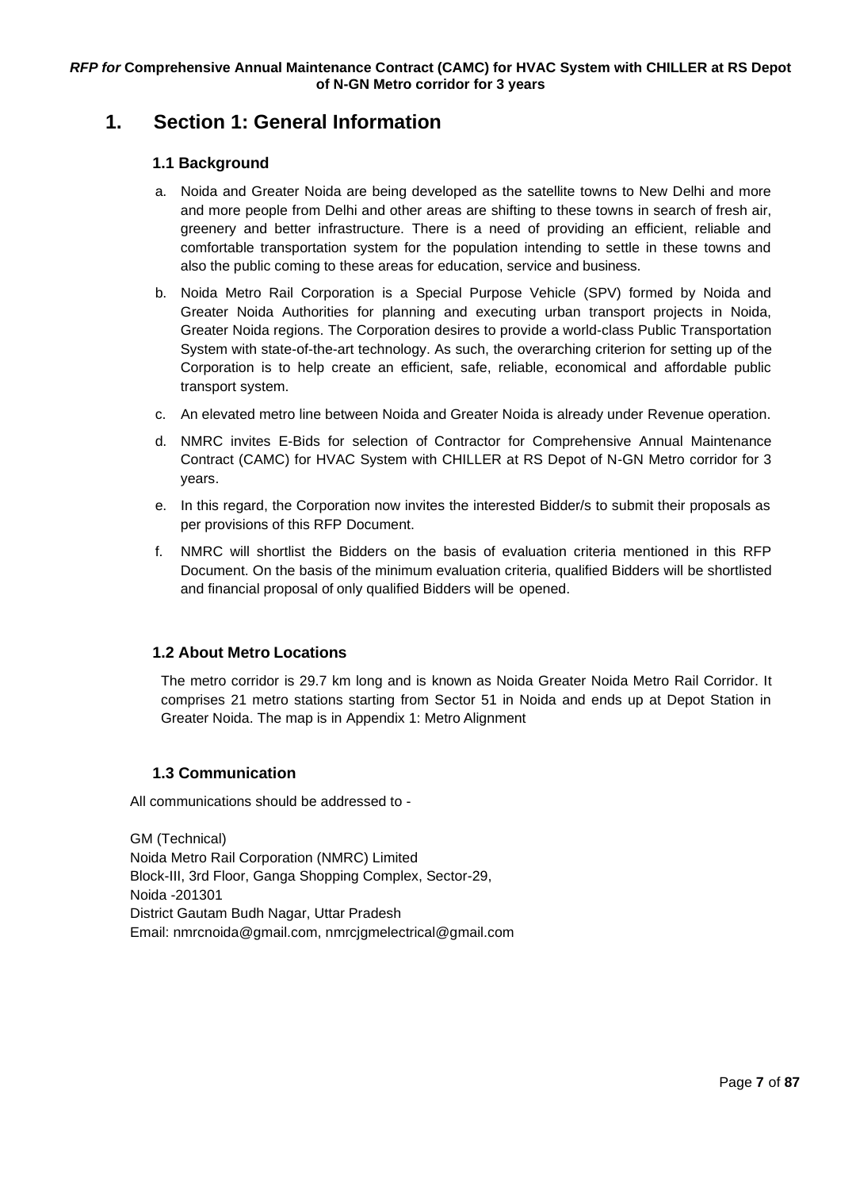# 1. Section 1: General Information

## 1.1 Background

a. Noida and Greater Noida are being developed as the satellite towns to New Delhi and more and more people from Delhi and other areas are shifting to these towns in search of fresh air, greenery and better infrastructure. There is a need of providing an efficient, reliable and comfortable transportation system for the population intending to settle in these towns and also the public coming to these areas for education, service and business.

b. Noida Metro Rail Corporation is a Special Purpose Vehicle (SPV) formed by Noida and Greater Noida Authorities for planning and executing urban transport projects in Noida, Greater Noida regions. The Corporation desires to provide a world-class Public Transportation System with state-of-the-art technology. As such, the overarching criterion for setting up of the Corporation is to help create an efficient, safe, reliable, economical and affordable public transport system.

c. An elevated metro line between Noida and Greater Noida is already under Revenue operation.

d. NMRC invites E-Bids for selection of Contractor for Comprehensive Annual Maintenance Contract (CAMC) for HVAC System with CHILLER at RS Depot of N-GN Metro corridor for 3 years.

e. In this regard, the Corporation now invites the interested Bidder/s to submit their proposals as per provisions of this RFP Document.

f. NMRC will shortlist the Bidders on the basis of evaluation criteria mentioned in this RFP Document. On the basis of the minimum evaluation criteria, qualified Bidders will be shortlisted and financial proposal of only qualified Bidders will be opened.

## 1.2 About Metro Locations

The metro corridor is 29.7 km long and is known as Noida Greater Noida Metro Rail Corridor. It comprises 21 metro stations starting from Sector 51 in Noida and ends up at Depot Station in Greater Noida. The map is in Appendix 1: Metro Alignment

## 1.3 Communication

All communications should be addressed to -

GM (Technical)
Noida Metro Rail Corporation (NMRC) Limited
Block-III, 3rd Floor, Ganga Shopping Complex, Sector-29,
Noida -201301
District Gautam Budh Nagar, Uttar Pradesh
Email: nmrcnoida@gmail.com, nmrcjgmelectrical@gmail.com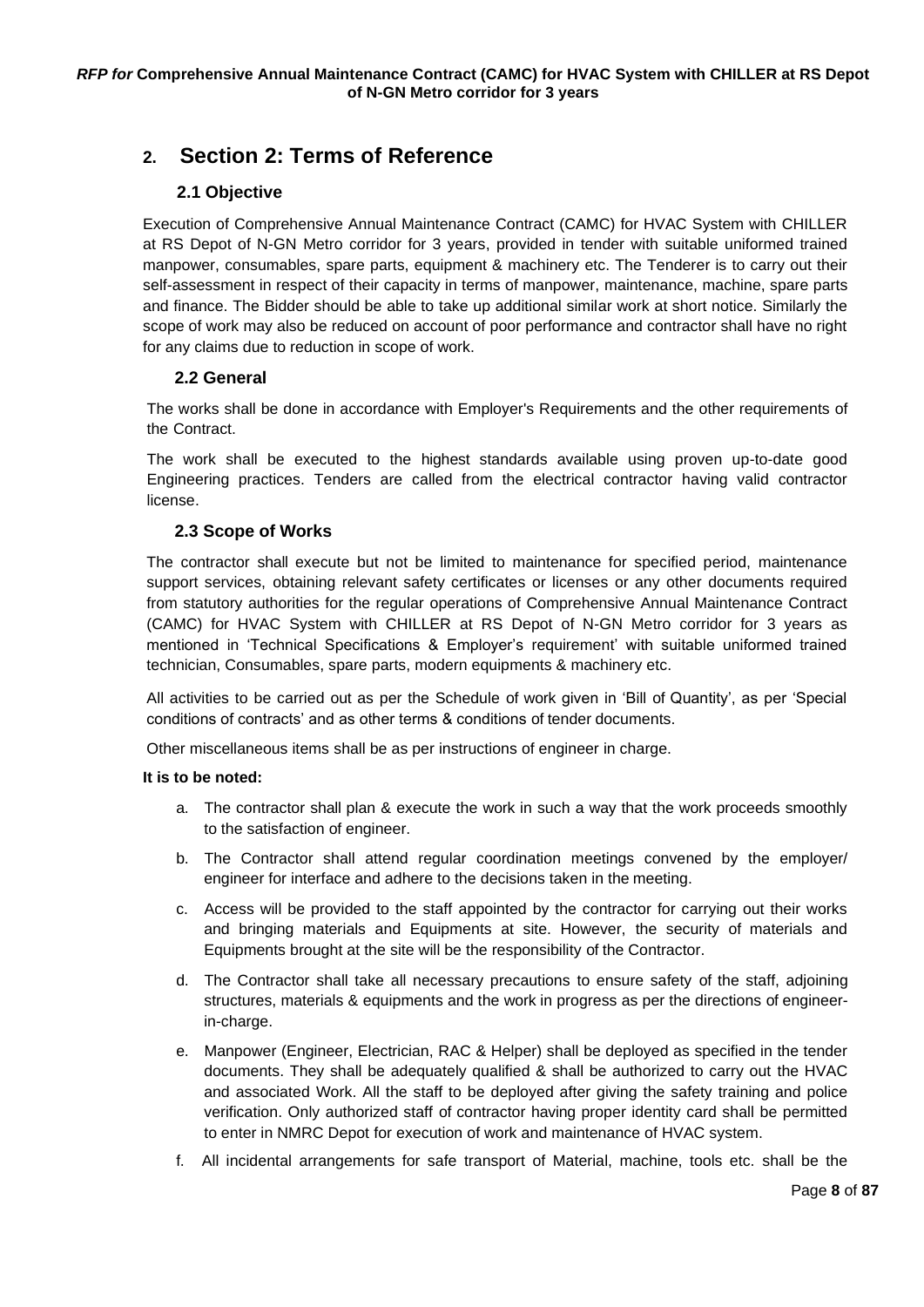# 2. Section 2: Terms of Reference

## 2.1 Objective

Execution of Comprehensive Annual Maintenance Contract (CAMC) for HVAC System with CHILLER at RS Depot of N-GN Metro corridor for 3 years, provided in tender with suitable uniformed trained manpower, consumables, spare parts, equipment & machinery etc. The Tenderer is to carry out their self-assessment in respect of their capacity in terms of manpower, maintenance, machine, spare parts and finance. The Bidder should be able to take up additional similar work at short notice. Similarly the scope of work may also be reduced on account of poor performance and contractor shall have no right for any claims due to reduction in scope of work.

## 2.2 General

The works shall be done in accordance with Employer's Requirements and the other requirements of the Contract.

The work shall be executed to the highest standards available using proven up-to-date good Engineering practices. Tenders are called from the electrical contractor having valid contractor license.

## 2.3 Scope of Works

The contractor shall execute but not be limited to maintenance for specified period, maintenance support services, obtaining relevant safety certificates or licenses or any other documents required from statutory authorities for the regular operations of Comprehensive Annual Maintenance Contract (CAMC) for HVAC System with CHILLER at RS Depot of N-GN Metro corridor for 3 years as mentioned in 'Technical Specifications & Employer's requirement' with suitable uniformed trained technician, Consumables, spare parts, modern equipments & machinery etc.

All activities to be carried out as per the Schedule of work given in 'Bill of Quantity', as per 'Special conditions of contracts' and as other terms & conditions of tender documents.

Other miscellaneous items shall be as per instructions of engineer in charge.

**It is to be noted:**

a. The contractor shall plan & execute the work in such a way that the work proceeds smoothly to the satisfaction of engineer.

b. The Contractor shall attend regular coordination meetings convened by the employer/ engineer for interface and adhere to the decisions taken in the meeting.

c. Access will be provided to the staff appointed by the contractor for carrying out their works and bringing materials and Equipments at site. However, the security of materials and Equipments brought at the site will be the responsibility of the Contractor.

d. The Contractor shall take all necessary precautions to ensure safety of the staff, adjoining structures, materials & equipments and the work in progress as per the directions of engineer-in-charge.

e. Manpower (Engineer, Electrician, RAC & Helper) shall be deployed as specified in the tender documents. They shall be adequately qualified & shall be authorized to carry out the HVAC and associated Work. All the staff to be deployed after giving the safety training and police verification. Only authorized staff of contractor having proper identity card shall be permitted to enter in NMRC Depot for execution of work and maintenance of HVAC system.

f. All incidental arrangements for safe transport of Material, machine, tools etc. shall be the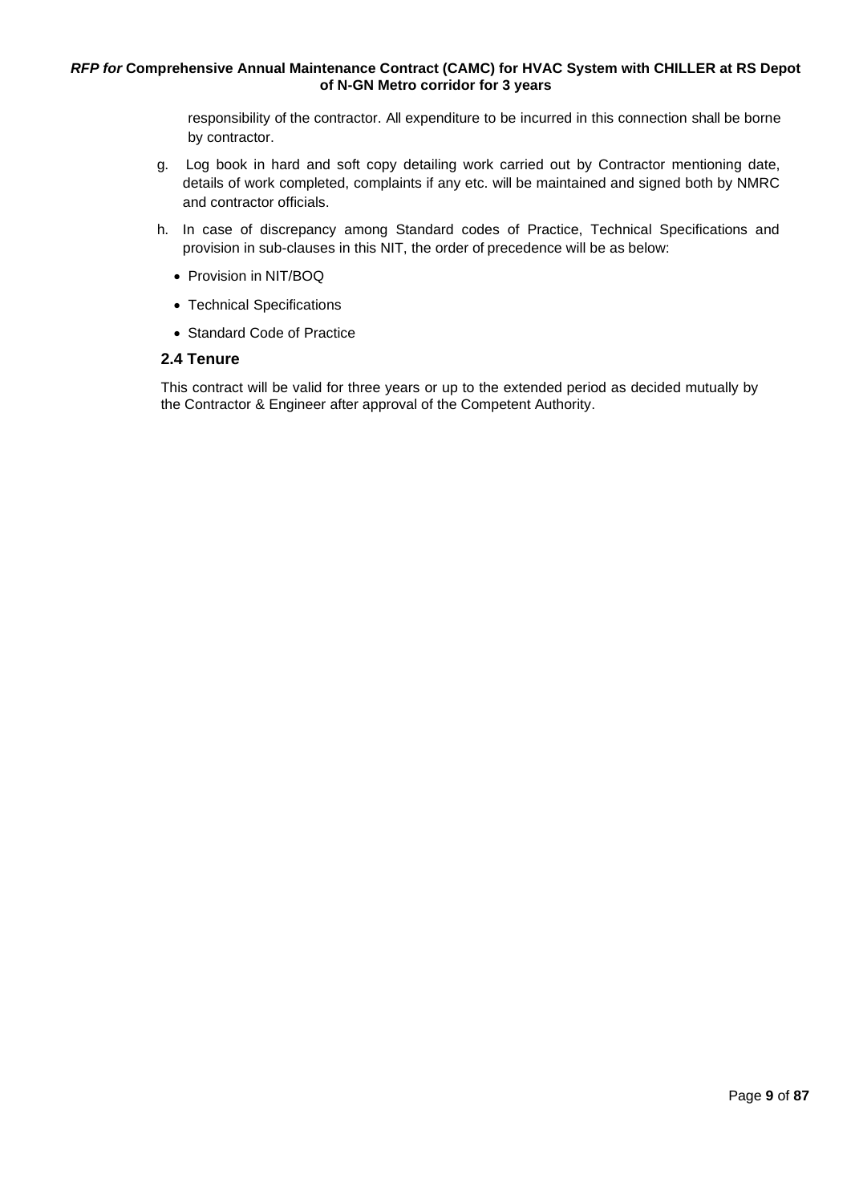responsibility of the contractor. All expenditure to be incurred in this connection shall be borne by contractor.

g. Log book in hard and soft copy detailing work carried out by Contractor mentioning date, details of work completed, complaints if any etc. will be maintained and signed both by NMRC and contractor officials.

h. In case of discrepancy among Standard codes of Practice, Technical Specifications and provision in sub-clauses in this NIT, the order of precedence will be as below:
   - Provision in NIT/BOQ
   - Technical Specifications
   - Standard Code of Practice

## 2.4 Tenure

This contract will be valid for three years or up to the extended period as decided mutually by the Contractor & Engineer after approval of the Competent Authority.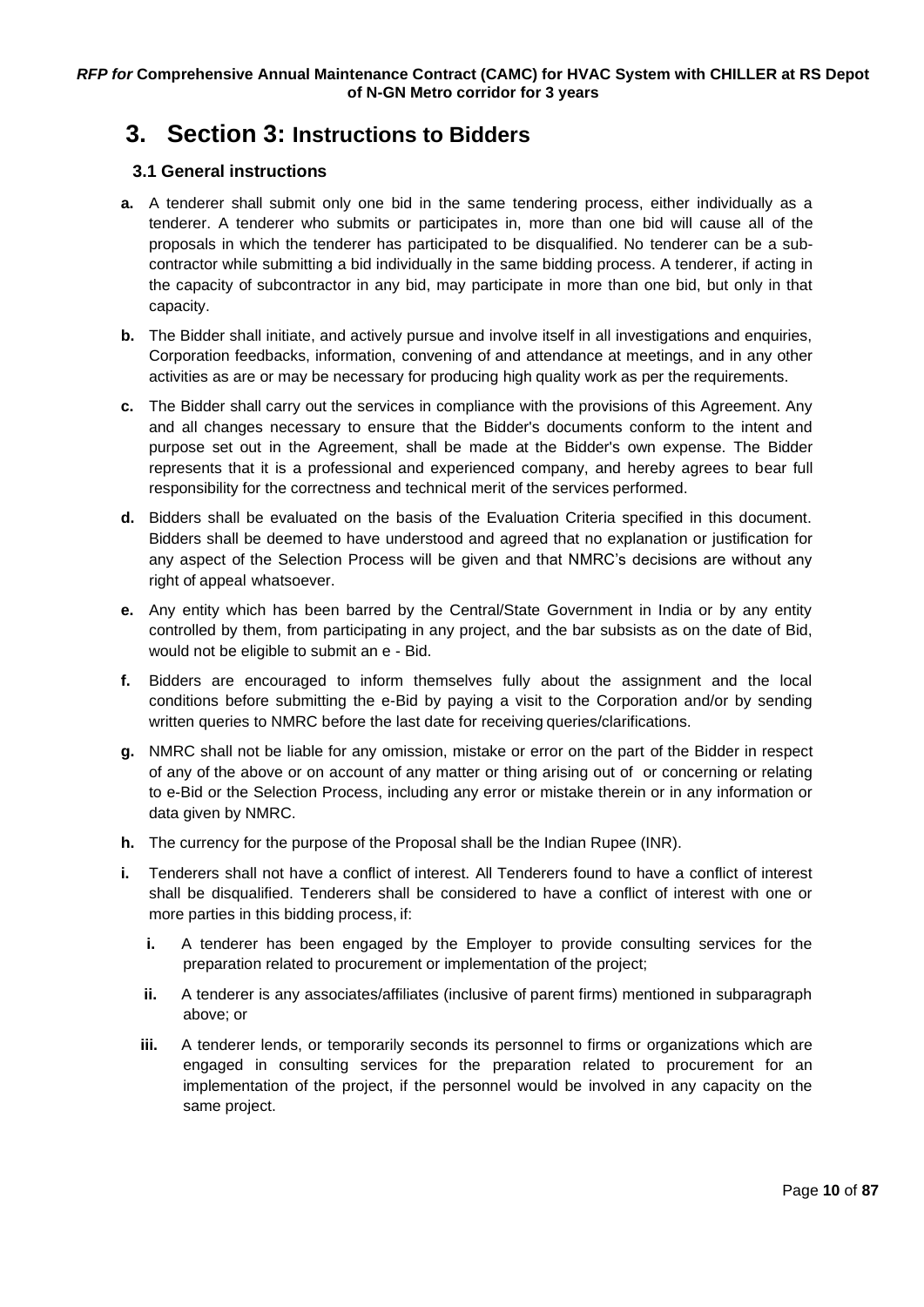# 3. Section 3: Instructions to Bidders

## 3.1 General instructions

**a.** A tenderer shall submit only one bid in the same tendering process, either individually as a tenderer. A tenderer who submits or participates in, more than one bid will cause all of the proposals in which the tenderer has participated to be disqualified. No tenderer can be a sub-contractor while submitting a bid individually in the same bidding process. A tenderer, if acting in the capacity of subcontractor in any bid, may participate in more than one bid, but only in that capacity.

**b.** The Bidder shall initiate, and actively pursue and involve itself in all investigations and enquiries, Corporation feedbacks, information, convening of and attendance at meetings, and in any other activities as are or may be necessary for producing high quality work as per the requirements.

**c.** The Bidder shall carry out the services in compliance with the provisions of this Agreement. Any and all changes necessary to ensure that the Bidder's documents conform to the intent and purpose set out in the Agreement, shall be made at the Bidder's own expense. The Bidder represents that it is a professional and experienced company, and hereby agrees to bear full responsibility for the correctness and technical merit of the services performed.

**d.** Bidders shall be evaluated on the basis of the Evaluation Criteria specified in this document. Bidders shall be deemed to have understood and agreed that no explanation or justification for any aspect of the Selection Process will be given and that NMRC's decisions are without any right of appeal whatsoever.

**e.** Any entity which has been barred by the Central/State Government in India or by any entity controlled by them, from participating in any project, and the bar subsists as on the date of Bid, would not be eligible to submit an e - Bid.

**f.** Bidders are encouraged to inform themselves fully about the assignment and the local conditions before submitting the e-Bid by paying a visit to the Corporation and/or by sending written queries to NMRC before the last date for receiving queries/clarifications.

**g.** NMRC shall not be liable for any omission, mistake or error on the part of the Bidder in respect of any of the above or on account of any matter or thing arising out of or concerning or relating to e-Bid or the Selection Process, including any error or mistake therein or in any information or data given by NMRC.

**h.** The currency for the purpose of the Proposal shall be the Indian Rupee (INR).

**i.** Tenderers shall not have a conflict of interest. All Tenderers found to have a conflict of interest shall be disqualified. Tenderers shall be considered to have a conflict of interest with one or more parties in this bidding process, if:

   **i.** A tenderer has been engaged by the Employer to provide consulting services for the preparation related to procurement or implementation of the project;

   **ii.** A tenderer is any associates/affiliates (inclusive of parent firms) mentioned in subparagraph above; or

   **iii.** A tenderer lends, or temporarily seconds its personnel to firms or organizations which are engaged in consulting services for the preparation related to procurement for an implementation of the project, if the personnel would be involved in any capacity on the same project.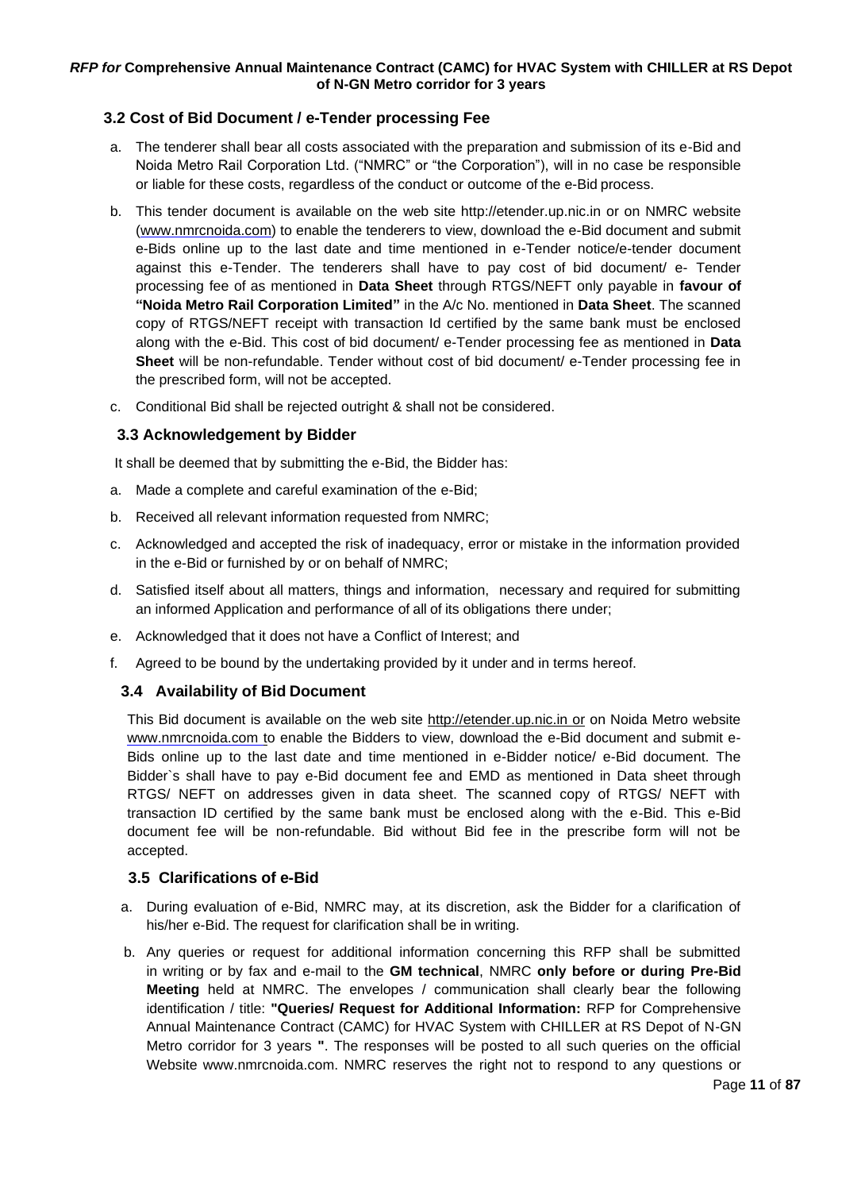### 3.2 Cost of Bid Document / e-Tender processing Fee

a. The tenderer shall bear all costs associated with the preparation and submission of its e-Bid and Noida Metro Rail Corporation Ltd. ("NMRC" or "the Corporation"), will in no case be responsible or liable for these costs, regardless of the conduct or outcome of the e-Bid process.

b. This tender document is available on the web site http://etender.up.nic.in or on NMRC website (www.nmrcnoida.com) to enable the tenderers to view, download the e-Bid document and submit e-Bids online up to the last date and time mentioned in e-Tender notice/e-tender document against this e-Tender. The tenderers shall have to pay cost of bid document/ e- Tender processing fee of as mentioned in **Data Sheet** through RTGS/NEFT only payable in **favour of "Noida Metro Rail Corporation Limited"** in the A/c No. mentioned in **Data Sheet**. The scanned copy of RTGS/NEFT receipt with transaction Id certified by the same bank must be enclosed along with the e-Bid. This cost of bid document/ e-Tender processing fee as mentioned in **Data Sheet** will be non-refundable. Tender without cost of bid document/ e-Tender processing fee in the prescribed form, will not be accepted.

c. Conditional Bid shall be rejected outright & shall not be considered.

### 3.3 Acknowledgement by Bidder

It shall be deemed that by submitting the e-Bid, the Bidder has:

a. Made a complete and careful examination of the e-Bid;

b. Received all relevant information requested from NMRC;

c. Acknowledged and accepted the risk of inadequacy, error or mistake in the information provided in the e-Bid or furnished by or on behalf of NMRC;

d. Satisfied itself about all matters, things and information, necessary and required for submitting an informed Application and performance of all of its obligations there under;

e. Acknowledged that it does not have a Conflict of Interest; and

f. Agreed to be bound by the undertaking provided by it under and in terms hereof.

### 3.4 Availability of Bid Document

This Bid document is available on the web site http://etender.up.nic.in or on Noida Metro website www.nmrcnoida.com to enable the Bidders to view, download the e-Bid document and submit e-Bids online up to the last date and time mentioned in e-Bidder notice/ e-Bid document. The Bidder`s shall have to pay e-Bid document fee and EMD as mentioned in Data sheet through RTGS/ NEFT on addresses given in data sheet. The scanned copy of RTGS/ NEFT with transaction ID certified by the same bank must be enclosed along with the e-Bid. This e-Bid document fee will be non-refundable. Bid without Bid fee in the prescribe form will not be accepted.

### 3.5 Clarifications of e-Bid

a. During evaluation of e-Bid, NMRC may, at its discretion, ask the Bidder for a clarification of his/her e-Bid. The request for clarification shall be in writing.

b. Any queries or request for additional information concerning this RFP shall be submitted in writing or by fax and e-mail to the **GM technical**, NMRC **only before or during Pre-Bid Meeting** held at NMRC. The envelopes / communication shall clearly bear the following identification / title: **"Queries/ Request for Additional Information:** RFP for Comprehensive Annual Maintenance Contract (CAMC) for HVAC System with CHILLER at RS Depot of N-GN Metro corridor for 3 years **"**. The responses will be posted to all such queries on the official Website www.nmrcnoida.com. NMRC reserves the right not to respond to any questions or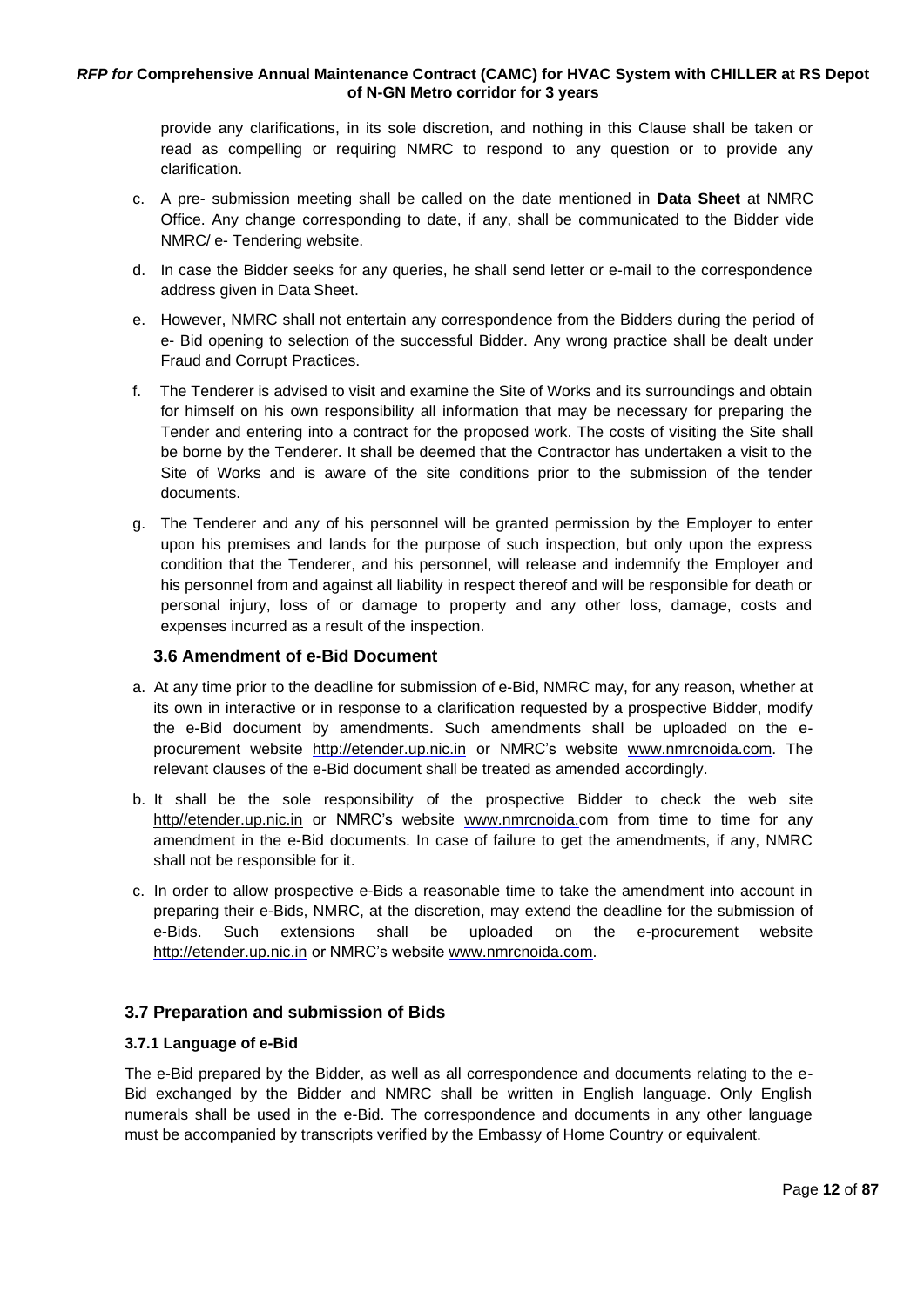provide any clarifications, in its sole discretion, and nothing in this Clause shall be taken or read as compelling or requiring NMRC to respond to any question or to provide any clarification.

c. A pre- submission meeting shall be called on the date mentioned in **Data Sheet** at NMRC Office. Any change corresponding to date, if any, shall be communicated to the Bidder vide NMRC/ e- Tendering website.

d. In case the Bidder seeks for any queries, he shall send letter or e-mail to the correspondence address given in Data Sheet.

e. However, NMRC shall not entertain any correspondence from the Bidders during the period of e- Bid opening to selection of the successful Bidder. Any wrong practice shall be dealt under Fraud and Corrupt Practices.

f. The Tenderer is advised to visit and examine the Site of Works and its surroundings and obtain for himself on his own responsibility all information that may be necessary for preparing the Tender and entering into a contract for the proposed work. The costs of visiting the Site shall be borne by the Tenderer. It shall be deemed that the Contractor has undertaken a visit to the Site of Works and is aware of the site conditions prior to the submission of the tender documents.

g. The Tenderer and any of his personnel will be granted permission by the Employer to enter upon his premises and lands for the purpose of such inspection, but only upon the express condition that the Tenderer, and his personnel, will release and indemnify the Employer and his personnel from and against all liability in respect thereof and will be responsible for death or personal injury, loss of or damage to property and any other loss, damage, costs and expenses incurred as a result of the inspection.

### 3.6 Amendment of e-Bid Document

a. At any time prior to the deadline for submission of e-Bid, NMRC may, for any reason, whether at its own in interactive or in response to a clarification requested by a prospective Bidder, modify the e-Bid document by amendments. Such amendments shall be uploaded on the e-procurement website http://etender.up.nic.in or NMRC's website www.nmrcnoida.com. The relevant clauses of the e-Bid document shall be treated as amended accordingly.

b. It shall be the sole responsibility of the prospective Bidder to check the web site http//etender.up.nic.in or NMRC's website www.nmrcnoida.com from time to time for any amendment in the e-Bid documents. In case of failure to get the amendments, if any, NMRC shall not be responsible for it.

c. In order to allow prospective e-Bids a reasonable time to take the amendment into account in preparing their e-Bids, NMRC, at the discretion, may extend the deadline for the submission of e-Bids. Such extensions shall be uploaded on the e-procurement website http://etender.up.nic.in or NMRC's website www.nmrcnoida.com.

## 3.7 Preparation and submission of Bids

#### 3.7.1 Language of e-Bid

The e-Bid prepared by the Bidder, as well as all correspondence and documents relating to the e-Bid exchanged by the Bidder and NMRC shall be written in English language. Only English numerals shall be used in the e-Bid. The correspondence and documents in any other language must be accompanied by transcripts verified by the Embassy of Home Country or equivalent.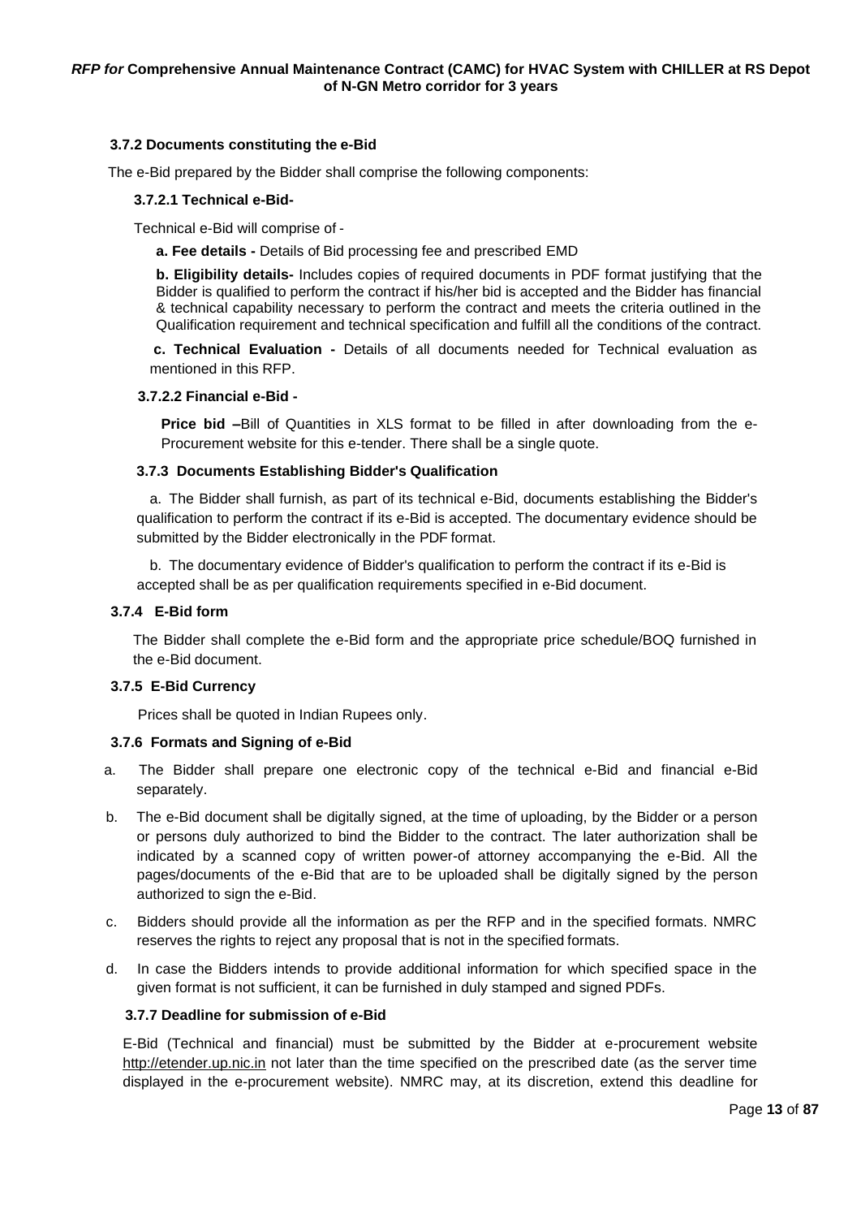#### 3.7.2 Documents constituting the e-Bid

The e-Bid prepared by the Bidder shall comprise the following components:

##### 3.7.2.1 Technical e-Bid-

Technical e-Bid will comprise of -

**a. Fee details -** Details of Bid processing fee and prescribed EMD

**b. Eligibility details-** Includes copies of required documents in PDF format justifying that the Bidder is qualified to perform the contract if his/her bid is accepted and the Bidder has financial & technical capability necessary to perform the contract and meets the criteria outlined in the Qualification requirement and technical specification and fulfill all the conditions of the contract.

**c. Technical Evaluation -** Details of all documents needed for Technical evaluation as mentioned in this RFP.

##### 3.7.2.2 Financial e-Bid -

**Price bid –**Bill of Quantities in XLS format to be filled in after downloading from the e-Procurement website for this e-tender. There shall be a single quote.

#### 3.7.3 Documents Establishing Bidder's Qualification

a. The Bidder shall furnish, as part of its technical e-Bid, documents establishing the Bidder's qualification to perform the contract if its e-Bid is accepted. The documentary evidence should be submitted by the Bidder electronically in the PDF format.

b. The documentary evidence of Bidder's qualification to perform the contract if its e-Bid is accepted shall be as per qualification requirements specified in e-Bid document.

#### 3.7.4 E-Bid form

The Bidder shall complete the e-Bid form and the appropriate price schedule/BOQ furnished in the e-Bid document.

#### 3.7.5 E-Bid Currency

Prices shall be quoted in Indian Rupees only.

#### 3.7.6 Formats and Signing of e-Bid

a. The Bidder shall prepare one electronic copy of the technical e-Bid and financial e-Bid separately.

b. The e-Bid document shall be digitally signed, at the time of uploading, by the Bidder or a person or persons duly authorized to bind the Bidder to the contract. The later authorization shall be indicated by a scanned copy of written power-of attorney accompanying the e-Bid. All the pages/documents of the e-Bid that are to be uploaded shall be digitally signed by the person authorized to sign the e-Bid.

c. Bidders should provide all the information as per the RFP and in the specified formats. NMRC reserves the rights to reject any proposal that is not in the specified formats.

d. In case the Bidders intends to provide additional information for which specified space in the given format is not sufficient, it can be furnished in duly stamped and signed PDFs.

#### 3.7.7 Deadline for submission of e-Bid

E-Bid (Technical and financial) must be submitted by the Bidder at e-procurement website http://etender.up.nic.in not later than the time specified on the prescribed date (as the server time displayed in the e-procurement website). NMRC may, at its discretion, extend this deadline for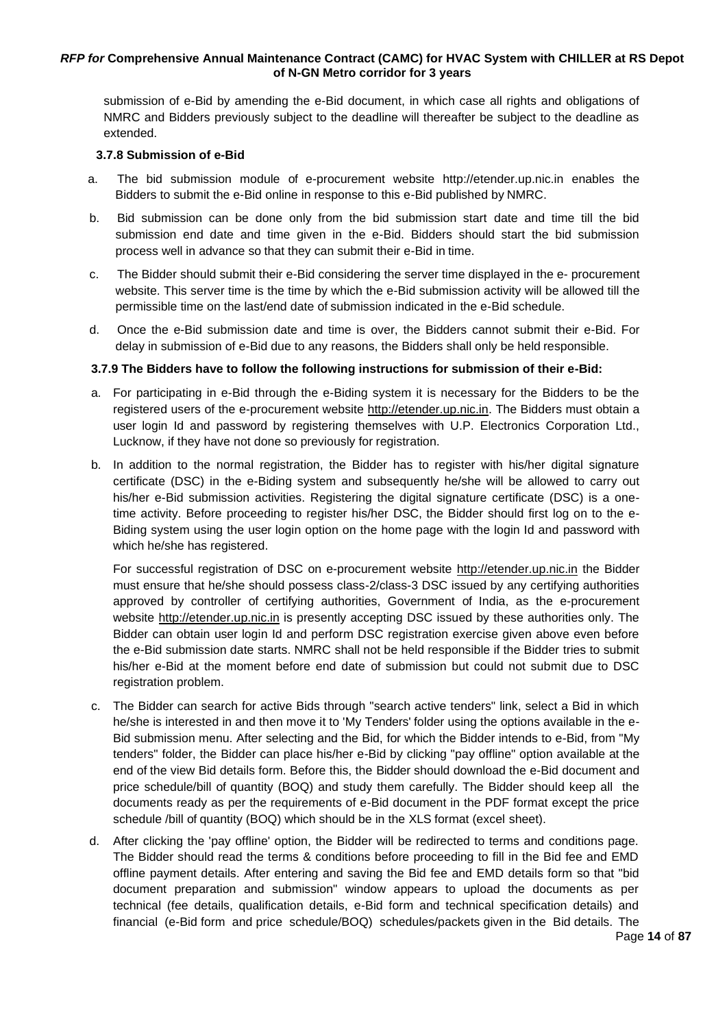submission of e-Bid by amending the e-Bid document, in which case all rights and obligations of NMRC and Bidders previously subject to the deadline will thereafter be subject to the deadline as extended.

### 3.7.8 Submission of e-Bid

a. The bid submission module of e-procurement website http://etender.up.nic.in enables the Bidders to submit the e-Bid online in response to this e-Bid published by NMRC.

b. Bid submission can be done only from the bid submission start date and time till the bid submission end date and time given in the e-Bid. Bidders should start the bid submission process well in advance so that they can submit their e-Bid in time.

c. The Bidder should submit their e-Bid considering the server time displayed in the e- procurement website. This server time is the time by which the e-Bid submission activity will be allowed till the permissible time on the last/end date of submission indicated in the e-Bid schedule.

d. Once the e-Bid submission date and time is over, the Bidders cannot submit their e-Bid. For delay in submission of e-Bid due to any reasons, the Bidders shall only be held responsible.

### 3.7.9 The Bidders have to follow the following instructions for submission of their e-Bid:

a. For participating in e-Bid through the e-Biding system it is necessary for the Bidders to be the registered users of the e-procurement website http://etender.up.nic.in. The Bidders must obtain a user login Id and password by registering themselves with U.P. Electronics Corporation Ltd., Lucknow, if they have not done so previously for registration.

b. In addition to the normal registration, the Bidder has to register with his/her digital signature certificate (DSC) in the e-Biding system and subsequently he/she will be allowed to carry out his/her e-Bid submission activities. Registering the digital signature certificate (DSC) is a one-time activity. Before proceeding to register his/her DSC, the Bidder should first log on to the e-Biding system using the user login option on the home page with the login Id and password with which he/she has registered.

   For successful registration of DSC on e-procurement website http://etender.up.nic.in the Bidder must ensure that he/she should possess class-2/class-3 DSC issued by any certifying authorities approved by controller of certifying authorities, Government of India, as the e-procurement website http://etender.up.nic.in is presently accepting DSC issued by these authorities only. The Bidder can obtain user login Id and perform DSC registration exercise given above even before the e-Bid submission date starts. NMRC shall not be held responsible if the Bidder tries to submit his/her e-Bid at the moment before end date of submission but could not submit due to DSC registration problem.

c. The Bidder can search for active Bids through "search active tenders" link, select a Bid in which he/she is interested in and then move it to 'My Tenders' folder using the options available in the e-Bid submission menu. After selecting and the Bid, for which the Bidder intends to e-Bid, from "My tenders" folder, the Bidder can place his/her e-Bid by clicking "pay offline" option available at the end of the view Bid details form. Before this, the Bidder should download the e-Bid document and price schedule/bill of quantity (BOQ) and study them carefully. The Bidder should keep all the documents ready as per the requirements of e-Bid document in the PDF format except the price schedule /bill of quantity (BOQ) which should be in the XLS format (excel sheet).

d. After clicking the 'pay offline' option, the Bidder will be redirected to terms and conditions page. The Bidder should read the terms & conditions before proceeding to fill in the Bid fee and EMD offline payment details. After entering and saving the Bid fee and EMD details form so that "bid document preparation and submission" window appears to upload the documents as per technical (fee details, qualification details, e-Bid form and technical specification details) and financial (e-Bid form and price schedule/BOQ) schedules/packets given in the Bid details. The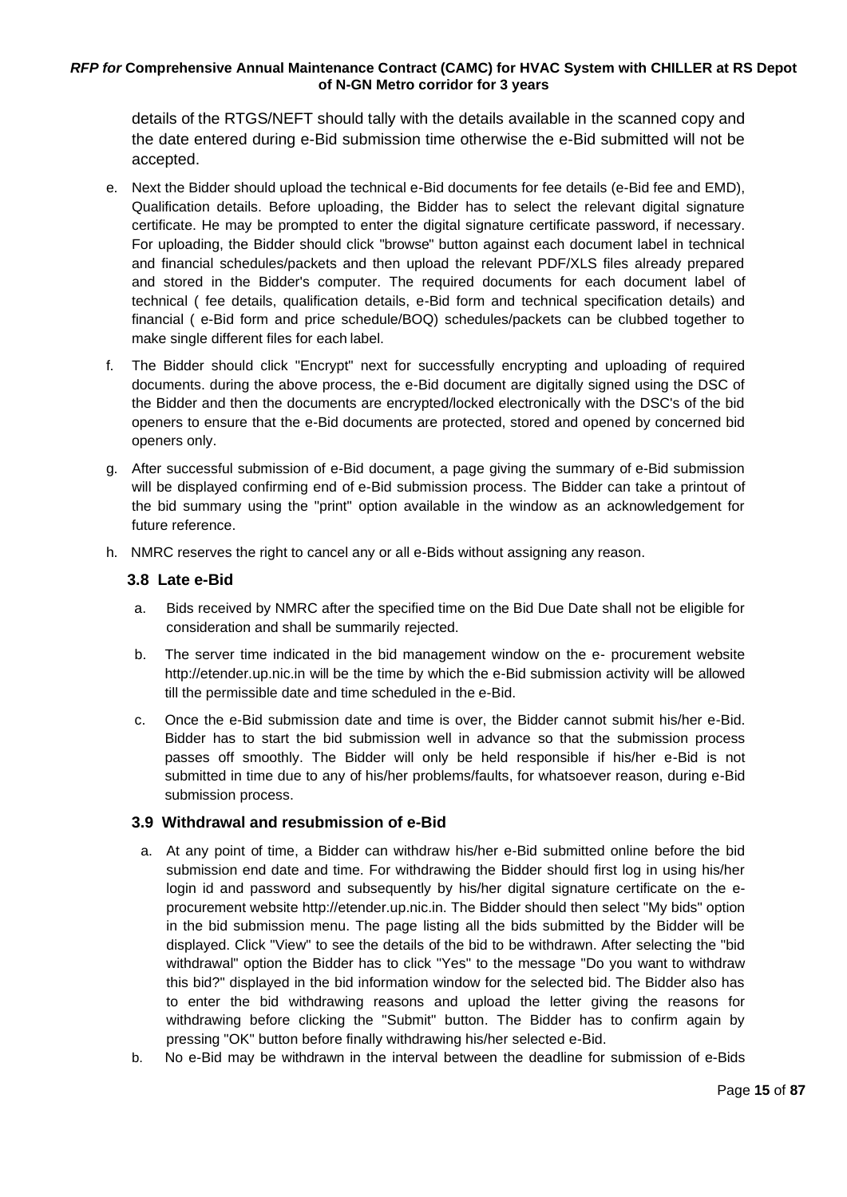details of the RTGS/NEFT should tally with the details available in the scanned copy and the date entered during e-Bid submission time otherwise the e-Bid submitted will not be accepted.

e. Next the Bidder should upload the technical e-Bid documents for fee details (e-Bid fee and EMD), Qualification details. Before uploading, the Bidder has to select the relevant digital signature certificate. He may be prompted to enter the digital signature certificate password, if necessary. For uploading, the Bidder should click "browse" button against each document label in technical and financial schedules/packets and then upload the relevant PDF/XLS files already prepared and stored in the Bidder's computer. The required documents for each document label of technical ( fee details, qualification details, e-Bid form and technical specification details) and financial ( e-Bid form and price schedule/BOQ) schedules/packets can be clubbed together to make single different files for each label.

f. The Bidder should click "Encrypt" next for successfully encrypting and uploading of required documents. during the above process, the e-Bid document are digitally signed using the DSC of the Bidder and then the documents are encrypted/locked electronically with the DSC's of the bid openers to ensure that the e-Bid documents are protected, stored and opened by concerned bid openers only.

g. After successful submission of e-Bid document, a page giving the summary of e-Bid submission will be displayed confirming end of e-Bid submission process. The Bidder can take a printout of the bid summary using the "print" option available in the window as an acknowledgement for future reference.

h. NMRC reserves the right to cancel any or all e-Bids without assigning any reason.

### 3.8 Late e-Bid

a. Bids received by NMRC after the specified time on the Bid Due Date shall not be eligible for consideration and shall be summarily rejected.

b. The server time indicated in the bid management window on the e- procurement website http://etender.up.nic.in will be the time by which the e-Bid submission activity will be allowed till the permissible date and time scheduled in the e-Bid.

c. Once the e-Bid submission date and time is over, the Bidder cannot submit his/her e-Bid. Bidder has to start the bid submission well in advance so that the submission process passes off smoothly. The Bidder will only be held responsible if his/her e-Bid is not submitted in time due to any of his/her problems/faults, for whatsoever reason, during e-Bid submission process.

### 3.9 Withdrawal and resubmission of e-Bid

a. At any point of time, a Bidder can withdraw his/her e-Bid submitted online before the bid submission end date and time. For withdrawing the Bidder should first log in using his/her login id and password and subsequently by his/her digital signature certificate on the e-procurement website http://etender.up.nic.in. The Bidder should then select "My bids" option in the bid submission menu. The page listing all the bids submitted by the Bidder will be displayed. Click "View" to see the details of the bid to be withdrawn. After selecting the "bid withdrawal" option the Bidder has to click "Yes" to the message "Do you want to withdraw this bid?" displayed in the bid information window for the selected bid. The Bidder also has to enter the bid withdrawing reasons and upload the letter giving the reasons for withdrawing before clicking the "Submit" button. The Bidder has to confirm again by pressing "OK" button before finally withdrawing his/her selected e-Bid.

b. No e-Bid may be withdrawn in the interval between the deadline for submission of e-Bids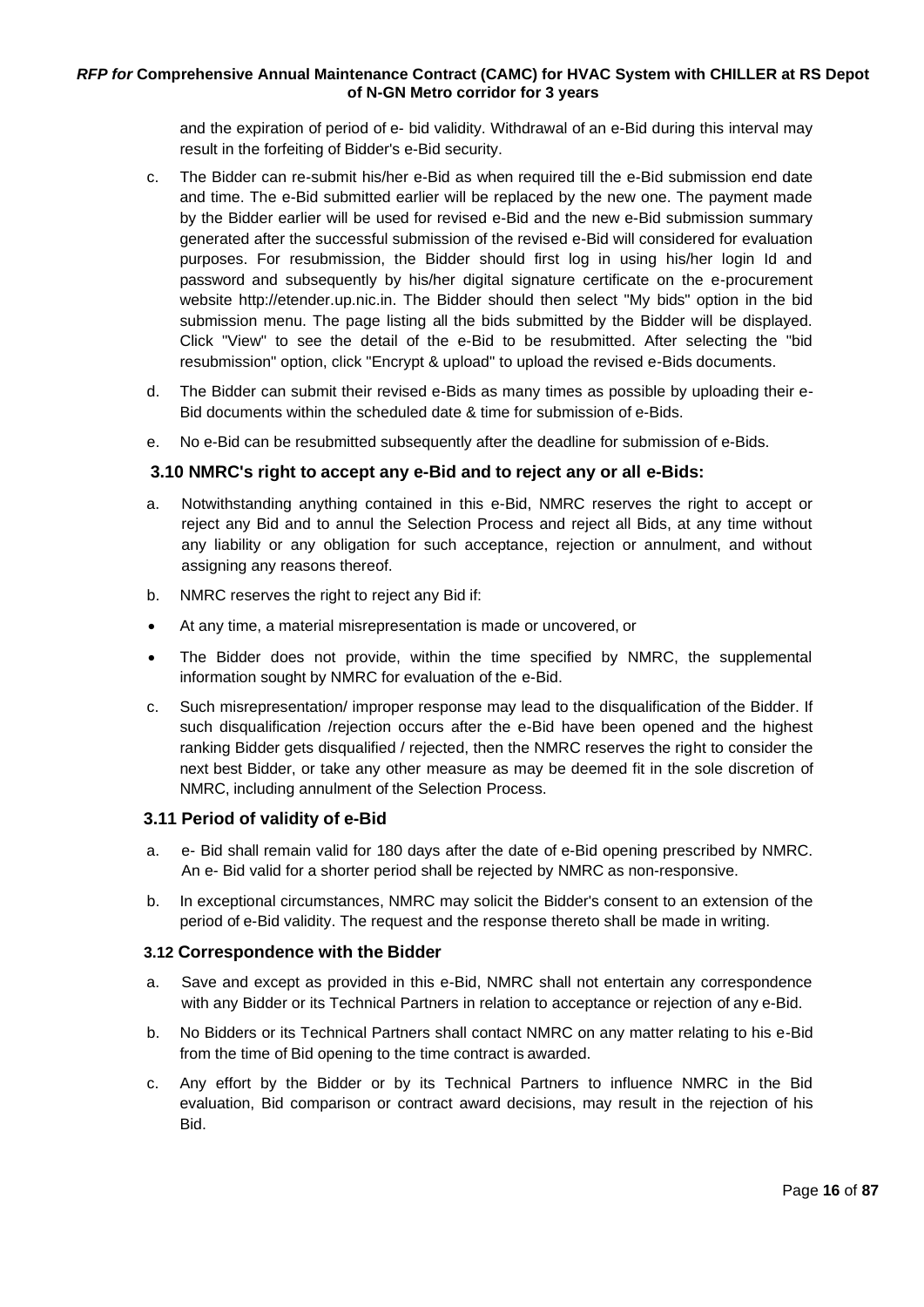and the expiration of period of e- bid validity. Withdrawal of an e-Bid during this interval may result in the forfeiting of Bidder's e-Bid security.

c. The Bidder can re-submit his/her e-Bid as when required till the e-Bid submission end date and time. The e-Bid submitted earlier will be replaced by the new one. The payment made by the Bidder earlier will be used for revised e-Bid and the new e-Bid submission summary generated after the successful submission of the revised e-Bid will considered for evaluation purposes. For resubmission, the Bidder should first log in using his/her login Id and password and subsequently by his/her digital signature certificate on the e-procurement website http://etender.up.nic.in. The Bidder should then select "My bids" option in the bid submission menu. The page listing all the bids submitted by the Bidder will be displayed. Click "View" to see the detail of the e-Bid to be resubmitted. After selecting the "bid resubmission" option, click "Encrypt & upload" to upload the revised e-Bids documents.

d. The Bidder can submit their revised e-Bids as many times as possible by uploading their e-Bid documents within the scheduled date & time for submission of e-Bids.

e. No e-Bid can be resubmitted subsequently after the deadline for submission of e-Bids.

### 3.10 NMRC's right to accept any e-Bid and to reject any or all e-Bids:

a. Notwithstanding anything contained in this e-Bid, NMRC reserves the right to accept or reject any Bid and to annul the Selection Process and reject all Bids, at any time without any liability or any obligation for such acceptance, rejection or annulment, and without assigning any reasons thereof.

b. NMRC reserves the right to reject any Bid if:

- At any time, a material misrepresentation is made or uncovered, or
- The Bidder does not provide, within the time specified by NMRC, the supplemental information sought by NMRC for evaluation of the e-Bid.

c. Such misrepresentation/ improper response may lead to the disqualification of the Bidder. If such disqualification /rejection occurs after the e-Bid have been opened and the highest ranking Bidder gets disqualified / rejected, then the NMRC reserves the right to consider the next best Bidder, or take any other measure as may be deemed fit in the sole discretion of NMRC, including annulment of the Selection Process.

### 3.11 Period of validity of e-Bid

a. e- Bid shall remain valid for 180 days after the date of e-Bid opening prescribed by NMRC. An e- Bid valid for a shorter period shall be rejected by NMRC as non-responsive.

b. In exceptional circumstances, NMRC may solicit the Bidder's consent to an extension of the period of e-Bid validity. The request and the response thereto shall be made in writing.

### 3.12 Correspondence with the Bidder

a. Save and except as provided in this e-Bid, NMRC shall not entertain any correspondence with any Bidder or its Technical Partners in relation to acceptance or rejection of any e-Bid.

b. No Bidders or its Technical Partners shall contact NMRC on any matter relating to his e-Bid from the time of Bid opening to the time contract is awarded.

c. Any effort by the Bidder or by its Technical Partners to influence NMRC in the Bid evaluation, Bid comparison or contract award decisions, may result in the rejection of his Bid.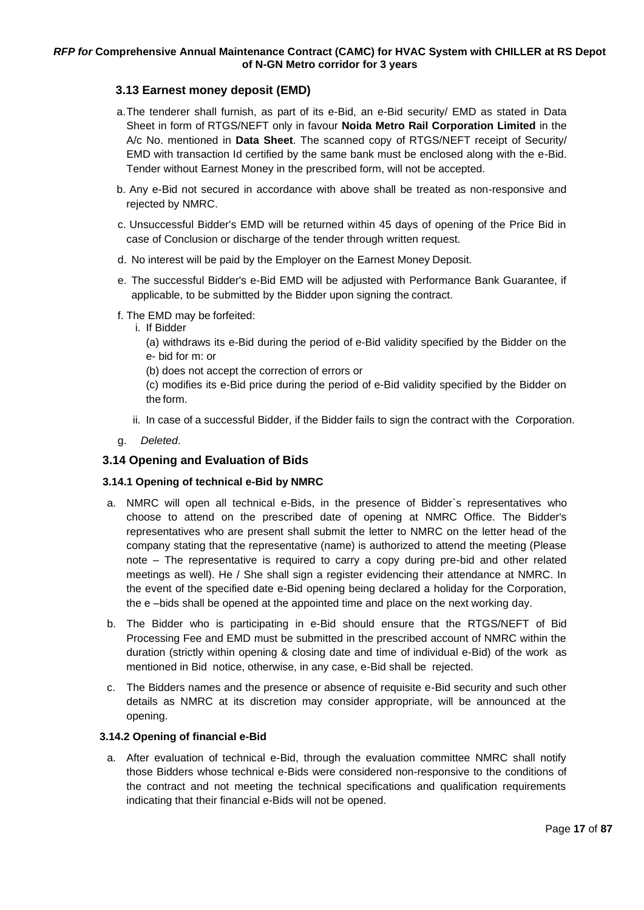## 3.13 Earnest money deposit (EMD)

a. The tenderer shall furnish, as part of its e-Bid, an e-Bid security/ EMD as stated in Data Sheet in form of RTGS/NEFT only in favour **Noida Metro Rail Corporation Limited** in the A/c No. mentioned in **Data Sheet**. The scanned copy of RTGS/NEFT receipt of Security/ EMD with transaction Id certified by the same bank must be enclosed along with the e-Bid. Tender without Earnest Money in the prescribed form, will not be accepted.

b. Any e-Bid not secured in accordance with above shall be treated as non-responsive and rejected by NMRC.

c. Unsuccessful Bidder's EMD will be returned within 45 days of opening of the Price Bid in case of Conclusion or discharge of the tender through written request.

d. No interest will be paid by the Employer on the Earnest Money Deposit.

e. The successful Bidder's e-Bid EMD will be adjusted with Performance Bank Guarantee, if applicable, to be submitted by the Bidder upon signing the contract.

f. The EMD may be forfeited:

   i. If Bidder

      (a) withdraws its e-Bid during the period of e-Bid validity specified by the Bidder on the e- bid for m: or

      (b) does not accept the correction of errors or

      (c) modifies its e-Bid price during the period of e-Bid validity specified by the Bidder on the form.

   ii. In case of a successful Bidder, if the Bidder fails to sign the contract with the Corporation.

g. *Deleted*.

## 3.14 Opening and Evaluation of Bids

### 3.14.1 Opening of technical e-Bid by NMRC

a. NMRC will open all technical e-Bids, in the presence of Bidder`s representatives who choose to attend on the prescribed date of opening at NMRC Office. The Bidder's representatives who are present shall submit the letter to NMRC on the letter head of the company stating that the representative (name) is authorized to attend the meeting (Please note – The representative is required to carry a copy during pre-bid and other related meetings as well). He / She shall sign a register evidencing their attendance at NMRC. In the event of the specified date e-Bid opening being declared a holiday for the Corporation, the e –bids shall be opened at the appointed time and place on the next working day.

b. The Bidder who is participating in e-Bid should ensure that the RTGS/NEFT of Bid Processing Fee and EMD must be submitted in the prescribed account of NMRC within the duration (strictly within opening & closing date and time of individual e-Bid) of the work as mentioned in Bid notice, otherwise, in any case, e-Bid shall be rejected.

c. The Bidders names and the presence or absence of requisite e-Bid security and such other details as NMRC at its discretion may consider appropriate, will be announced at the opening.

### 3.14.2 Opening of financial e-Bid

a. After evaluation of technical e-Bid, through the evaluation committee NMRC shall notify those Bidders whose technical e-Bids were considered non-responsive to the conditions of the contract and not meeting the technical specifications and qualification requirements indicating that their financial e-Bids will not be opened.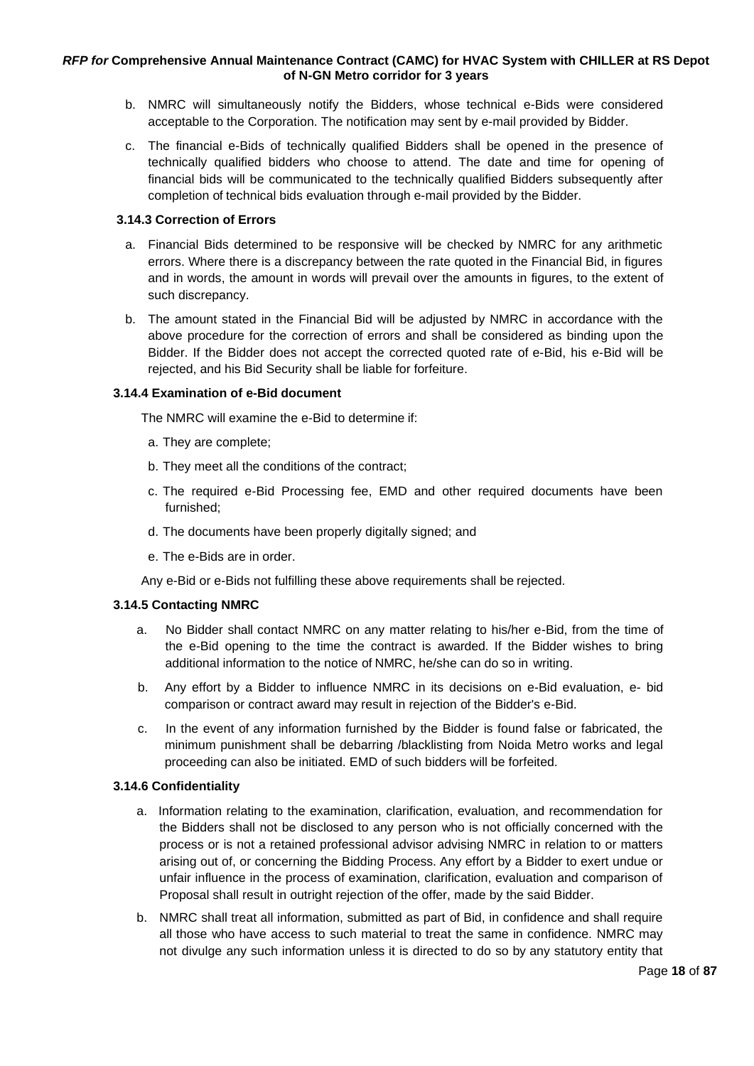b. NMRC will simultaneously notify the Bidders, whose technical e-Bids were considered acceptable to the Corporation. The notification may sent by e-mail provided by Bidder.

c. The financial e-Bids of technically qualified Bidders shall be opened in the presence of technically qualified bidders who choose to attend. The date and time for opening of financial bids will be communicated to the technically qualified Bidders subsequently after completion of technical bids evaluation through e-mail provided by the Bidder.

### 3.14.3 Correction of Errors

a. Financial Bids determined to be responsive will be checked by NMRC for any arithmetic errors. Where there is a discrepancy between the rate quoted in the Financial Bid, in figures and in words, the amount in words will prevail over the amounts in figures, to the extent of such discrepancy.

b. The amount stated in the Financial Bid will be adjusted by NMRC in accordance with the above procedure for the correction of errors and shall be considered as binding upon the Bidder. If the Bidder does not accept the corrected quoted rate of e-Bid, his e-Bid will be rejected, and his Bid Security shall be liable for forfeiture.

### 3.14.4 Examination of e-Bid document

The NMRC will examine the e-Bid to determine if:

a. They are complete;

b. They meet all the conditions of the contract;

c. The required e-Bid Processing fee, EMD and other required documents have been furnished;

d. The documents have been properly digitally signed; and

e. The e-Bids are in order.

Any e-Bid or e-Bids not fulfilling these above requirements shall be rejected.

### 3.14.5 Contacting NMRC

a. No Bidder shall contact NMRC on any matter relating to his/her e-Bid, from the time of the e-Bid opening to the time the contract is awarded. If the Bidder wishes to bring additional information to the notice of NMRC, he/she can do so in writing.

b. Any effort by a Bidder to influence NMRC in its decisions on e-Bid evaluation, e- bid comparison or contract award may result in rejection of the Bidder's e-Bid.

c. In the event of any information furnished by the Bidder is found false or fabricated, the minimum punishment shall be debarring /blacklisting from Noida Metro works and legal proceeding can also be initiated. EMD of such bidders will be forfeited.

### 3.14.6 Confidentiality

a. Information relating to the examination, clarification, evaluation, and recommendation for the Bidders shall not be disclosed to any person who is not officially concerned with the process or is not a retained professional advisor advising NMRC in relation to or matters arising out of, or concerning the Bidding Process. Any effort by a Bidder to exert undue or unfair influence in the process of examination, clarification, evaluation and comparison of Proposal shall result in outright rejection of the offer, made by the said Bidder.

b. NMRC shall treat all information, submitted as part of Bid, in confidence and shall require all those who have access to such material to treat the same in confidence. NMRC may not divulge any such information unless it is directed to do so by any statutory entity that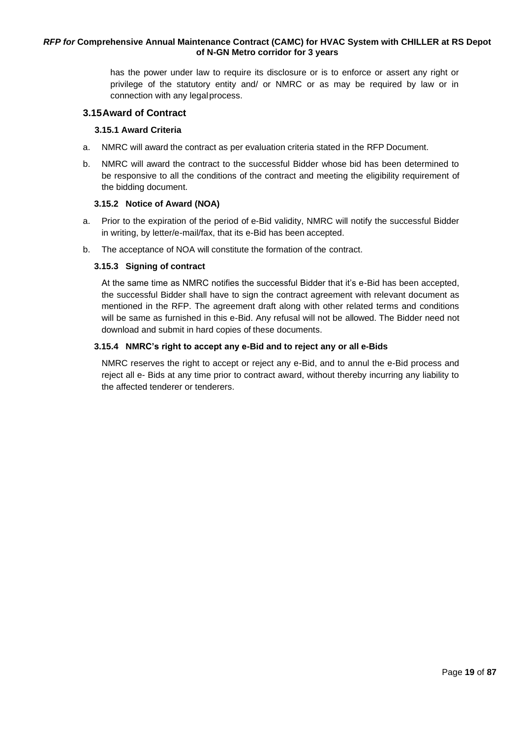has the power under law to require its disclosure or is to enforce or assert any right or privilege of the statutory entity and/ or NMRC or as may be required by law or in connection with any legal process.

## 3.15 Award of Contract

### 3.15.1 Award Criteria

a. NMRC will award the contract as per evaluation criteria stated in the RFP Document.

b. NMRC will award the contract to the successful Bidder whose bid has been determined to be responsive to all the conditions of the contract and meeting the eligibility requirement of the bidding document.

### 3.15.2 Notice of Award (NOA)

a. Prior to the expiration of the period of e-Bid validity, NMRC will notify the successful Bidder in writing, by letter/e-mail/fax, that its e-Bid has been accepted.

b. The acceptance of NOA will constitute the formation of the contract.

### 3.15.3 Signing of contract

At the same time as NMRC notifies the successful Bidder that it's e-Bid has been accepted, the successful Bidder shall have to sign the contract agreement with relevant document as mentioned in the RFP. The agreement draft along with other related terms and conditions will be same as furnished in this e-Bid. Any refusal will not be allowed. The Bidder need not download and submit in hard copies of these documents.

### 3.15.4 NMRC's right to accept any e-Bid and to reject any or all e-Bids

NMRC reserves the right to accept or reject any e-Bid, and to annul the e-Bid process and reject all e- Bids at any time prior to contract award, without thereby incurring any liability to the affected tenderer or tenderers.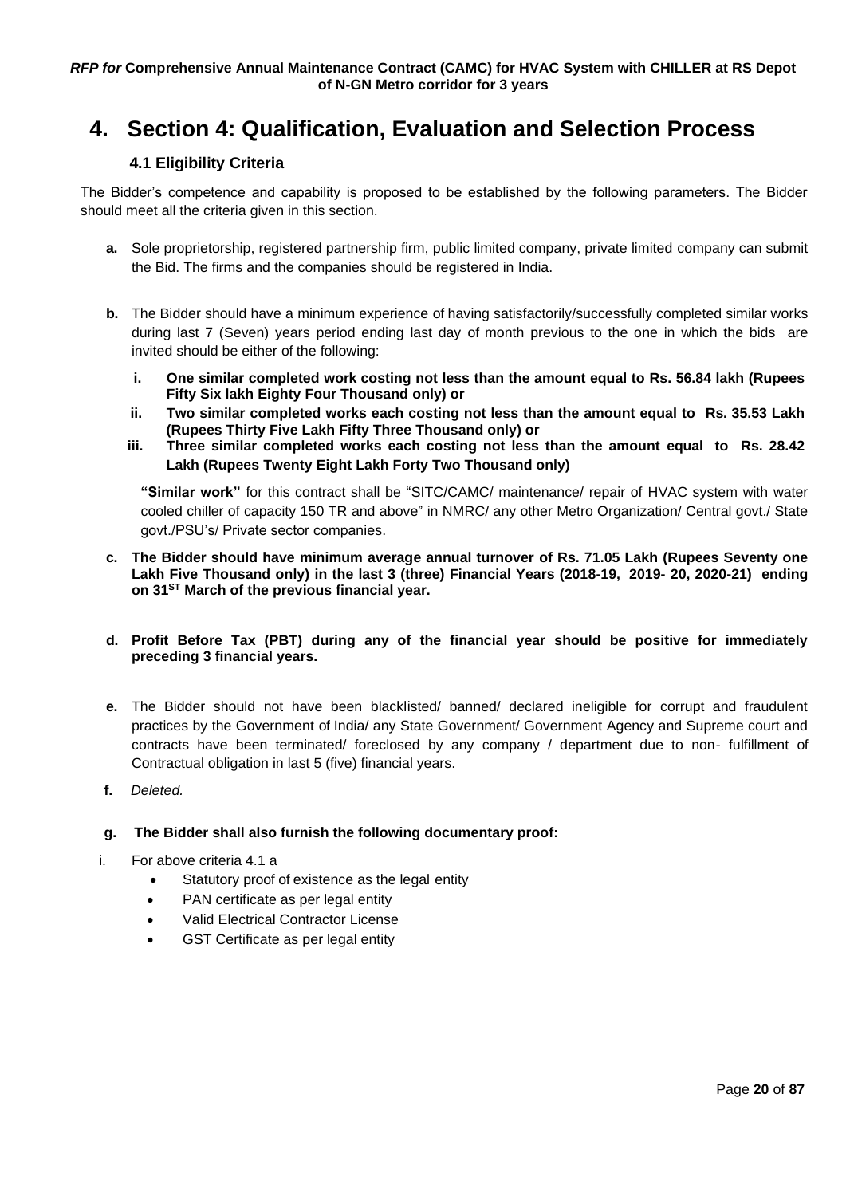# 4. Section 4: Qualification, Evaluation and Selection Process

### 4.1 Eligibility Criteria

The Bidder's competence and capability is proposed to be established by the following parameters. The Bidder should meet all the criteria given in this section.

**a.** Sole proprietorship, registered partnership firm, public limited company, private limited company can submit the Bid. The firms and the companies should be registered in India.

**b.** The Bidder should have a minimum experience of having satisfactorily/successfully completed similar works during last 7 (Seven) years period ending last day of month previous to the one in which the bids are invited should be either of the following:

**i. One similar completed work costing not less than the amount equal to Rs. 56.84 lakh (Rupees Fifty Six lakh Eighty Four Thousand only) or**

**ii. Two similar completed works each costing not less than the amount equal to Rs. 35.53 Lakh (Rupees Thirty Five Lakh Fifty Three Thousand only) or**

**iii. Three similar completed works each costing not less than the amount equal to Rs. 28.42 Lakh (Rupees Twenty Eight Lakh Forty Two Thousand only)**

**"Similar work"** for this contract shall be "SITC/CAMC/ maintenance/ repair of HVAC system with water cooled chiller of capacity 150 TR and above" in NMRC/ any other Metro Organization/ Central govt./ State govt./PSU's/ Private sector companies.

**c. The Bidder should have minimum average annual turnover of Rs. 71.05 Lakh (Rupees Seventy one Lakh Five Thousand only) in the last 3 (three) Financial Years (2018-19, 2019- 20, 2020-21) ending on 31ST March of the previous financial year.**

**d. Profit Before Tax (PBT) during any of the financial year should be positive for immediately preceding 3 financial years.**

**e.** The Bidder should not have been blacklisted/ banned/ declared ineligible for corrupt and fraudulent practices by the Government of India/ any State Government/ Government Agency and Supreme court and contracts have been terminated/ foreclosed by any company / department due to non- fulfillment of Contractual obligation in last 5 (five) financial years.

**f.** *Deleted.*

**g. The Bidder shall also furnish the following documentary proof:**

i. For above criteria 4.1 a

- Statutory proof of existence as the legal entity
- PAN certificate as per legal entity
- Valid Electrical Contractor License
- GST Certificate as per legal entity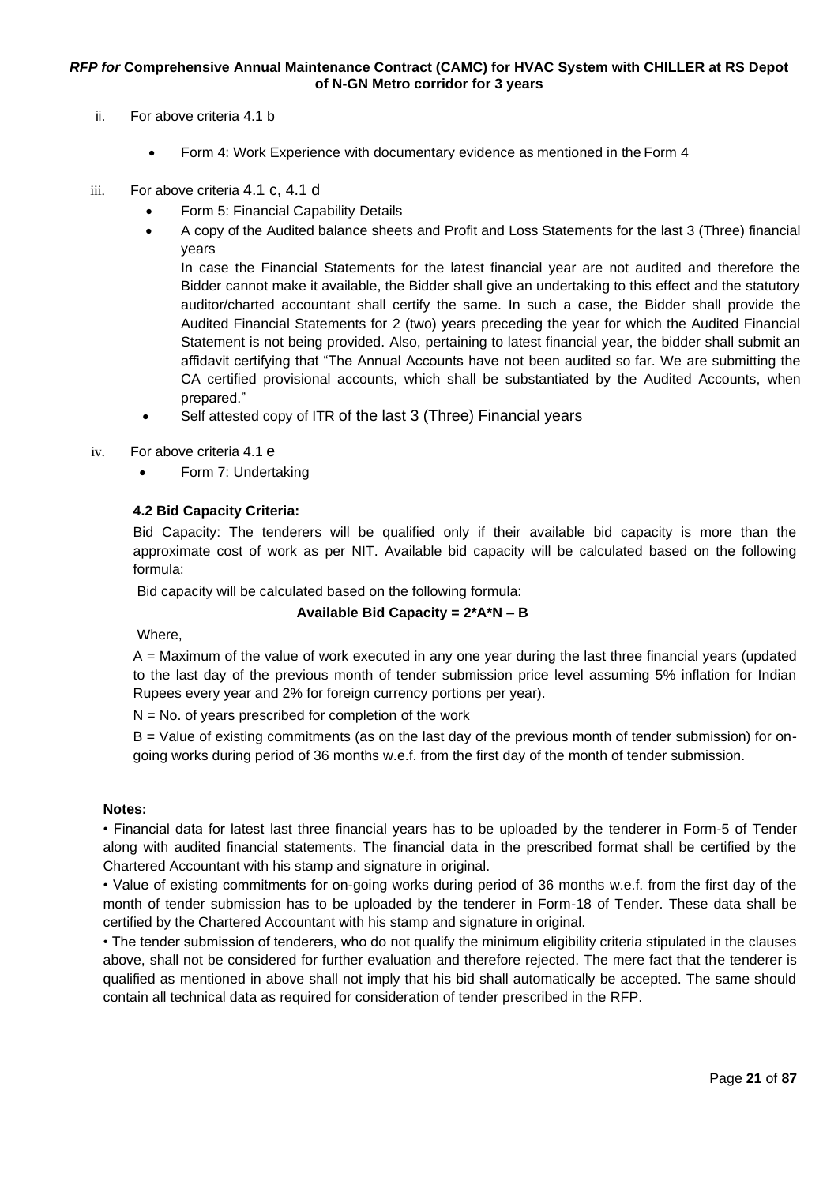ii. For above criteria 4.1 b

- Form 4: Work Experience with documentary evidence as mentioned in the Form 4

iii. For above criteria 4.1 c, 4.1 d

- Form 5: Financial Capability Details
- A copy of the Audited balance sheets and Profit and Loss Statements for the last 3 (Three) financial years

  In case the Financial Statements for the latest financial year are not audited and therefore the Bidder cannot make it available, the Bidder shall give an undertaking to this effect and the statutory auditor/charted accountant shall certify the same. In such a case, the Bidder shall provide the Audited Financial Statements for 2 (two) years preceding the year for which the Audited Financial Statement is not being provided. Also, pertaining to latest financial year, the bidder shall submit an affidavit certifying that "The Annual Accounts have not been audited so far. We are submitting the CA certified provisional accounts, which shall be substantiated by the Audited Accounts, when prepared."
- Self attested copy of ITR of the last 3 (Three) Financial years

iv. For above criteria 4.1 e

- Form 7: Undertaking

### 4.2 Bid Capacity Criteria:

Bid Capacity: The tenderers will be qualified only if their available bid capacity is more than the approximate cost of work as per NIT. Available bid capacity will be calculated based on the following formula:

Bid capacity will be calculated based on the following formula:

**Available Bid Capacity = 2\*A\*N – B**

Where,

A = Maximum of the value of work executed in any one year during the last three financial years (updated to the last day of the previous month of tender submission price level assuming 5% inflation for Indian Rupees every year and 2% for foreign currency portions per year).

N = No. of years prescribed for completion of the work

B = Value of existing commitments (as on the last day of the previous month of tender submission) for on-going works during period of 36 months w.e.f. from the first day of the month of tender submission.

**Notes:**

- Financial data for latest last three financial years has to be uploaded by the tenderer in Form-5 of Tender along with audited financial statements. The financial data in the prescribed format shall be certified by the Chartered Accountant with his stamp and signature in original.
- Value of existing commitments for on-going works during period of 36 months w.e.f. from the first day of the month of tender submission has to be uploaded by the tenderer in Form-18 of Tender. These data shall be certified by the Chartered Accountant with his stamp and signature in original.
- The tender submission of tenderers, who do not qualify the minimum eligibility criteria stipulated in the clauses above, shall not be considered for further evaluation and therefore rejected. The mere fact that the tenderer is qualified as mentioned in above shall not imply that his bid shall automatically be accepted. The same should contain all technical data as required for consideration of tender prescribed in the RFP.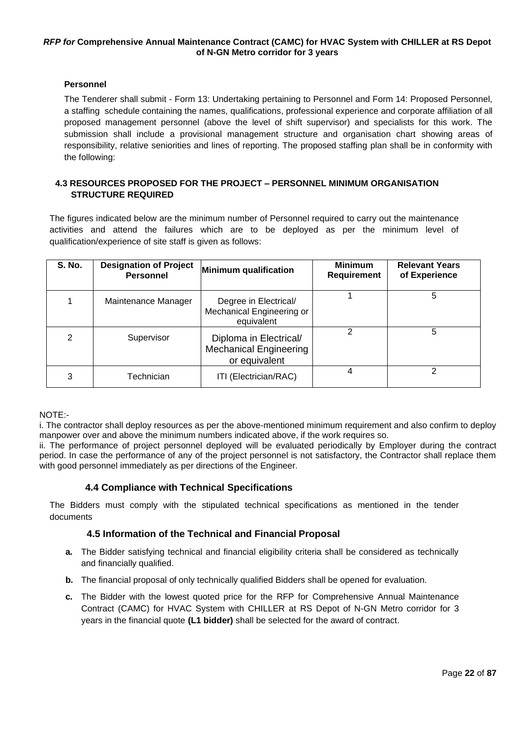**Personnel**

The Tenderer shall submit - Form 13: Undertaking pertaining to Personnel and Form 14: Proposed Personnel, a staffing schedule containing the names, qualifications, professional experience and corporate affiliation of all proposed management personnel (above the level of shift supervisor) and specialists for this work. The submission shall include a provisional management structure and organisation chart showing areas of responsibility, relative seniorities and lines of reporting. The proposed staffing plan shall be in conformity with the following:

### 4.3 RESOURCES PROPOSED FOR THE PROJECT – PERSONNEL MINIMUM ORGANISATION STRUCTURE REQUIRED

The figures indicated below are the minimum number of Personnel required to carry out the maintenance activities and attend the failures which are to be deployed as per the minimum level of qualification/experience of site staff is given as follows:

| S. No. | Designation of Project Personnel | Minimum qualification | Minimum Requirement | Relevant Years of Experience |
|---|---|---|---|---|
| 1 | Maintenance Manager | Degree in Electrical/ Mechanical Engineering or equivalent | 1 | 5 |
| 2 | Supervisor | Diploma in Electrical/ Mechanical Engineering or equivalent | 2 | 5 |
| 3 | Technician | ITI (Electrician/RAC) | 4 | 2 |

NOTE:-

i. The contractor shall deploy resources as per the above-mentioned minimum requirement and also confirm to deploy manpower over and above the minimum numbers indicated above, if the work requires so.

ii. The performance of project personnel deployed will be evaluated periodically by Employer during the contract period. In case the performance of any of the project personnel is not satisfactory, the Contractor shall replace them with good personnel immediately as per directions of the Engineer.

### 4.4 Compliance with Technical Specifications

The Bidders must comply with the stipulated technical specifications as mentioned in the tender documents

### 4.5 Information of the Technical and Financial Proposal

**a.** The Bidder satisfying technical and financial eligibility criteria shall be considered as technically and financially qualified.

**b.** The financial proposal of only technically qualified Bidders shall be opened for evaluation.

**c.** The Bidder with the lowest quoted price for the RFP for Comprehensive Annual Maintenance Contract (CAMC) for HVAC System with CHILLER at RS Depot of N-GN Metro corridor for 3 years in the financial quote **(L1 bidder)** shall be selected for the award of contract.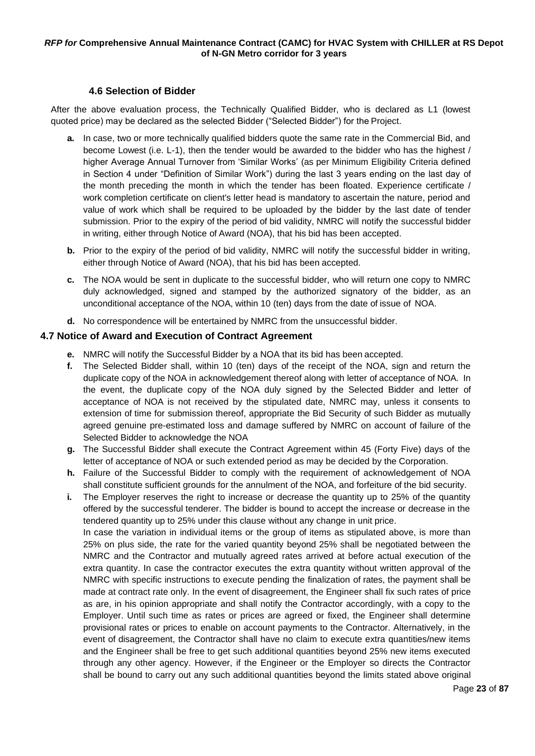### 4.6 Selection of Bidder

After the above evaluation process, the Technically Qualified Bidder, who is declared as L1 (lowest quoted price) may be declared as the selected Bidder ("Selected Bidder") for the Project.

- **a.** In case, two or more technically qualified bidders quote the same rate in the Commercial Bid, and become Lowest (i.e. L-1), then the tender would be awarded to the bidder who has the highest / higher Average Annual Turnover from 'Similar Works' (as per Minimum Eligibility Criteria defined in Section 4 under "Definition of Similar Work") during the last 3 years ending on the last day of the month preceding the month in which the tender has been floated. Experience certificate / work completion certificate on client's letter head is mandatory to ascertain the nature, period and value of work which shall be required to be uploaded by the bidder by the last date of tender submission. Prior to the expiry of the period of bid validity, NMRC will notify the successful bidder in writing, either through Notice of Award (NOA), that his bid has been accepted.
- **b.** Prior to the expiry of the period of bid validity, NMRC will notify the successful bidder in writing, either through Notice of Award (NOA), that his bid has been accepted.
- **c.** The NOA would be sent in duplicate to the successful bidder, who will return one copy to NMRC duly acknowledged, signed and stamped by the authorized signatory of the bidder, as an unconditional acceptance of the NOA, within 10 (ten) days from the date of issue of NOA.
- **d.** No correspondence will be entertained by NMRC from the unsuccessful bidder.

## 4.7 Notice of Award and Execution of Contract Agreement

- **e.** NMRC will notify the Successful Bidder by a NOA that its bid has been accepted.
- **f.** The Selected Bidder shall, within 10 (ten) days of the receipt of the NOA, sign and return the duplicate copy of the NOA in acknowledgement thereof along with letter of acceptance of NOA. In the event, the duplicate copy of the NOA duly signed by the Selected Bidder and letter of acceptance of NOA is not received by the stipulated date, NMRC may, unless it consents to extension of time for submission thereof, appropriate the Bid Security of such Bidder as mutually agreed genuine pre-estimated loss and damage suffered by NMRC on account of failure of the Selected Bidder to acknowledge the NOA
- **g.** The Successful Bidder shall execute the Contract Agreement within 45 (Forty Five) days of the letter of acceptance of NOA or such extended period as may be decided by the Corporation.
- **h.** Failure of the Successful Bidder to comply with the requirement of acknowledgement of NOA shall constitute sufficient grounds for the annulment of the NOA, and forfeiture of the bid security.
- **i.** The Employer reserves the right to increase or decrease the quantity up to 25% of the quantity offered by the successful tenderer. The bidder is bound to accept the increase or decrease in the tendered quantity up to 25% under this clause without any change in unit price.

  In case the variation in individual items or the group of items as stipulated above, is more than 25% on plus side, the rate for the varied quantity beyond 25% shall be negotiated between the NMRC and the Contractor and mutually agreed rates arrived at before actual execution of the extra quantity. In case the contractor executes the extra quantity without written approval of the NMRC with specific instructions to execute pending the finalization of rates, the payment shall be made at contract rate only. In the event of disagreement, the Engineer shall fix such rates of price as are, in his opinion appropriate and shall notify the Contractor accordingly, with a copy to the Employer. Until such time as rates or prices are agreed or fixed, the Engineer shall determine provisional rates or prices to enable on account payments to the Contractor. Alternatively, in the event of disagreement, the Contractor shall have no claim to execute extra quantities/new items and the Engineer shall be free to get such additional quantities beyond 25% new items executed through any other agency. However, if the Engineer or the Employer so directs the Contractor shall be bound to carry out any such additional quantities beyond the limits stated above original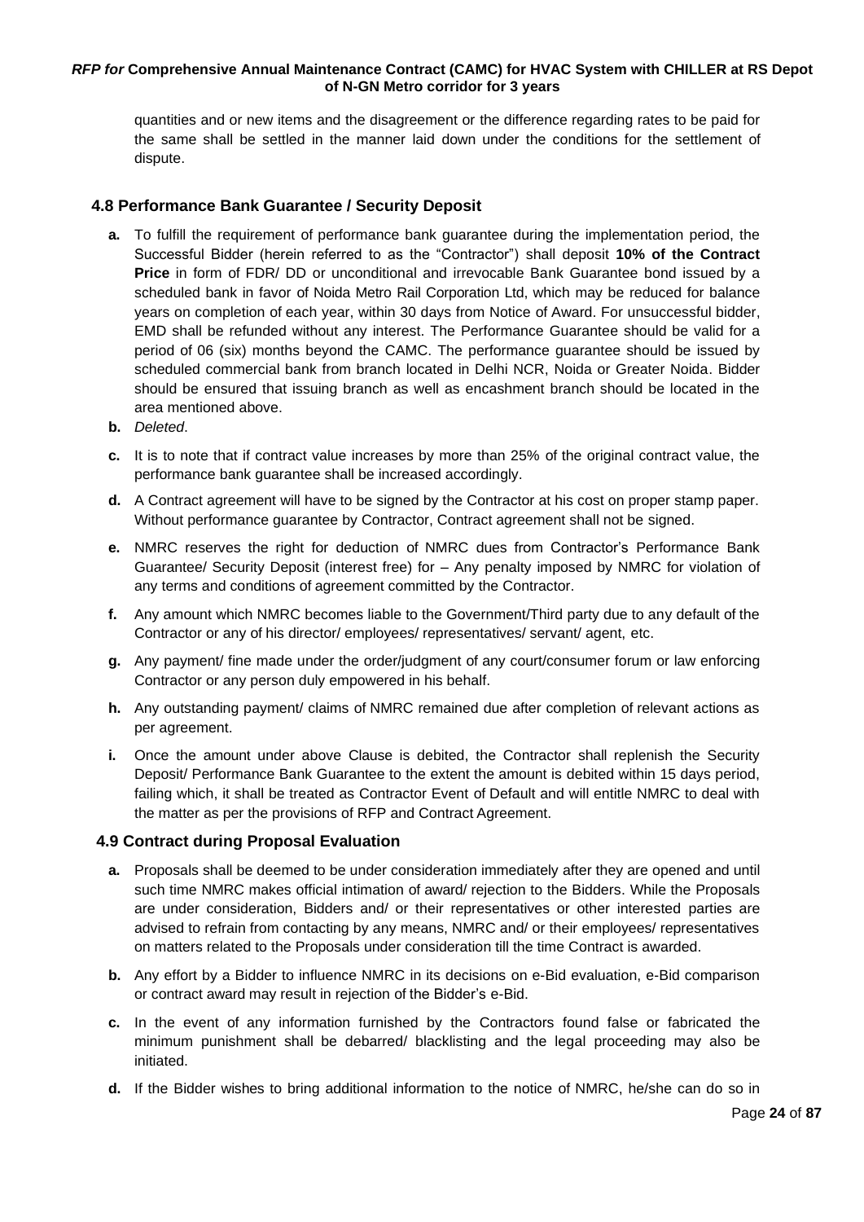quantities and or new items and the disagreement or the difference regarding rates to be paid for the same shall be settled in the manner laid down under the conditions for the settlement of dispute.

### 4.8 Performance Bank Guarantee / Security Deposit

**a.** To fulfill the requirement of performance bank guarantee during the implementation period, the Successful Bidder (herein referred to as the "Contractor") shall deposit **10% of the Contract Price** in form of FDR/ DD or unconditional and irrevocable Bank Guarantee bond issued by a scheduled bank in favor of Noida Metro Rail Corporation Ltd, which may be reduced for balance years on completion of each year, within 30 days from Notice of Award. For unsuccessful bidder, EMD shall be refunded without any interest. The Performance Guarantee should be valid for a period of 06 (six) months beyond the CAMC. The performance guarantee should be issued by scheduled commercial bank from branch located in Delhi NCR, Noida or Greater Noida. Bidder should be ensured that issuing branch as well as encashment branch should be located in the area mentioned above.

**b.** *Deleted*.

**c.** It is to note that if contract value increases by more than 25% of the original contract value, the performance bank guarantee shall be increased accordingly.

**d.** A Contract agreement will have to be signed by the Contractor at his cost on proper stamp paper. Without performance guarantee by Contractor, Contract agreement shall not be signed.

**e.** NMRC reserves the right for deduction of NMRC dues from Contractor's Performance Bank Guarantee/ Security Deposit (interest free) for – Any penalty imposed by NMRC for violation of any terms and conditions of agreement committed by the Contractor.

**f.** Any amount which NMRC becomes liable to the Government/Third party due to any default of the Contractor or any of his director/ employees/ representatives/ servant/ agent, etc.

**g.** Any payment/ fine made under the order/judgment of any court/consumer forum or law enforcing Contractor or any person duly empowered in his behalf.

**h.** Any outstanding payment/ claims of NMRC remained due after completion of relevant actions as per agreement.

**i.** Once the amount under above Clause is debited, the Contractor shall replenish the Security Deposit/ Performance Bank Guarantee to the extent the amount is debited within 15 days period, failing which, it shall be treated as Contractor Event of Default and will entitle NMRC to deal with the matter as per the provisions of RFP and Contract Agreement.

### 4.9 Contract during Proposal Evaluation

**a.** Proposals shall be deemed to be under consideration immediately after they are opened and until such time NMRC makes official intimation of award/ rejection to the Bidders. While the Proposals are under consideration, Bidders and/ or their representatives or other interested parties are advised to refrain from contacting by any means, NMRC and/ or their employees/ representatives on matters related to the Proposals under consideration till the time Contract is awarded.

**b.** Any effort by a Bidder to influence NMRC in its decisions on e-Bid evaluation, e-Bid comparison or contract award may result in rejection of the Bidder's e-Bid.

**c.** In the event of any information furnished by the Contractors found false or fabricated the minimum punishment shall be debarred/ blacklisting and the legal proceeding may also be initiated.

**d.** If the Bidder wishes to bring additional information to the notice of NMRC, he/she can do so in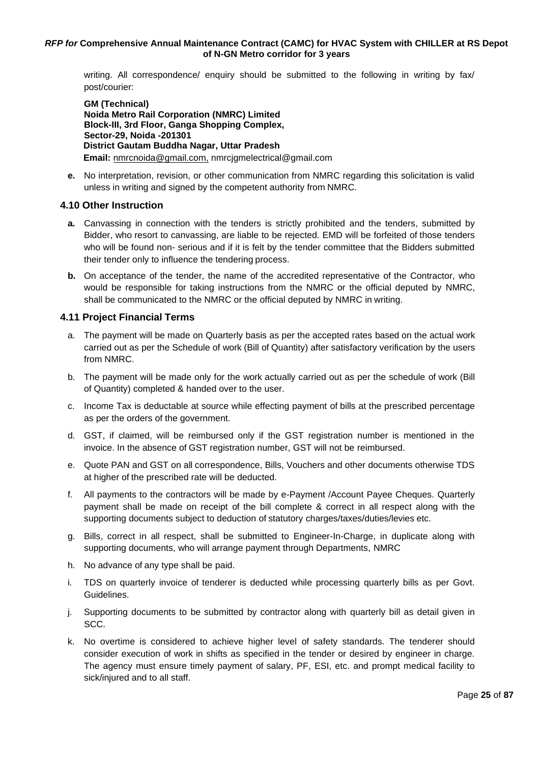writing. All correspondence/ enquiry should be submitted to the following in writing by fax/ post/courier:

**GM (Technical)**
**Noida Metro Rail Corporation (NMRC) Limited**
**Block-III, 3rd Floor, Ganga Shopping Complex,**
**Sector-29, Noida -201301**
**District Gautam Buddha Nagar, Uttar Pradesh**
**Email:** nmrcnoida@gmail.com, nmrcjgmelectrical@gmail.com

**e.** No interpretation, revision, or other communication from NMRC regarding this solicitation is valid unless in writing and signed by the competent authority from NMRC.

### 4.10 Other Instruction

**a.** Canvassing in connection with the tenders is strictly prohibited and the tenders, submitted by Bidder, who resort to canvassing, are liable to be rejected. EMD will be forfeited of those tenders who will be found non- serious and if it is felt by the tender committee that the Bidders submitted their tender only to influence the tendering process.

**b.** On acceptance of the tender, the name of the accredited representative of the Contractor, who would be responsible for taking instructions from the NMRC or the official deputed by NMRC, shall be communicated to the NMRC or the official deputed by NMRC in writing.

### 4.11 Project Financial Terms

a. The payment will be made on Quarterly basis as per the accepted rates based on the actual work carried out as per the Schedule of work (Bill of Quantity) after satisfactory verification by the users from NMRC.

b. The payment will be made only for the work actually carried out as per the schedule of work (Bill of Quantity) completed & handed over to the user.

c. Income Tax is deductable at source while effecting payment of bills at the prescribed percentage as per the orders of the government.

d. GST, if claimed, will be reimbursed only if the GST registration number is mentioned in the invoice. In the absence of GST registration number, GST will not be reimbursed.

e. Quote PAN and GST on all correspondence, Bills, Vouchers and other documents otherwise TDS at higher of the prescribed rate will be deducted.

f. All payments to the contractors will be made by e-Payment /Account Payee Cheques. Quarterly payment shall be made on receipt of the bill complete & correct in all respect along with the supporting documents subject to deduction of statutory charges/taxes/duties/levies etc.

g. Bills, correct in all respect, shall be submitted to Engineer-In-Charge, in duplicate along with supporting documents, who will arrange payment through Departments, NMRC

h. No advance of any type shall be paid.

i. TDS on quarterly invoice of tenderer is deducted while processing quarterly bills as per Govt. Guidelines.

j. Supporting documents to be submitted by contractor along with quarterly bill as detail given in SCC.

k. No overtime is considered to achieve higher level of safety standards. The tenderer should consider execution of work in shifts as specified in the tender or desired by engineer in charge. The agency must ensure timely payment of salary, PF, ESI, etc. and prompt medical facility to sick/injured and to all staff.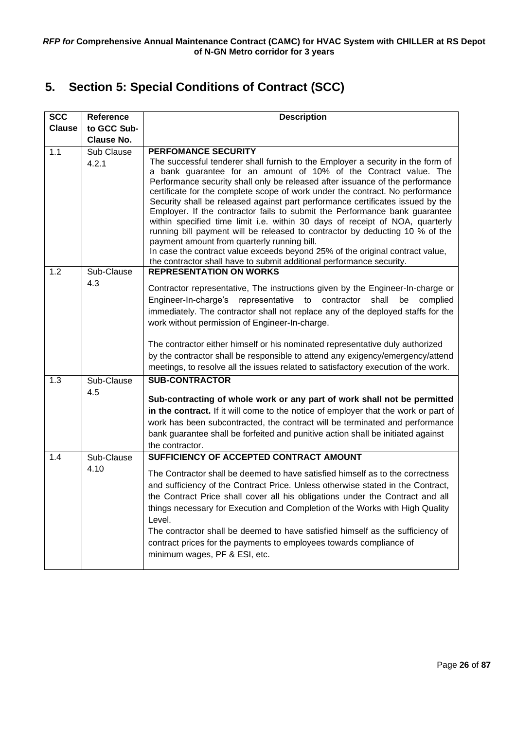# 5. Section 5: Special Conditions of Contract (SCC)

| SCC Clause | Reference to GCC Sub-Clause No. | Description |
|---|---|---|
| 1.1 | Sub Clause 4.2.1 | **PERFOMANCE SECURITY**<br>The successful tenderer shall furnish to the Employer a security in the form of a bank guarantee for an amount of 10% of the Contract value. The Performance security shall only be released after issuance of the performance certificate for the complete scope of work under the contract. No performance Security shall be released against part performance certificates issued by the Employer. If the contractor fails to submit the Performance bank guarantee within specified time limit i.e. within 30 days of receipt of NOA, quarterly running bill payment will be released to contractor by deducting 10 % of the payment amount from quarterly running bill.<br>In case the contract value exceeds beyond 25% of the original contract value, the contractor shall have to submit additional performance security. |
| 1.2 | Sub-Clause 4.3 | **REPRESENTATION ON WORKS**<br>Contractor representative, The instructions given by the Engineer-In-charge or Engineer-In-charge's representative to contractor shall be complied immediately. The contractor shall not replace any of the deployed staffs for the work without permission of Engineer-In-charge.<br><br>The contractor either himself or his nominated representative duly authorized by the contractor shall be responsible to attend any exigency/emergency/attend meetings, to resolve all the issues related to satisfactory execution of the work. |
| 1.3 | Sub-Clause 4.5 | **SUB-CONTRACTOR**<br>**Sub-contracting of whole work or any part of work shall not be permitted in the contract.** If it will come to the notice of employer that the work or part of work has been subcontracted, the contract will be terminated and performance bank guarantee shall be forfeited and punitive action shall be initiated against the contractor. |
| 1.4 | Sub-Clause 4.10 | **SUFFICIENCY OF ACCEPTED CONTRACT AMOUNT**<br>The Contractor shall be deemed to have satisfied himself as to the correctness and sufficiency of the Contract Price. Unless otherwise stated in the Contract, the Contract Price shall cover all his obligations under the Contract and all things necessary for Execution and Completion of the Works with High Quality Level.<br>The contractor shall be deemed to have satisfied himself as the sufficiency of contract prices for the payments to employees towards compliance of minimum wages, PF & ESI, etc. |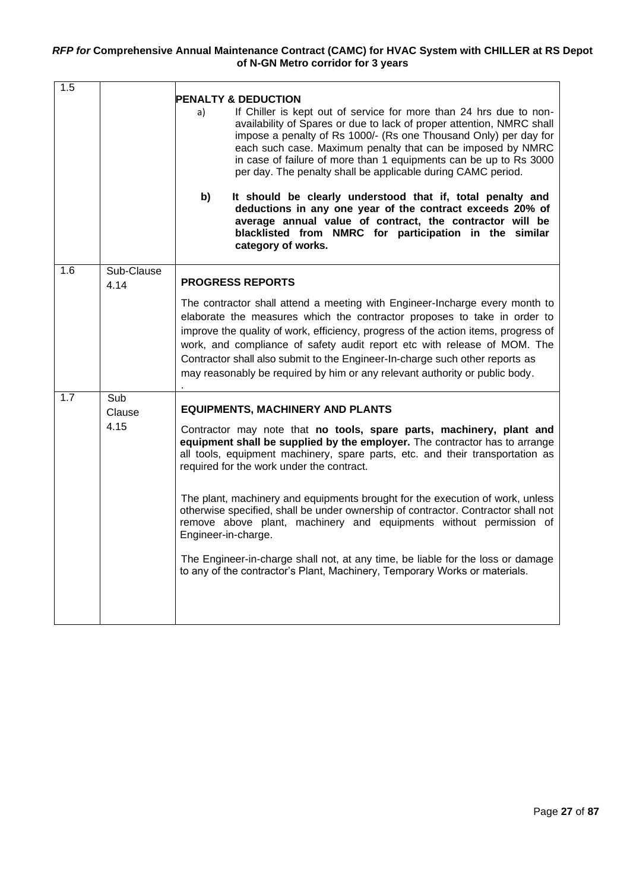| | | |
|---|---|---|
| 1.5 | | **PENALTY & DEDUCTION**<br>a) If Chiller is kept out of service for more than 24 hrs due to non-availability of Spares or due to lack of proper attention, NMRC shall impose a penalty of Rs 1000/- (Rs one Thousand Only) per day for each such case. Maximum penalty that can be imposed by NMRC in case of failure of more than 1 equipments can be up to Rs 3000 per day. The penalty shall be applicable during CAMC period.<br>**b) It should be clearly understood that if, total penalty and deductions in any one year of the contract exceeds 20% of average annual value of contract, the contractor will be blacklisted from NMRC for participation in the similar category of works.** |
| 1.6 | Sub-Clause 4.14 | **PROGRESS REPORTS**<br>The contractor shall attend a meeting with Engineer-Incharge every month to elaborate the measures which the contractor proposes to take in order to improve the quality of work, efficiency, progress of the action items, progress of work, and compliance of safety audit report etc with release of MOM. The Contractor shall also submit to the Engineer-In-charge such other reports as may reasonably be required by him or any relevant authority or public body. |
| 1.7 | Sub Clause 4.15 | **EQUIPMENTS, MACHINERY AND PLANTS**<br>Contractor may note that **no tools, spare parts, machinery, plant and equipment shall be supplied by the employer.** The contractor has to arrange all tools, equipment machinery, spare parts, etc. and their transportation as required for the work under the contract.<br><br>The plant, machinery and equipments brought for the execution of work, unless otherwise specified, shall be under ownership of contractor. Contractor shall not remove above plant, machinery and equipments without permission of Engineer-in-charge.<br><br>The Engineer-in-charge shall not, at any time, be liable for the loss or damage to any of the contractor's Plant, Machinery, Temporary Works or materials. |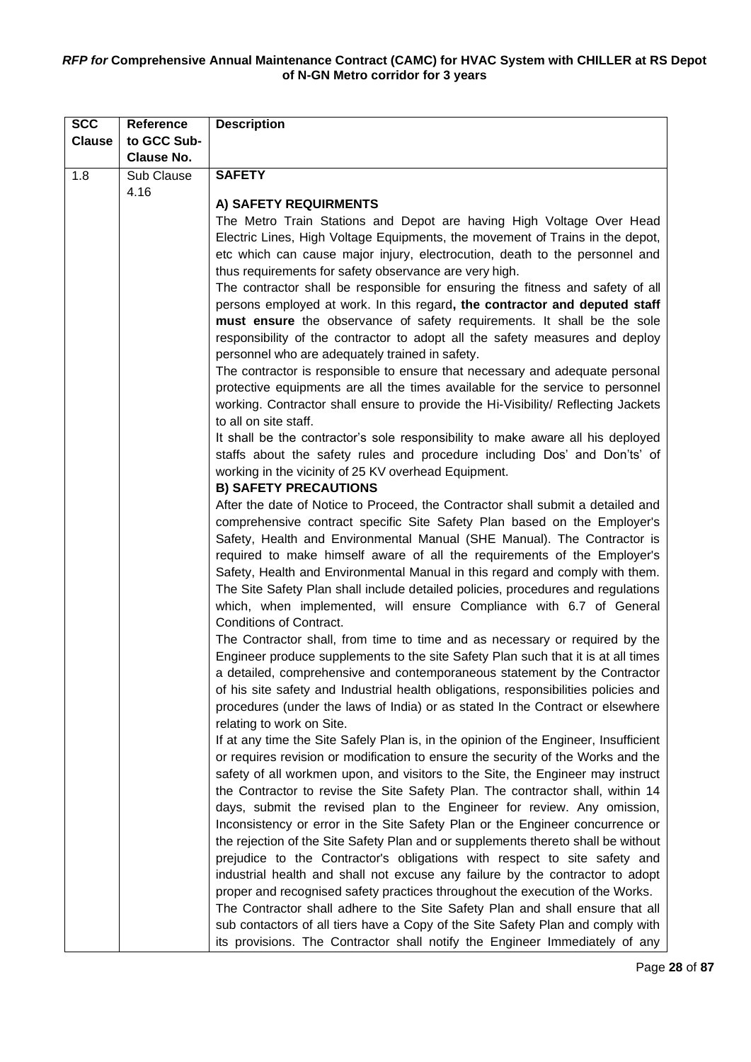*RFP for* **Comprehensive Annual Maintenance Contract (CAMC) for HVAC System with CHILLER at RS Depot of N-GN Metro corridor for 3 years**

| SCC Clause | Reference to GCC Sub-Clause No. | Description |
|---|---|---|
| 1.8 | Sub Clause 4.16 | **SAFETY**<br><br>**A) SAFETY REQUIRMENTS**<br>The Metro Train Stations and Depot are having High Voltage Over Head Electric Lines, High Voltage Equipments, the movement of Trains in the depot, etc which can cause major injury, electrocution, death to the personnel and thus requirements for safety observance are very high.<br>The contractor shall be responsible for ensuring the fitness and safety of all persons employed at work. In this regard**, the contractor and deputed staff must ensure** the observance of safety requirements. It shall be the sole responsibility of the contractor to adopt all the safety measures and deploy personnel who are adequately trained in safety.<br>The contractor is responsible to ensure that necessary and adequate personal protective equipments are all the times available for the service to personnel working. Contractor shall ensure to provide the Hi-Visibility/ Reflecting Jackets to all on site staff.<br>It shall be the contractor's sole responsibility to make aware all his deployed staffs about the safety rules and procedure including Dos' and Don'ts' of working in the vicinity of 25 KV overhead Equipment.<br>**B) SAFETY PRECAUTIONS**<br>After the date of Notice to Proceed, the Contractor shall submit a detailed and comprehensive contract specific Site Safety Plan based on the Employer's Safety, Health and Environmental Manual (SHE Manual). The Contractor is required to make himself aware of all the requirements of the Employer's Safety, Health and Environmental Manual in this regard and comply with them. The Site Safety Plan shall include detailed policies, procedures and regulations which, when implemented, will ensure Compliance with 6.7 of General Conditions of Contract.<br>The Contractor shall, from time to time and as necessary or required by the Engineer produce supplements to the site Safety Plan such that it is at all times a detailed, comprehensive and contemporaneous statement by the Contractor of his site safety and Industrial health obligations, responsibilities policies and procedures (under the laws of India) or as stated In the Contract or elsewhere relating to work on Site.<br>If at any time the Site Safely Plan is, in the opinion of the Engineer, Insufficient or requires revision or modification to ensure the security of the Works and the safety of all workmen upon, and visitors to the Site, the Engineer may instruct the Contractor to revise the Site Safety Plan. The contractor shall, within 14 days, submit the revised plan to the Engineer for review. Any omission, Inconsistency or error in the Site Safety Plan or the Engineer concurrence or the rejection of the Site Safety Plan and or supplements thereto shall be without prejudice to the Contractor's obligations with respect to site safety and industrial health and shall not excuse any failure by the contractor to adopt proper and recognised safety practices throughout the execution of the Works.<br>The Contractor shall adhere to the Site Safety Plan and shall ensure that all sub contactors of all tiers have a Copy of the Site Safety Plan and comply with its provisions. The Contractor shall notify the Engineer Immediately of any |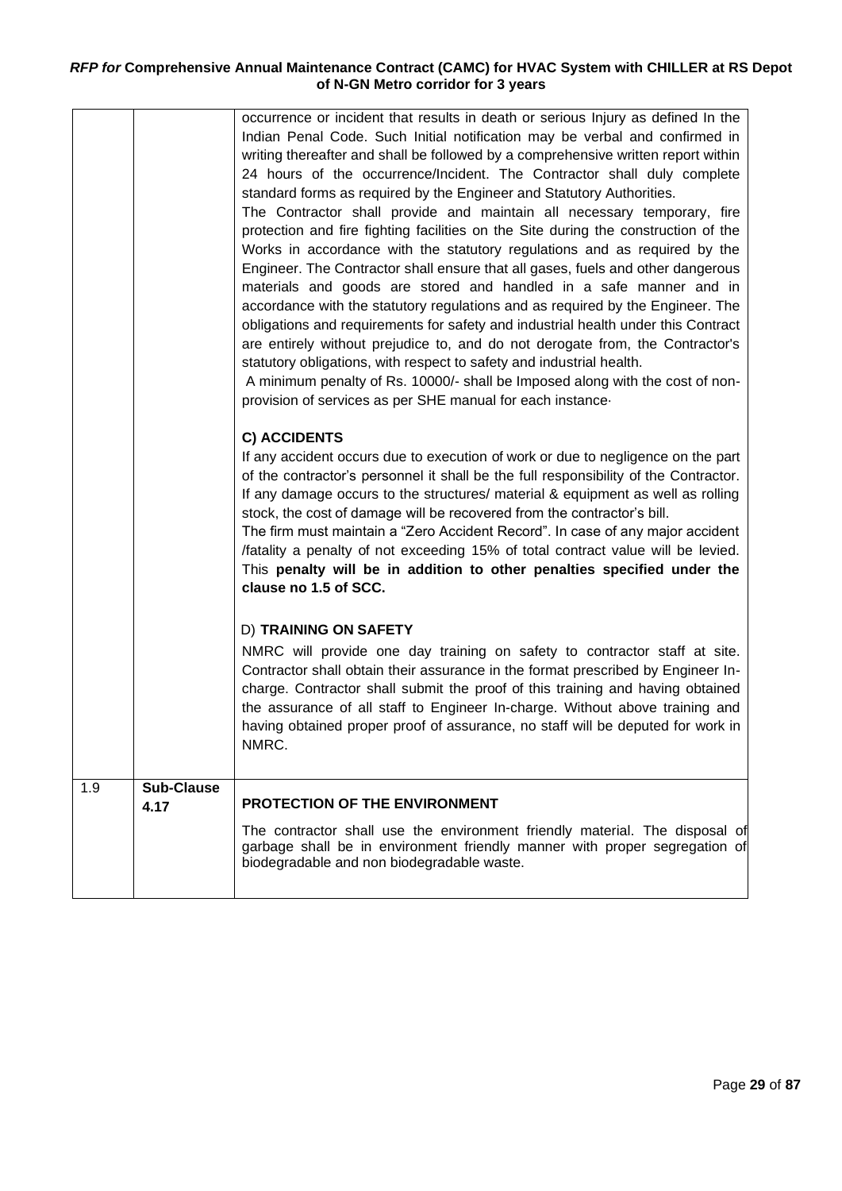| | | |
|---|---|---|
| | | occurrence or incident that results in death or serious Injury as defined In the Indian Penal Code. Such Initial notification may be verbal and confirmed in writing thereafter and shall be followed by a comprehensive written report within 24 hours of the occurrence/Incident. The Contractor shall duly complete standard forms as required by the Engineer and Statutory Authorities.<br>The Contractor shall provide and maintain all necessary temporary, fire protection and fire fighting facilities on the Site during the construction of the Works in accordance with the statutory regulations and as required by the Engineer. The Contractor shall ensure that all gases, fuels and other dangerous materials and goods are stored and handled in a safe manner and in accordance with the statutory regulations and as required by the Engineer. The obligations and requirements for safety and industrial health under this Contract are entirely without prejudice to, and do not derogate from, the Contractor's statutory obligations, with respect to safety and industrial health.<br>A minimum penalty of Rs. 10000/- shall be Imposed along with the cost of non-provision of services as per SHE manual for each instance·<br><br>**C) ACCIDENTS**<br>If any accident occurs due to execution of work or due to negligence on the part of the contractor's personnel it shall be the full responsibility of the Contractor. If any damage occurs to the structures/ material & equipment as well as rolling stock, the cost of damage will be recovered from the contractor's bill.<br>The firm must maintain a "Zero Accident Record". In case of any major accident /fatality a penalty of not exceeding 15% of total contract value will be levied. This **penalty will be in addition to other penalties specified under the clause no 1.5 of SCC.**<br><br>D) **TRAINING ON SAFETY**<br>NMRC will provide one day training on safety to contractor staff at site. Contractor shall obtain their assurance in the format prescribed by Engineer In-charge. Contractor shall submit the proof of this training and having obtained the assurance of all staff to Engineer In-charge. Without above training and having obtained proper proof of assurance, no staff will be deputed for work in NMRC. |
| 1.9 | **Sub-Clause 4.17** | **PROTECTION OF THE ENVIRONMENT**<br>The contractor shall use the environment friendly material. The disposal of garbage shall be in environment friendly manner with proper segregation of biodegradable and non biodegradable waste. |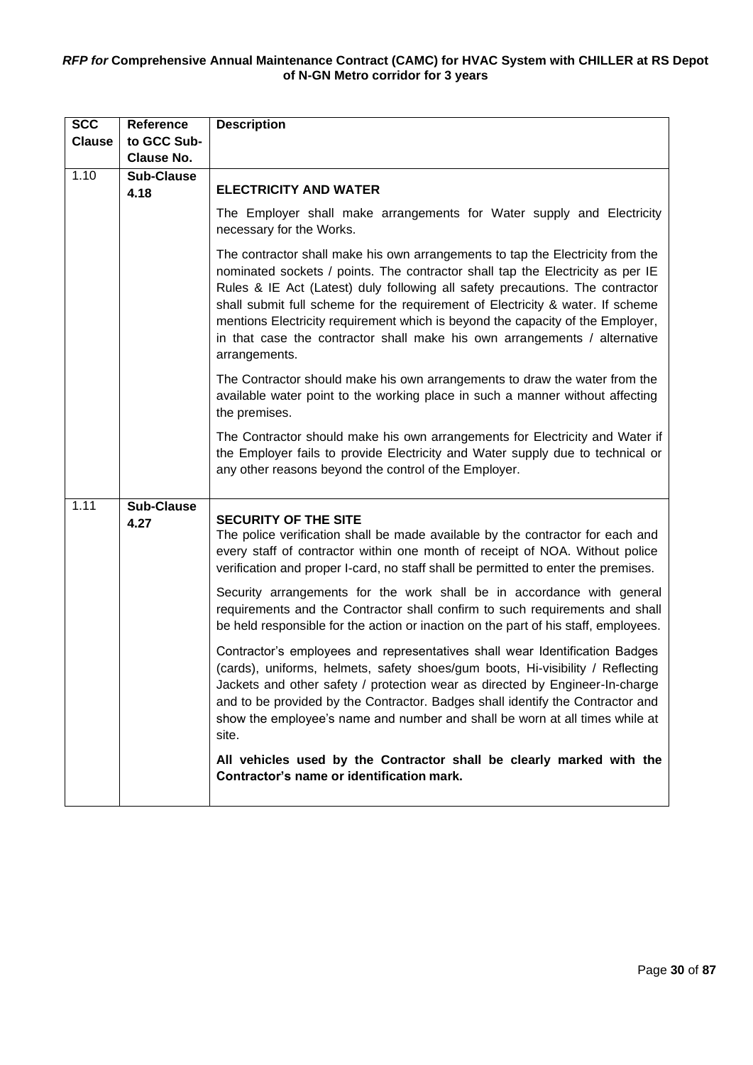| SCC Clause | Reference to GCC Sub-Clause No. | Description |
|---|---|---|
| 1.10 | **Sub-Clause 4.18** | **ELECTRICITY AND WATER**<br><br>The Employer shall make arrangements for Water supply and Electricity necessary for the Works.<br><br>The contractor shall make his own arrangements to tap the Electricity from the nominated sockets / points. The contractor shall tap the Electricity as per IE Rules & IE Act (Latest) duly following all safety precautions. The contractor shall submit full scheme for the requirement of Electricity & water. If scheme mentions Electricity requirement which is beyond the capacity of the Employer, in that case the contractor shall make his own arrangements / alternative arrangements.<br><br>The Contractor should make his own arrangements to draw the water from the available water point to the working place in such a manner without affecting the premises.<br><br>The Contractor should make his own arrangements for Electricity and Water if the Employer fails to provide Electricity and Water supply due to technical or any other reasons beyond the control of the Employer. |
| 1.11 | **Sub-Clause 4.27** | **SECURITY OF THE SITE**<br>The police verification shall be made available by the contractor for each and every staff of contractor within one month of receipt of NOA. Without police verification and proper I-card, no staff shall be permitted to enter the premises.<br><br>Security arrangements for the work shall be in accordance with general requirements and the Contractor shall confirm to such requirements and shall be held responsible for the action or inaction on the part of his staff, employees.<br><br>Contractor's employees and representatives shall wear Identification Badges (cards), uniforms, helmets, safety shoes/gum boots, Hi-visibility / Reflecting Jackets and other safety / protection wear as directed by Engineer-In-charge and to be provided by the Contractor. Badges shall identify the Contractor and show the employee's name and number and shall be worn at all times while at site.<br><br>**All vehicles used by the Contractor shall be clearly marked with the Contractor's name or identification mark.** |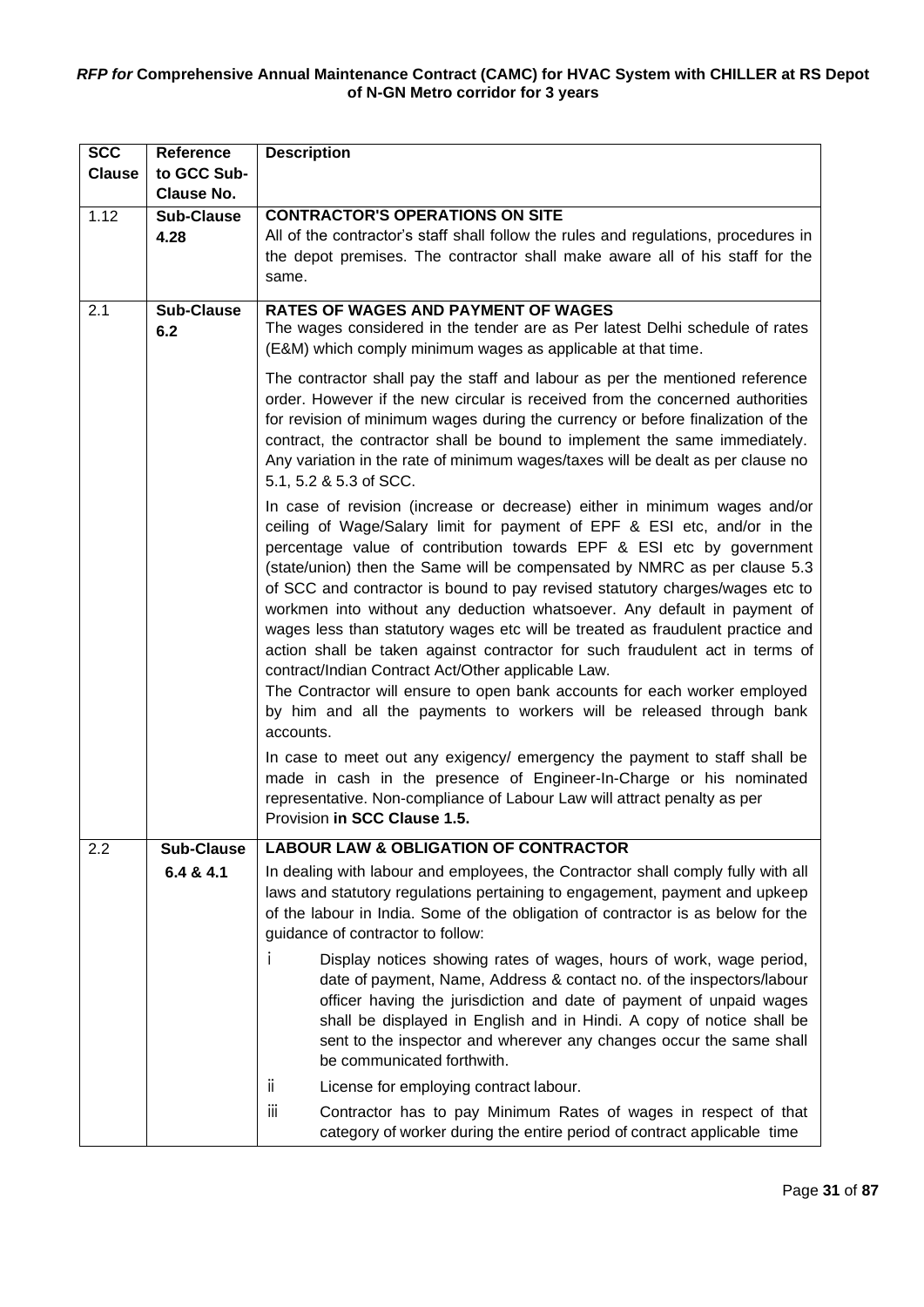| SCC Clause | Reference to GCC Sub-Clause No. | Description |
|---|---|---|
| 1.12 | **Sub-Clause 4.28** | **CONTRACTOR'S OPERATIONS ON SITE**<br>All of the contractor's staff shall follow the rules and regulations, procedures in the depot premises. The contractor shall make aware all of his staff for the same. |
| 2.1 | **Sub-Clause 6.2** | **RATES OF WAGES AND PAYMENT OF WAGES**<br>The wages considered in the tender are as Per latest Delhi schedule of rates (E&M) which comply minimum wages as applicable at that time.<br><br>The contractor shall pay the staff and labour as per the mentioned reference order. However if the new circular is received from the concerned authorities for revision of minimum wages during the currency or before finalization of the contract, the contractor shall be bound to implement the same immediately. Any variation in the rate of minimum wages/taxes will be dealt as per clause no 5.1, 5.2 & 5.3 of SCC.<br><br>In case of revision (increase or decrease) either in minimum wages and/or ceiling of Wage/Salary limit for payment of EPF & ESI etc, and/or in the percentage value of contribution towards EPF & ESI etc by government (state/union) then the Same will be compensated by NMRC as per clause 5.3 of SCC and contractor is bound to pay revised statutory charges/wages etc to workmen into without any deduction whatsoever. Any default in payment of wages less than statutory wages etc will be treated as fraudulent practice and action shall be taken against contractor for such fraudulent act in terms of contract/Indian Contract Act/Other applicable Law.<br>The Contractor will ensure to open bank accounts for each worker employed by him and all the payments to workers will be released through bank accounts.<br><br>In case to meet out any exigency/ emergency the payment to staff shall be made in cash in the presence of Engineer-In-Charge or his nominated representative. Non-compliance of Labour Law will attract penalty as per Provision **in SCC Clause 1.5.** |
| 2.2 | **Sub-Clause 6.4 & 4.1** | **LABOUR LAW & OBLIGATION OF CONTRACTOR**<br>In dealing with labour and employees, the Contractor shall comply fully with all laws and statutory regulations pertaining to engagement, payment and upkeep of the labour in India. Some of the obligation of contractor is as below for the guidance of contractor to follow:<br><br>i Display notices showing rates of wages, hours of work, wage period, date of payment, Name, Address & contact no. of the inspectors/labour officer having the jurisdiction and date of payment of unpaid wages shall be displayed in English and in Hindi. A copy of notice shall be sent to the inspector and wherever any changes occur the same shall be communicated forthwith.<br><br>ii License for employing contract labour.<br><br>iii Contractor has to pay Minimum Rates of wages in respect of that category of worker during the entire period of contract applicable time |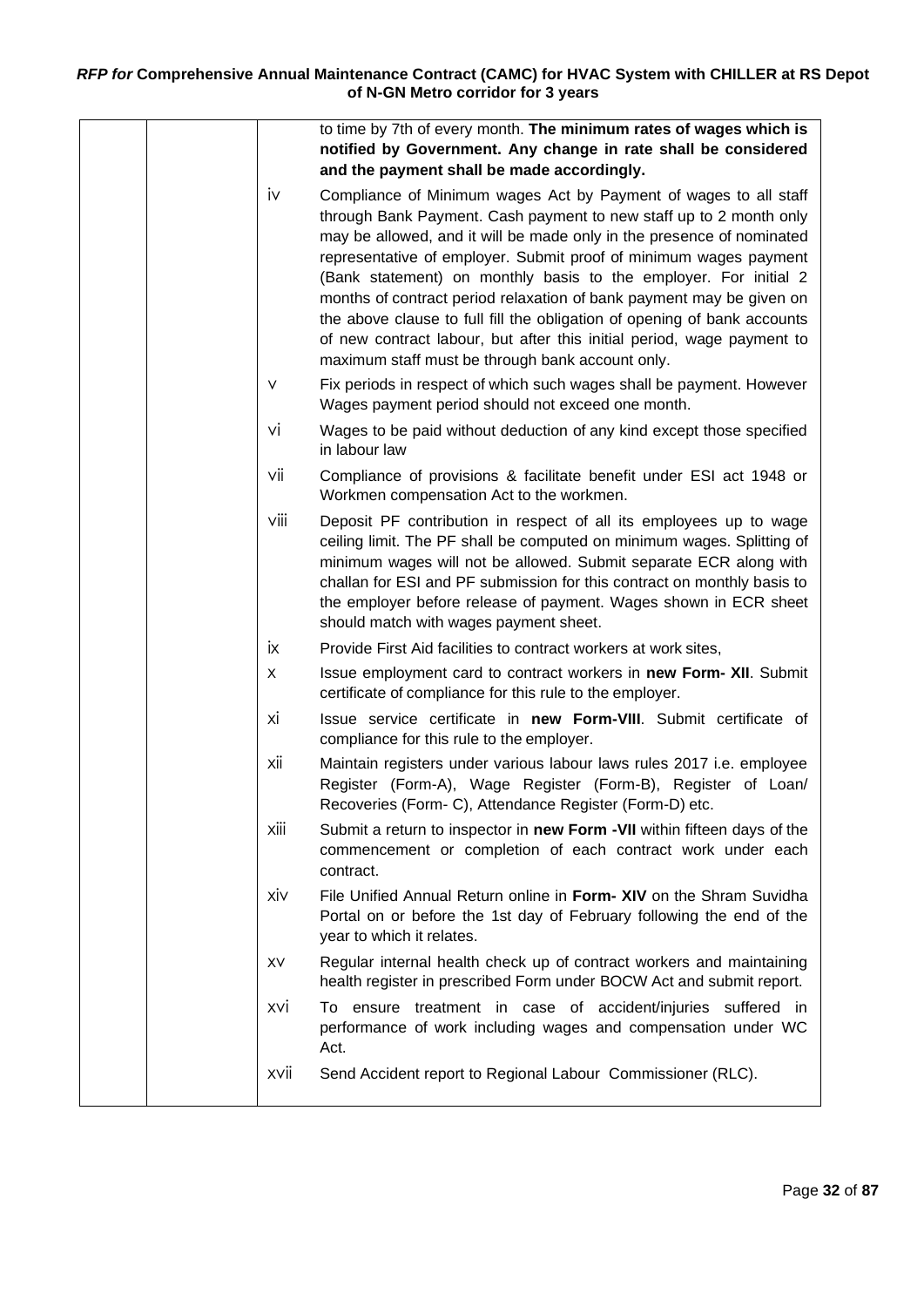to time by 7th of every month. **The minimum rates of wages which is notified by Government. Any change in rate shall be considered and the payment shall be made accordingly.**

iv Compliance of Minimum wages Act by Payment of wages to all staff through Bank Payment. Cash payment to new staff up to 2 month only may be allowed, and it will be made only in the presence of nominated representative of employer. Submit proof of minimum wages payment (Bank statement) on monthly basis to the employer. For initial 2 months of contract period relaxation of bank payment may be given on the above clause to full fill the obligation of opening of bank accounts of new contract labour, but after this initial period, wage payment to maximum staff must be through bank account only.

v Fix periods in respect of which such wages shall be payment. However Wages payment period should not exceed one month.

vi Wages to be paid without deduction of any kind except those specified in labour law

vii Compliance of provisions & facilitate benefit under ESI act 1948 or Workmen compensation Act to the workmen.

viii Deposit PF contribution in respect of all its employees up to wage ceiling limit. The PF shall be computed on minimum wages. Splitting of minimum wages will not be allowed. Submit separate ECR along with challan for ESI and PF submission for this contract on monthly basis to the employer before release of payment. Wages shown in ECR sheet should match with wages payment sheet.

ix Provide First Aid facilities to contract workers at work sites,

x Issue employment card to contract workers in **new Form- XII**. Submit certificate of compliance for this rule to the employer.

xi Issue service certificate in **new Form-VIII**. Submit certificate of compliance for this rule to the employer.

xii Maintain registers under various labour laws rules 2017 i.e. employee Register (Form-A), Wage Register (Form-B), Register of Loan/ Recoveries (Form- C), Attendance Register (Form-D) etc.

xiii Submit a return to inspector in **new Form -VII** within fifteen days of the commencement or completion of each contract work under each contract.

xiv File Unified Annual Return online in **Form- XIV** on the Shram Suvidha Portal on or before the 1st day of February following the end of the year to which it relates.

xv Regular internal health check up of contract workers and maintaining health register in prescribed Form under BOCW Act and submit report.

xvi To ensure treatment in case of accident/injuries suffered in performance of work including wages and compensation under WC Act.

xvii Send Accident report to Regional Labour Commissioner (RLC).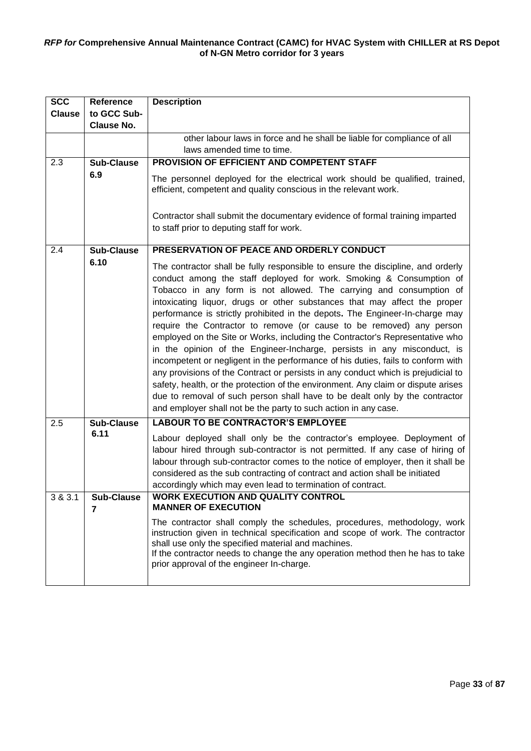| SCC Clause | Reference to GCC Sub-Clause No. | Description |
|---|---|---|
| | | other labour laws in force and he shall be liable for compliance of all laws amended time to time. |
| 2.3 | **Sub-Clause 6.9** | **PROVISION OF EFFICIENT AND COMPETENT STAFF**<br><br>The personnel deployed for the electrical work should be qualified, trained, efficient, competent and quality conscious in the relevant work.<br><br>Contractor shall submit the documentary evidence of formal training imparted to staff prior to deputing staff for work. |
| 2.4 | **Sub-Clause 6.10** | **PRESERVATION OF PEACE AND ORDERLY CONDUCT**<br><br>The contractor shall be fully responsible to ensure the discipline, and orderly conduct among the staff deployed for work. Smoking & Consumption of Tobacco in any form is not allowed. The carrying and consumption of intoxicating liquor, drugs or other substances that may affect the proper performance is strictly prohibited in the depots**.** The Engineer-In-charge may require the Contractor to remove (or cause to be removed) any person employed on the Site or Works, including the Contractor's Representative who in the opinion of the Engineer-Incharge, persists in any misconduct, is incompetent or negligent in the performance of his duties, fails to conform with any provisions of the Contract or persists in any conduct which is prejudicial to safety, health, or the protection of the environment. Any claim or dispute arises due to removal of such person shall have to be dealt only by the contractor and employer shall not be the party to such action in any case. |
| 2.5 | **Sub-Clause 6.11** | **LABOUR TO BE CONTRACTOR'S EMPLOYEE**<br><br>Labour deployed shall only be the contractor's employee. Deployment of labour hired through sub-contractor is not permitted. If any case of hiring of labour through sub-contractor comes to the notice of employer, then it shall be considered as the sub contracting of contract and action shall be initiated accordingly which may even lead to termination of contract. |
| 3 & 3.1 | **Sub-Clause 7** | **WORK EXECUTION AND QUALITY CONTROL**<br>**MANNER OF EXECUTION**<br><br>The contractor shall comply the schedules, procedures, methodology, work instruction given in technical specification and scope of work. The contractor shall use only the specified material and machines.<br>If the contractor needs to change the any operation method then he has to take prior approval of the engineer In-charge. |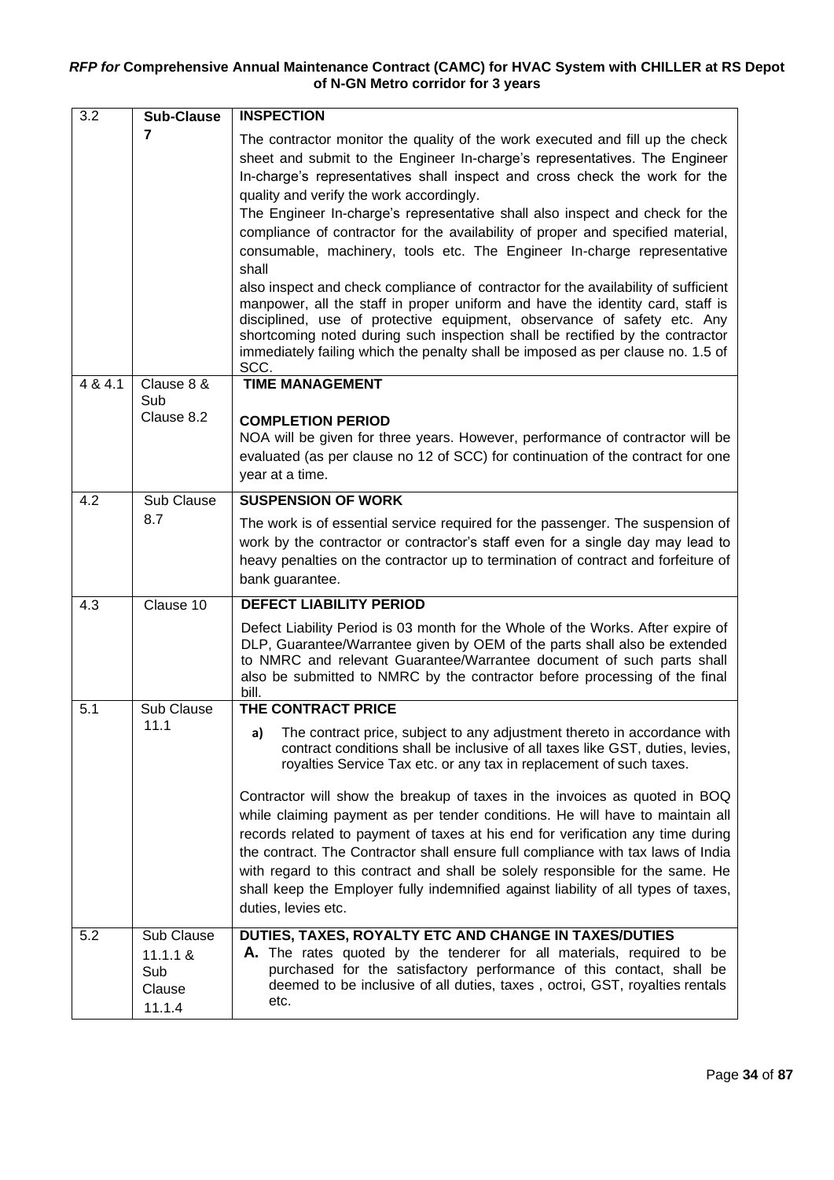| 3.2 | **Sub-Clause 7** | **INSPECTION**<br>The contractor monitor the quality of the work executed and fill up the check sheet and submit to the Engineer In-charge's representatives. The Engineer In-charge's representatives shall inspect and cross check the work for the quality and verify the work accordingly.<br>The Engineer In-charge's representative shall also inspect and check for the compliance of contractor for the availability of proper and specified material, consumable, machinery, tools etc. The Engineer In-charge representative shall<br>also inspect and check compliance of contractor for the availability of sufficient manpower, all the staff in proper uniform and have the identity card, staff is disciplined, use of protective equipment, observance of safety etc. Any shortcoming noted during such inspection shall be rectified by the contractor immediately failing which the penalty shall be imposed as per clause no. 1.5 of SCC. |
|---|---|---|
| 4 & 4.1 | Clause 8 & Sub Clause 8.2 | **TIME MANAGEMENT**<br><br>**COMPLETION PERIOD**<br>NOA will be given for three years. However, performance of contractor will be evaluated (as per clause no 12 of SCC) for continuation of the contract for one year at a time. |
| 4.2 | Sub Clause 8.7 | **SUSPENSION OF WORK**<br>The work is of essential service required for the passenger. The suspension of work by the contractor or contractor's staff even for a single day may lead to heavy penalties on the contractor up to termination of contract and forfeiture of bank guarantee. |
| 4.3 | Clause 10 | **DEFECT LIABILITY PERIOD**<br>Defect Liability Period is 03 month for the Whole of the Works. After expire of DLP, Guarantee/Warrantee given by OEM of the parts shall also be extended to NMRC and relevant Guarantee/Warrantee document of such parts shall also be submitted to NMRC by the contractor before processing of the final bill. |
| 5.1 | Sub Clause 11.1 | **THE CONTRACT PRICE**<br>**a)** The contract price, subject to any adjustment thereto in accordance with contract conditions shall be inclusive of all taxes like GST, duties, levies, royalties Service Tax etc. or any tax in replacement of such taxes.<br><br>Contractor will show the breakup of taxes in the invoices as quoted in BOQ while claiming payment as per tender conditions. He will have to maintain all records related to payment of taxes at his end for verification any time during the contract. The Contractor shall ensure full compliance with tax laws of India with regard to this contract and shall be solely responsible for the same. He shall keep the Employer fully indemnified against liability of all types of taxes, duties, levies etc. |
| 5.2 | Sub Clause 11.1.1 & Sub Clause 11.1.4 | **DUTIES, TAXES, ROYALTY ETC AND CHANGE IN TAXES/DUTIES**<br>**A.** The rates quoted by the tenderer for all materials, required to be purchased for the satisfactory performance of this contact, shall be deemed to be inclusive of all duties, taxes , octroi, GST, royalties rentals etc. |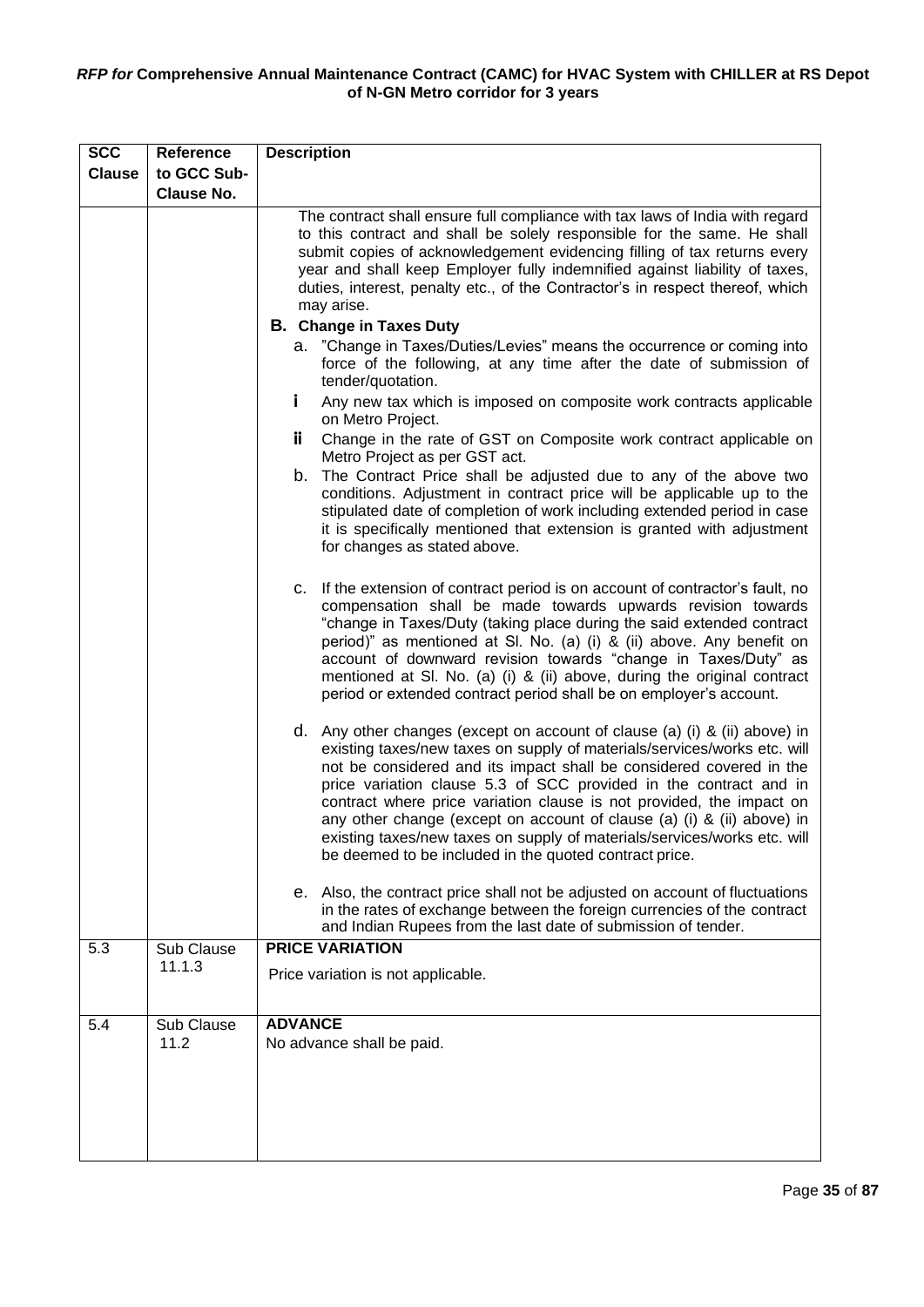| SCC Clause | Reference to GCC Sub-Clause No. | Description |
|---|---|---|
| | | The contract shall ensure full compliance with tax laws of India with regard to this contract and shall be solely responsible for the same. He shall submit copies of acknowledgement evidencing filling of tax returns every year and shall keep Employer fully indemnified against liability of taxes, duties, interest, penalty etc., of the Contractor's in respect thereof, which may arise.<br><br>**B. Change in Taxes Duty**<br><br>a. "Change in Taxes/Duties/Levies" means the occurrence or coming into force of the following, at any time after the date of submission of tender/quotation.<br><br>i Any new tax which is imposed on composite work contracts applicable on Metro Project.<br><br>ii Change in the rate of GST on Composite work contract applicable on Metro Project as per GST act.<br><br>b. The Contract Price shall be adjusted due to any of the above two conditions. Adjustment in contract price will be applicable up to the stipulated date of completion of work including extended period in case it is specifically mentioned that extension is granted with adjustment for changes as stated above.<br><br>c. If the extension of contract period is on account of contractor's fault, no compensation shall be made towards upwards revision towards "change in Taxes/Duty (taking place during the said extended contract period)" as mentioned at Sl. No. (a) (i) & (ii) above. Any benefit on account of downward revision towards "change in Taxes/Duty" as mentioned at Sl. No. (a) (i) & (ii) above, during the original contract period or extended contract period shall be on employer's account.<br><br>d. Any other changes (except on account of clause (a) (i) & (ii) above) in existing taxes/new taxes on supply of materials/services/works etc. will not be considered and its impact shall be considered covered in the price variation clause 5.3 of SCC provided in the contract and in contract where price variation clause is not provided, the impact on any other change (except on account of clause (a) (i) & (ii) above) in existing taxes/new taxes on supply of materials/services/works etc. will be deemed to be included in the quoted contract price.<br><br>e. Also, the contract price shall not be adjusted on account of fluctuations in the rates of exchange between the foreign currencies of the contract and Indian Rupees from the last date of submission of tender. |
| 5.3 | Sub Clause 11.1.3 | **PRICE VARIATION**<br><br>Price variation is not applicable. |
| 5.4 | Sub Clause 11.2 | **ADVANCE**<br><br>No advance shall be paid. |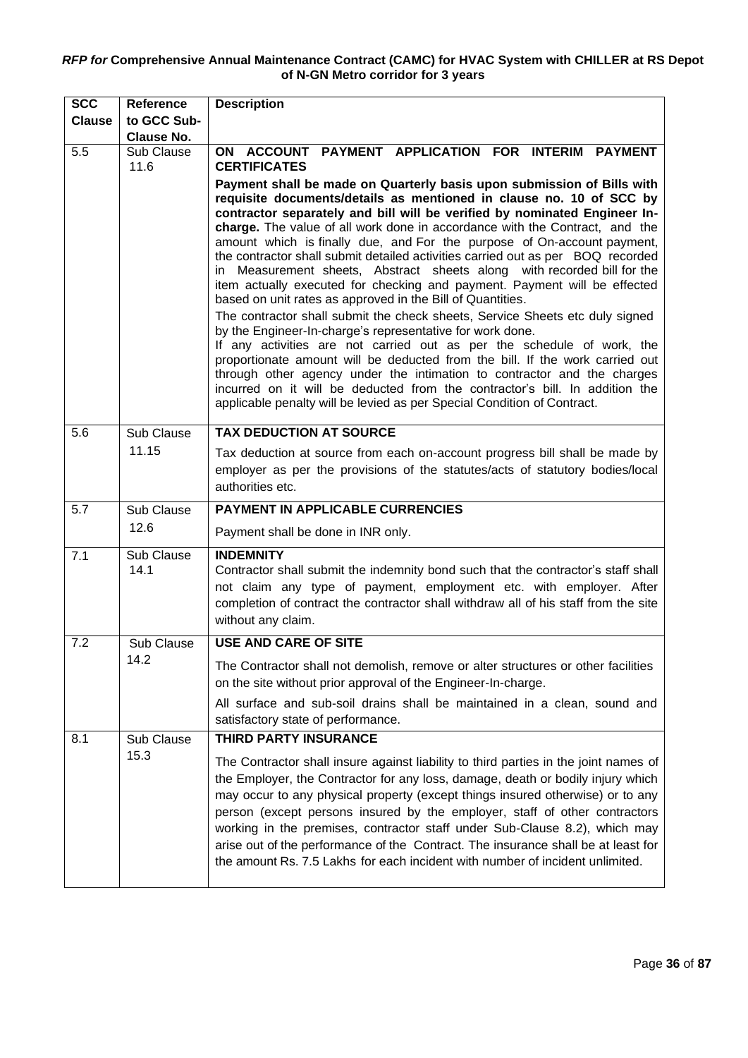| SCC Clause | Reference to GCC Sub-Clause No. | Description |
|---|---|---|
| 5.5 | Sub Clause 11.6 | **ON ACCOUNT PAYMENT APPLICATION FOR INTERIM PAYMENT CERTIFICATES**<br><br>**Payment shall be made on Quarterly basis upon submission of Bills with requisite documents/details as mentioned in clause no. 10 of SCC by contractor separately and bill will be verified by nominated Engineer In-charge.** The value of all work done in accordance with the Contract, and the amount which is finally due, and For the purpose of On-account payment, the contractor shall submit detailed activities carried out as per BOQ recorded in Measurement sheets, Abstract sheets along with recorded bill for the item actually executed for checking and payment. Payment will be effected based on unit rates as approved in the Bill of Quantities.<br><br>The contractor shall submit the check sheets, Service Sheets etc duly signed by the Engineer-In-charge's representative for work done.<br>If any activities are not carried out as per the schedule of work, the proportionate amount will be deducted from the bill. If the work carried out through other agency under the intimation to contractor and the charges incurred on it will be deducted from the contractor's bill. In addition the applicable penalty will be levied as per Special Condition of Contract. |
| 5.6 | Sub Clause 11.15 | **TAX DEDUCTION AT SOURCE**<br><br>Tax deduction at source from each on-account progress bill shall be made by employer as per the provisions of the statutes/acts of statutory bodies/local authorities etc. |
| 5.7 | Sub Clause 12.6 | **PAYMENT IN APPLICABLE CURRENCIES**<br><br>Payment shall be done in INR only. |
| 7.1 | Sub Clause 14.1 | **INDEMNITY**<br>Contractor shall submit the indemnity bond such that the contractor's staff shall not claim any type of payment, employment etc. with employer. After completion of contract the contractor shall withdraw all of his staff from the site without any claim. |
| 7.2 | Sub Clause 14.2 | **USE AND CARE OF SITE**<br><br>The Contractor shall not demolish, remove or alter structures or other facilities on the site without prior approval of the Engineer-In-charge.<br><br>All surface and sub-soil drains shall be maintained in a clean, sound and satisfactory state of performance. |
| 8.1 | Sub Clause 15.3 | **THIRD PARTY INSURANCE**<br><br>The Contractor shall insure against liability to third parties in the joint names of the Employer, the Contractor for any loss, damage, death or bodily injury which may occur to any physical property (except things insured otherwise) or to any person (except persons insured by the employer, staff of other contractors working in the premises, contractor staff under Sub-Clause 8.2), which may arise out of the performance of the Contract. The insurance shall be at least for the amount Rs. 7.5 Lakhs for each incident with number of incident unlimited. |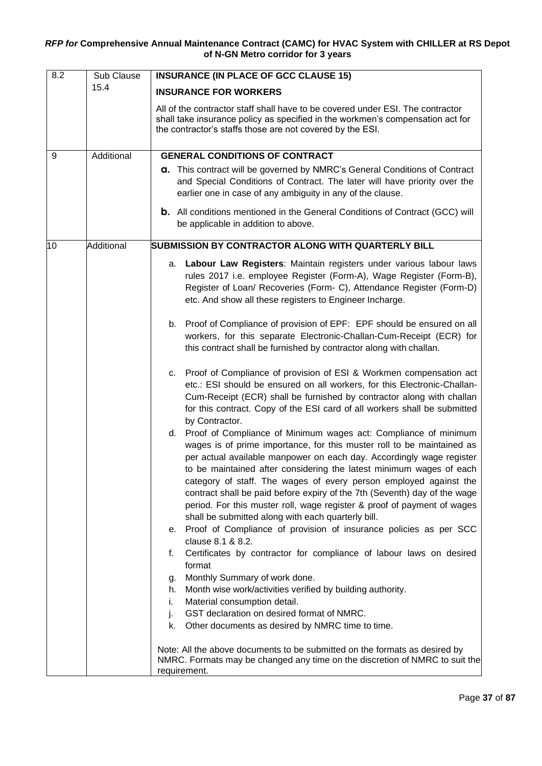| 8.2 | Sub Clause 15.4 | **INSURANCE (IN PLACE OF GCC CLAUSE 15)**<br>**INSURANCE FOR WORKERS**<br>All of the contractor staff shall have to be covered under ESI. The contractor shall take insurance policy as specified in the workmen's compensation act for the contractor's staffs those are not covered by the ESI. |
|---|---|---|
| 9 | Additional | **GENERAL CONDITIONS OF CONTRACT**<br>**a.** This contract will be governed by NMRC's General Conditions of Contract and Special Conditions of Contract. The later will have priority over the earlier one in case of any ambiguity in any of the clause.<br>**b.** All conditions mentioned in the General Conditions of Contract (GCC) will be applicable in addition to above. |
| 10 | Additional | **SUBMISSION BY CONTRACTOR ALONG WITH QUARTERLY BILL**<br>a. **Labour Law Registers**: Maintain registers under various labour laws rules 2017 i.e. employee Register (Form-A), Wage Register (Form-B), Register of Loan/ Recoveries (Form- C), Attendance Register (Form-D) etc. And show all these registers to Engineer Incharge.<br>b. Proof of Compliance of provision of EPF: EPF should be ensured on all workers, for this separate Electronic-Challan-Cum-Receipt (ECR) for this contract shall be furnished by contractor along with challan.<br>c. Proof of Compliance of provision of ESI & Workmen compensation act etc.: ESI should be ensured on all workers, for this Electronic-Challan-Cum-Receipt (ECR) shall be furnished by contractor along with challan for this contract. Copy of the ESI card of all workers shall be submitted by Contractor.<br>d. Proof of Compliance of Minimum wages act: Compliance of minimum wages is of prime importance, for this muster roll to be maintained as per actual available manpower on each day. Accordingly wage register to be maintained after considering the latest minimum wages of each category of staff. The wages of every person employed against the contract shall be paid before expiry of the 7th (Seventh) day of the wage period. For this muster roll, wage register & proof of payment of wages shall be submitted along with each quarterly bill.<br>e. Proof of Compliance of provision of insurance policies as per SCC clause 8.1 & 8.2.<br>f. Certificates by contractor for compliance of labour laws on desired format<br>g. Monthly Summary of work done.<br>h. Month wise work/activities verified by building authority.<br>i. Material consumption detail.<br>j. GST declaration on desired format of NMRC.<br>k. Other documents as desired by NMRC time to time.<br><br>Note: All the above documents to be submitted on the formats as desired by NMRC. Formats may be changed any time on the discretion of NMRC to suit the requirement. |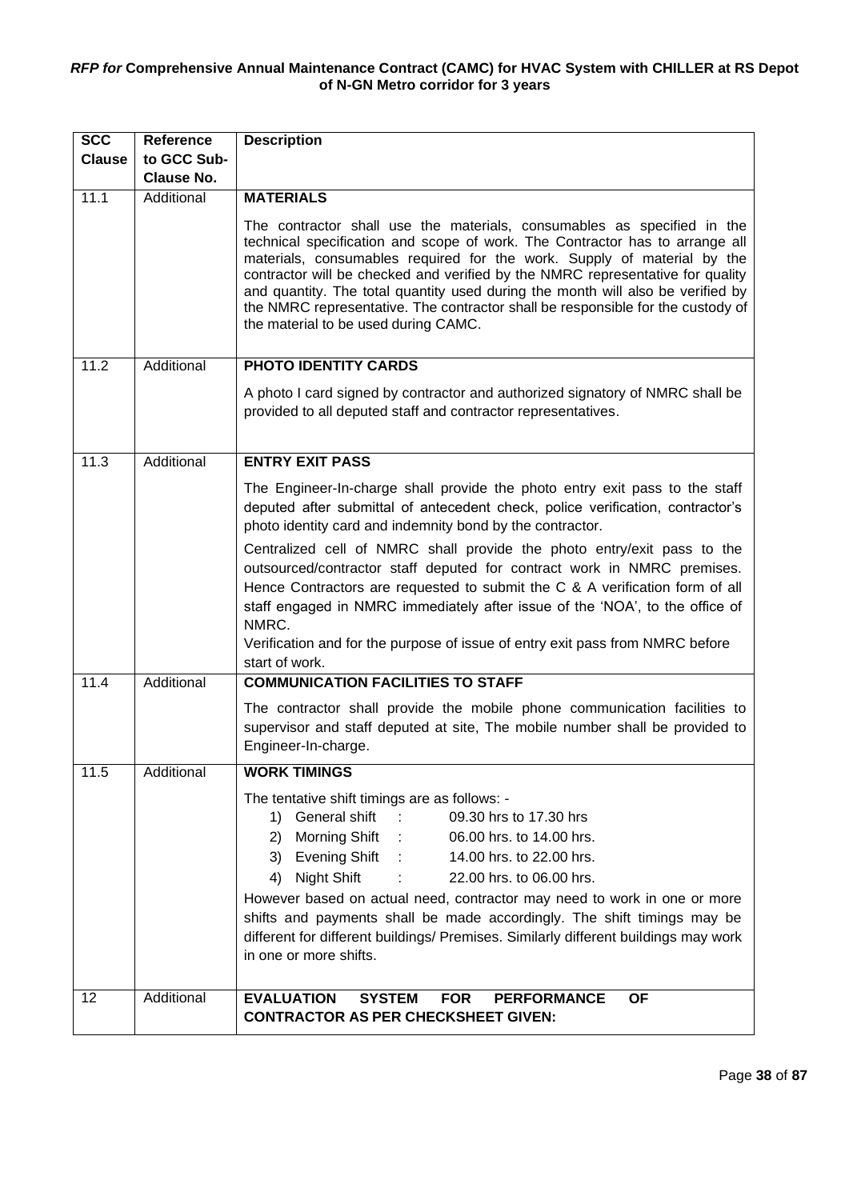| SCC Clause | Reference to GCC Sub-Clause No. | Description |
|---|---|---|
| 11.1 | Additional | **MATERIALS**<br><br>The contractor shall use the materials, consumables as specified in the technical specification and scope of work. The Contractor has to arrange all materials, consumables required for the work. Supply of material by the contractor will be checked and verified by the NMRC representative for quality and quantity. The total quantity used during the month will also be verified by the NMRC representative. The contractor shall be responsible for the custody of the material to be used during CAMC. |
| 11.2 | Additional | **PHOTO IDENTITY CARDS**<br><br>A photo I card signed by contractor and authorized signatory of NMRC shall be provided to all deputed staff and contractor representatives. |
| 11.3 | Additional | **ENTRY EXIT PASS**<br><br>The Engineer-In-charge shall provide the photo entry exit pass to the staff deputed after submittal of antecedent check, police verification, contractor's photo identity card and indemnity bond by the contractor.<br><br>Centralized cell of NMRC shall provide the photo entry/exit pass to the outsourced/contractor staff deputed for contract work in NMRC premises. Hence Contractors are requested to submit the C & A verification form of all staff engaged in NMRC immediately after issue of the 'NOA', to the office of NMRC.<br>Verification and for the purpose of issue of entry exit pass from NMRC before start of work. |
| 11.4 | Additional | **COMMUNICATION FACILITIES TO STAFF**<br><br>The contractor shall provide the mobile phone communication facilities to supervisor and staff deputed at site, The mobile number shall be provided to Engineer-In-charge. |
| 11.5 | Additional | **WORK TIMINGS**<br><br>The tentative shift timings are as follows: -<br>1) General shift : 09.30 hrs to 17.30 hrs<br>2) Morning Shift : 06.00 hrs. to 14.00 hrs.<br>3) Evening Shift : 14.00 hrs. to 22.00 hrs.<br>4) Night Shift : 22.00 hrs. to 06.00 hrs.<br>However based on actual need, contractor may need to work in one or more shifts and payments shall be made accordingly. The shift timings may be different for different buildings/ Premises. Similarly different buildings may work in one or more shifts. |
| 12 | Additional | **EVALUATION SYSTEM FOR PERFORMANCE OF CONTRACTOR AS PER CHECKSHEET GIVEN:** |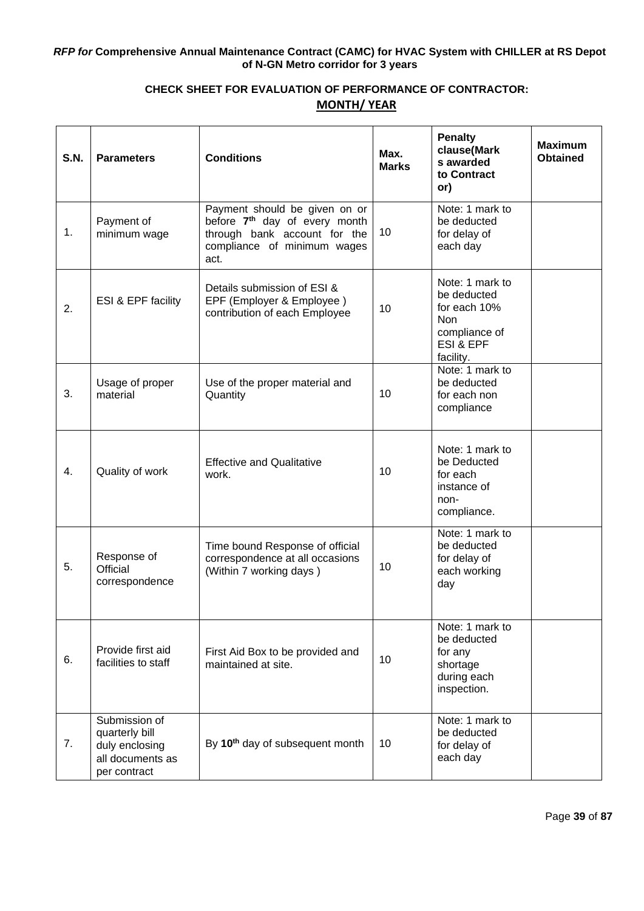***RFP for* Comprehensive Annual Maintenance Contract (CAMC) for HVAC System with CHILLER at RS Depot of N-GN Metro corridor for 3 years**

## CHECK SHEET FOR EVALUATION OF PERFORMANCE OF CONTRACTOR:

**MONTH/ YEAR**

| S.N. | Parameters | Conditions | Max. Marks | Penalty clause(Marks awarded to Contractor) | Maximum Obtained |
|---|---|---|---|---|---|
| 1. | Payment of minimum wage | Payment should be given on or before 7th day of every month through bank account for the compliance of minimum wages act. | 10 | Note: 1 mark to be deducted for delay of each day | |
| 2. | ESI & EPF facility | Details submission of ESI & EPF (Employer & Employee ) contribution of each Employee | 10 | Note: 1 mark to be deducted for each 10% Non compliance of ESI & EPF facility. | |
| 3. | Usage of proper material | Use of the proper material and Quantity | 10 | Note: 1 mark to be deducted for each non compliance | |
| 4. | Quality of work | Effective and Qualitative work. | 10 | Note: 1 mark to be Deducted for each instance of non-compliance. | |
| 5. | Response of Official correspondence | Time bound Response of official correspondence at all occasions (Within 7 working days ) | 10 | Note: 1 mark to be deducted for delay of each working day | |
| 6. | Provide first aid facilities to staff | First Aid Box to be provided and maintained at site. | 10 | Note: 1 mark to be deducted for any shortage during each inspection. | |
| 7. | Submission of quarterly bill duly enclosing all documents as per contract | By 10th day of subsequent month | 10 | Note: 1 mark to be deducted for delay of each day | |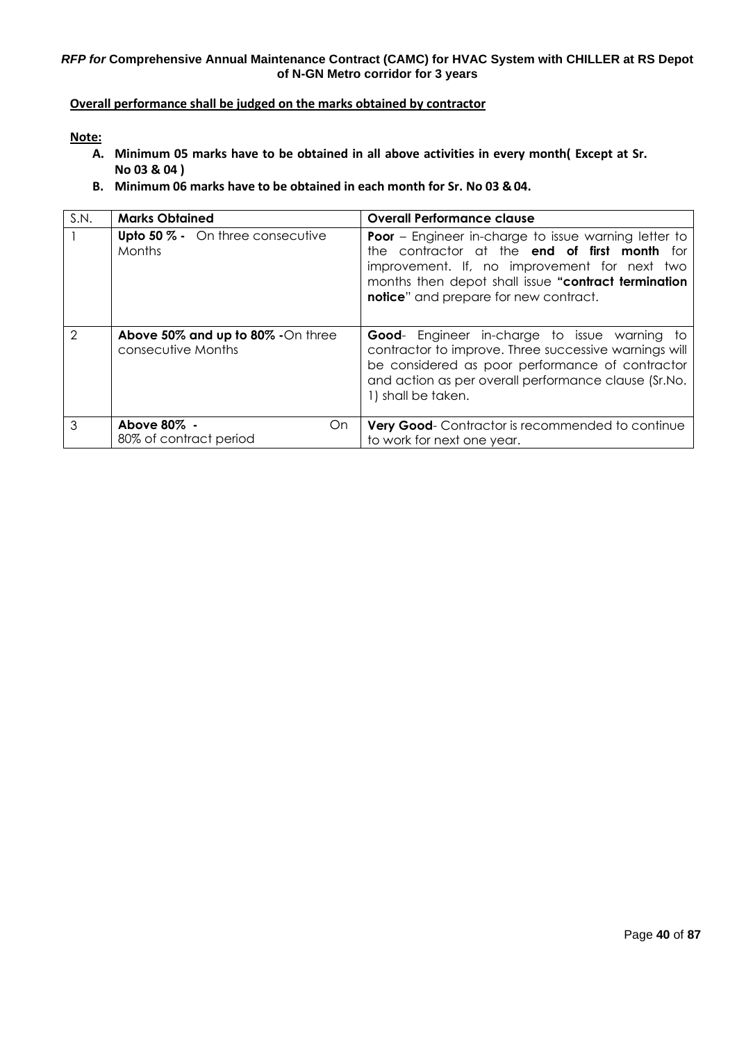**Overall performance shall be judged on the marks obtained by contractor**

**Note:**

A. **Minimum 05 marks have to be obtained in all above activities in every month( Except at Sr. No 03 & 04 )**
B. **Minimum 06 marks have to be obtained in each month for Sr. No 03 & 04.**

| S.N. | Marks Obtained | Overall Performance clause |
|---|---|---|
| 1 | **Upto 50 % -** On three consecutive Months | **Poor** – Engineer in-charge to issue warning letter to the contractor at the **end of first month** for improvement. If, no improvement for next two months then depot shall issue **"contract termination notice**" and prepare for new contract. |
| 2 | **Above 50% and up to 80% -**On three consecutive Months | **Good**- Engineer in-charge to issue warning to contractor to improve. Three successive warnings will be considered as poor performance of contractor and action as per overall performance clause (Sr.No. 1) shall be taken. |
| 3 | **Above 80% -** On 80% of contract period | **Very Good**- Contractor is recommended to continue to work for next one year. |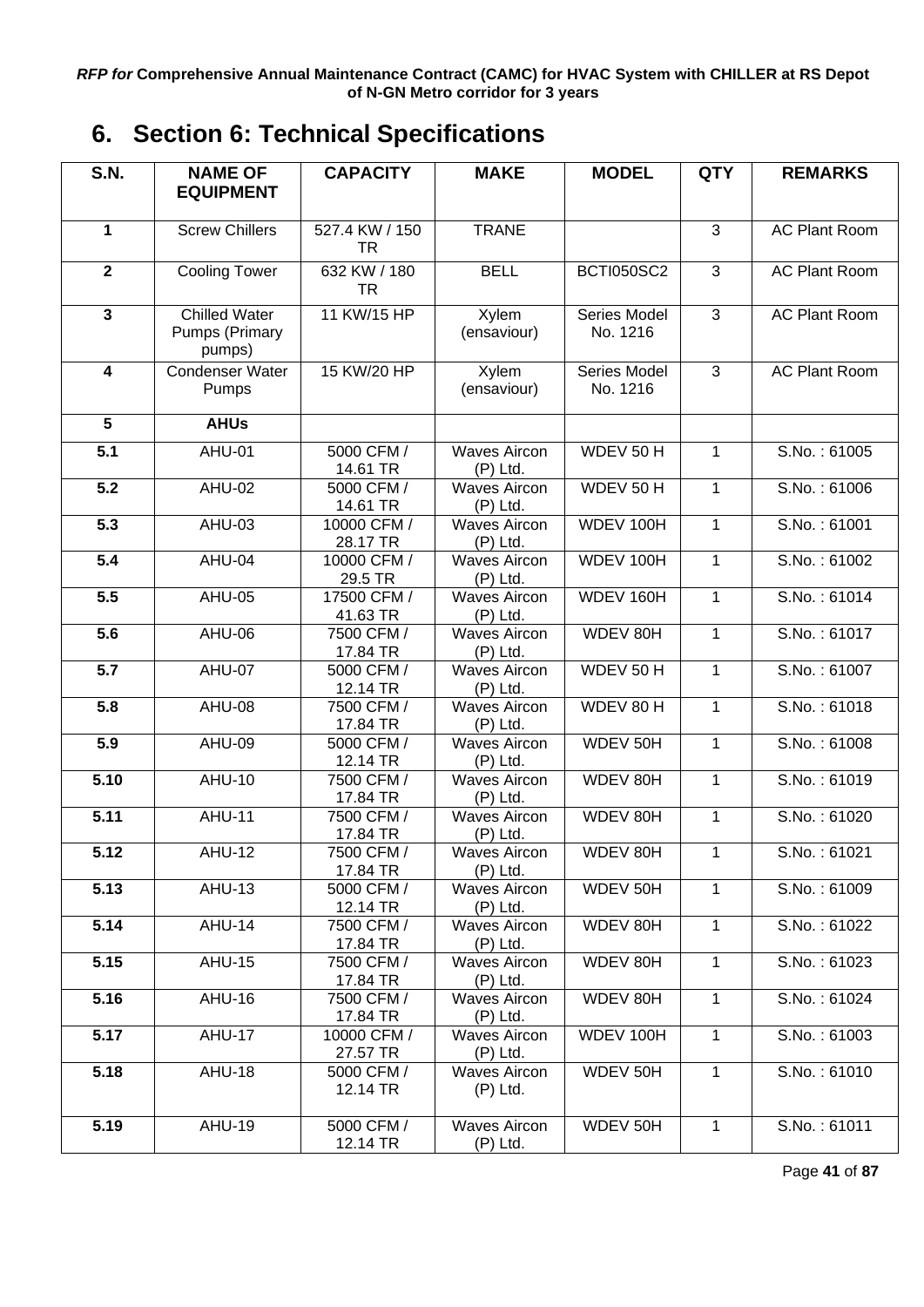# 6. Section 6: Technical Specifications

| S.N. | NAME OF EQUIPMENT | CAPACITY | MAKE | MODEL | QTY | REMARKS |
|---|---|---|---|---|---|---|
| 1 | Screw Chillers | 527.4 KW / 150 TR | TRANE | | 3 | AC Plant Room |
| 2 | Cooling Tower | 632 KW / 180 TR | BELL | BCTI050SC2 | 3 | AC Plant Room |
| 3 | Chilled Water Pumps (Primary pumps) | 11 KW/15 HP | Xylem (ensaviour) | Series Model No. 1216 | 3 | AC Plant Room |
| 4 | Condenser Water Pumps | 15 KW/20 HP | Xylem (ensaviour) | Series Model No. 1216 | 3 | AC Plant Room |
| 5 | **AHUs** | | | | | |
| 5.1 | AHU-01 | 5000 CFM / 14.61 TR | Waves Aircon (P) Ltd. | WDEV 50 H | 1 | S.No. : 61005 |
| 5.2 | AHU-02 | 5000 CFM / 14.61 TR | Waves Aircon (P) Ltd. | WDEV 50 H | 1 | S.No. : 61006 |
| 5.3 | AHU-03 | 10000 CFM / 28.17 TR | Waves Aircon (P) Ltd. | WDEV 100H | 1 | S.No. : 61001 |
| 5.4 | AHU-04 | 10000 CFM / 29.5 TR | Waves Aircon (P) Ltd. | WDEV 100H | 1 | S.No. : 61002 |
| 5.5 | AHU-05 | 17500 CFM / 41.63 TR | Waves Aircon (P) Ltd. | WDEV 160H | 1 | S.No. : 61014 |
| 5.6 | AHU-06 | 7500 CFM / 17.84 TR | Waves Aircon (P) Ltd. | WDEV 80H | 1 | S.No. : 61017 |
| 5.7 | AHU-07 | 5000 CFM / 12.14 TR | Waves Aircon (P) Ltd. | WDEV 50 H | 1 | S.No. : 61007 |
| 5.8 | AHU-08 | 7500 CFM / 17.84 TR | Waves Aircon (P) Ltd. | WDEV 80 H | 1 | S.No. : 61018 |
| 5.9 | AHU-09 | 5000 CFM / 12.14 TR | Waves Aircon (P) Ltd. | WDEV 50H | 1 | S.No. : 61008 |
| 5.10 | AHU-10 | 7500 CFM / 17.84 TR | Waves Aircon (P) Ltd. | WDEV 80H | 1 | S.No. : 61019 |
| 5.11 | AHU-11 | 7500 CFM / 17.84 TR | Waves Aircon (P) Ltd. | WDEV 80H | 1 | S.No. : 61020 |
| 5.12 | AHU-12 | 7500 CFM / 17.84 TR | Waves Aircon (P) Ltd. | WDEV 80H | 1 | S.No. : 61021 |
| 5.13 | AHU-13 | 5000 CFM / 12.14 TR | Waves Aircon (P) Ltd. | WDEV 50H | 1 | S.No. : 61009 |
| 5.14 | AHU-14 | 7500 CFM / 17.84 TR | Waves Aircon (P) Ltd. | WDEV 80H | 1 | S.No. : 61022 |
| 5.15 | AHU-15 | 7500 CFM / 17.84 TR | Waves Aircon (P) Ltd. | WDEV 80H | 1 | S.No. : 61023 |
| 5.16 | AHU-16 | 7500 CFM / 17.84 TR | Waves Aircon (P) Ltd. | WDEV 80H | 1 | S.No. : 61024 |
| 5.17 | AHU-17 | 10000 CFM / 27.57 TR | Waves Aircon (P) Ltd. | WDEV 100H | 1 | S.No. : 61003 |
| 5.18 | AHU-18 | 5000 CFM / 12.14 TR | Waves Aircon (P) Ltd. | WDEV 50H | 1 | S.No. : 61010 |
| 5.19 | AHU-19 | 5000 CFM / 12.14 TR | Waves Aircon (P) Ltd. | WDEV 50H | 1 | S.No. : 61011 |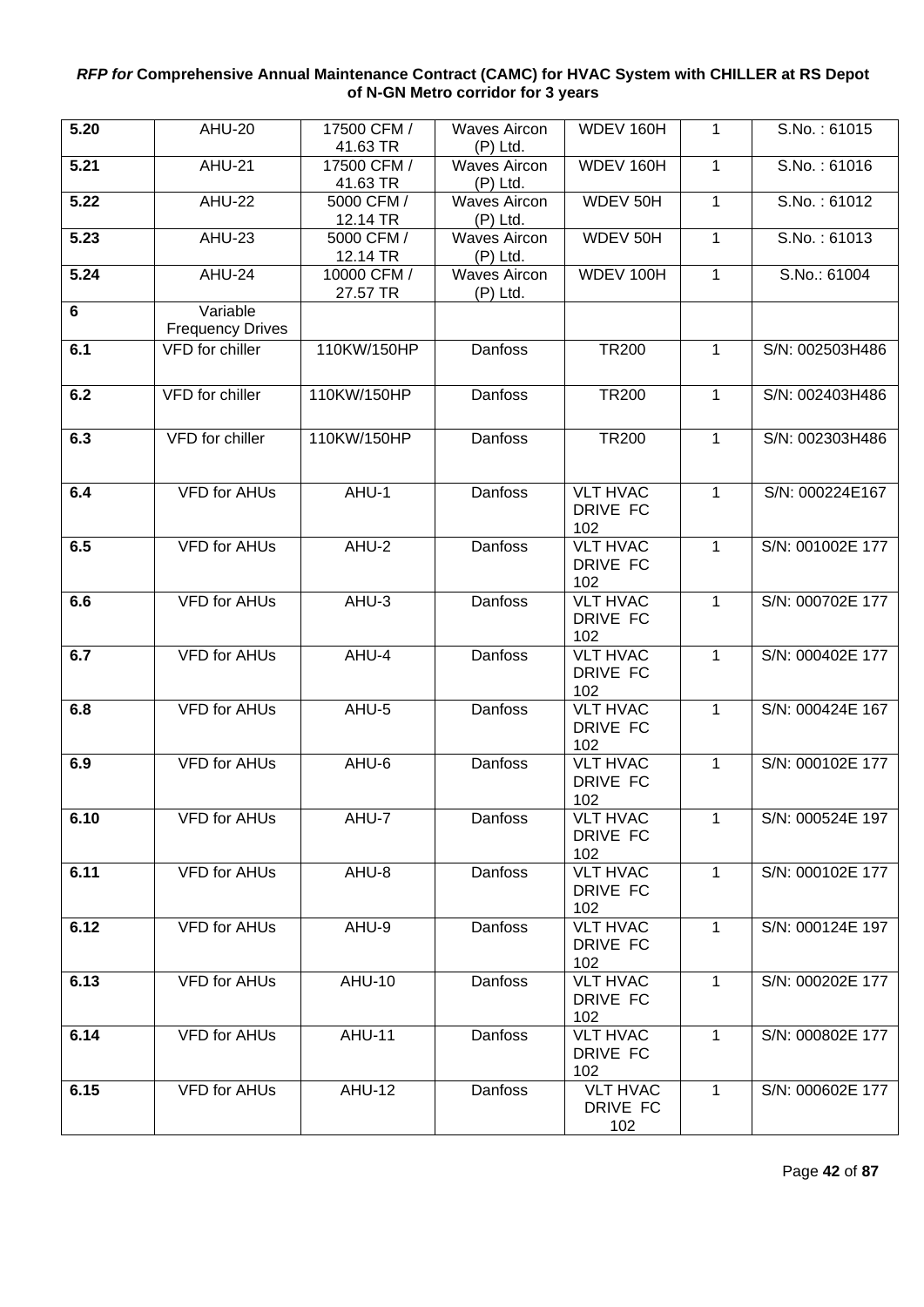| 5.20 | AHU-20 | 17500 CFM / 41.63 TR | Waves Aircon (P) Ltd. | WDEV 160H | 1 | S.No. : 61015 |
|---|---|---|---|---|---|---|
| 5.21 | AHU-21 | 17500 CFM / 41.63 TR | Waves Aircon (P) Ltd. | WDEV 160H | 1 | S.No. : 61016 |
| 5.22 | AHU-22 | 5000 CFM / 12.14 TR | Waves Aircon (P) Ltd. | WDEV 50H | 1 | S.No. : 61012 |
| 5.23 | AHU-23 | 5000 CFM / 12.14 TR | Waves Aircon (P) Ltd. | WDEV 50H | 1 | S.No. : 61013 |
| 5.24 | AHU-24 | 10000 CFM / 27.57 TR | Waves Aircon (P) Ltd. | WDEV 100H | 1 | S.No.: 61004 |
| 6 | Variable Frequency Drives | | | | | |
| 6.1 | VFD for chiller | 110KW/150HP | Danfoss | TR200 | 1 | S/N: 002503H486 |
| 6.2 | VFD for chiller | 110KW/150HP | Danfoss | TR200 | 1 | S/N: 002403H486 |
| 6.3 | VFD for chiller | 110KW/150HP | Danfoss | TR200 | 1 | S/N: 002303H486 |
| 6.4 | VFD for AHUs | AHU-1 | Danfoss | VLT HVAC DRIVE FC 102 | 1 | S/N: 000224E167 |
| 6.5 | VFD for AHUs | AHU-2 | Danfoss | VLT HVAC DRIVE FC 102 | 1 | S/N: 001002E 177 |
| 6.6 | VFD for AHUs | AHU-3 | Danfoss | VLT HVAC DRIVE FC 102 | 1 | S/N: 000702E 177 |
| 6.7 | VFD for AHUs | AHU-4 | Danfoss | VLT HVAC DRIVE FC 102 | 1 | S/N: 000402E 177 |
| 6.8 | VFD for AHUs | AHU-5 | Danfoss | VLT HVAC DRIVE FC 102 | 1 | S/N: 000424E 167 |
| 6.9 | VFD for AHUs | AHU-6 | Danfoss | VLT HVAC DRIVE FC 102 | 1 | S/N: 000102E 177 |
| 6.10 | VFD for AHUs | AHU-7 | Danfoss | VLT HVAC DRIVE FC 102 | 1 | S/N: 000524E 197 |
| 6.11 | VFD for AHUs | AHU-8 | Danfoss | VLT HVAC DRIVE FC 102 | 1 | S/N: 000102E 177 |
| 6.12 | VFD for AHUs | AHU-9 | Danfoss | VLT HVAC DRIVE FC 102 | 1 | S/N: 000124E 197 |
| 6.13 | VFD for AHUs | AHU-10 | Danfoss | VLT HVAC DRIVE FC 102 | 1 | S/N: 000202E 177 |
| 6.14 | VFD for AHUs | AHU-11 | Danfoss | VLT HVAC DRIVE FC 102 | 1 | S/N: 000802E 177 |
| 6.15 | VFD for AHUs | AHU-12 | Danfoss | VLT HVAC DRIVE FC 102 | 1 | S/N: 000602E 177 |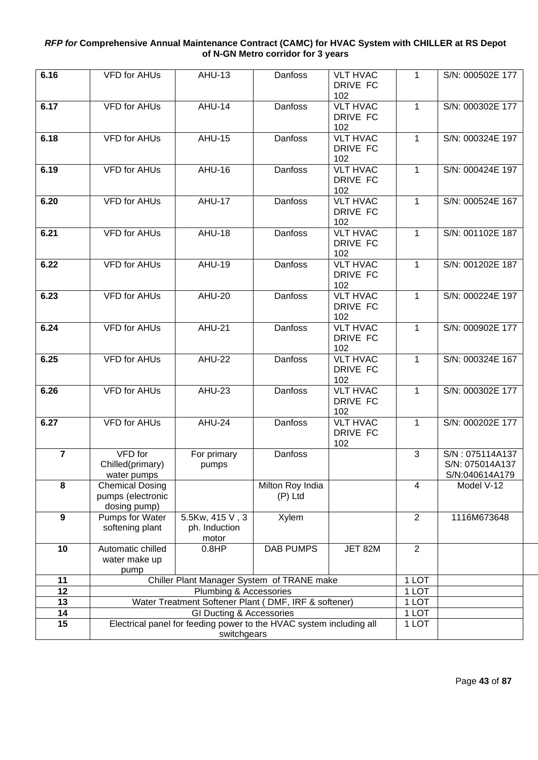| | | | | | | |
|---|---|---|---|---|---|---|
| **6.16** | VFD for AHUs | AHU-13 | Danfoss | VLT HVAC DRIVE FC 102 | 1 | S/N: 000502E 177 |
| **6.17** | VFD for AHUs | AHU-14 | Danfoss | VLT HVAC DRIVE FC 102 | 1 | S/N: 000302E 177 |
| **6.18** | VFD for AHUs | AHU-15 | Danfoss | VLT HVAC DRIVE FC 102 | 1 | S/N: 000324E 197 |
| **6.19** | VFD for AHUs | AHU-16 | Danfoss | VLT HVAC DRIVE FC 102 | 1 | S/N: 000424E 197 |
| **6.20** | VFD for AHUs | AHU-17 | Danfoss | VLT HVAC DRIVE FC 102 | 1 | S/N: 000524E 167 |
| **6.21** | VFD for AHUs | AHU-18 | Danfoss | VLT HVAC DRIVE FC 102 | 1 | S/N: 001102E 187 |
| **6.22** | VFD for AHUs | AHU-19 | Danfoss | VLT HVAC DRIVE FC 102 | 1 | S/N: 001202E 187 |
| **6.23** | VFD for AHUs | AHU-20 | Danfoss | VLT HVAC DRIVE FC 102 | 1 | S/N: 000224E 197 |
| **6.24** | VFD for AHUs | AHU-21 | Danfoss | VLT HVAC DRIVE FC 102 | 1 | S/N: 000902E 177 |
| **6.25** | VFD for AHUs | AHU-22 | Danfoss | VLT HVAC DRIVE FC 102 | 1 | S/N: 000324E 167 |
| **6.26** | VFD for AHUs | AHU-23 | Danfoss | VLT HVAC DRIVE FC 102 | 1 | S/N: 000302E 177 |
| **6.27** | VFD for AHUs | AHU-24 | Danfoss | VLT HVAC DRIVE FC 102 | 1 | S/N: 000202E 177 |
| **7** | VFD for Chilled(primary) water pumps | For primary pumps | Danfoss | | 3 | S/N : 075114A137 S/N: 075014A137 S/N:040614A179 |
| **8** | Chemical Dosing pumps (electronic dosing pump) | | Milton Roy India (P) Ltd | | 4 | Model V-12 |
| **9** | Pumps for Water softening plant | 5.5Kw, 415 V , 3 ph. Induction motor | Xylem | | 2 | 1116M673648 |
| **10** | Automatic chilled water make up pump | 0.8HP | DAB PUMPS | JET 82M | 2 | |
| **11** | Chiller Plant Manager System of TRANE make | | | | 1 LOT | |
| **12** | Plumbing & Accessories | | | | 1 LOT | |
| **13** | Water Treatment Softener Plant ( DMF, IRF & softener) | | | | 1 LOT | |
| **14** | GI Ducting & Accessories | | | | 1 LOT | |
| **15** | Electrical panel for feeding power to the HVAC system including all switchgears | | | | 1 LOT | |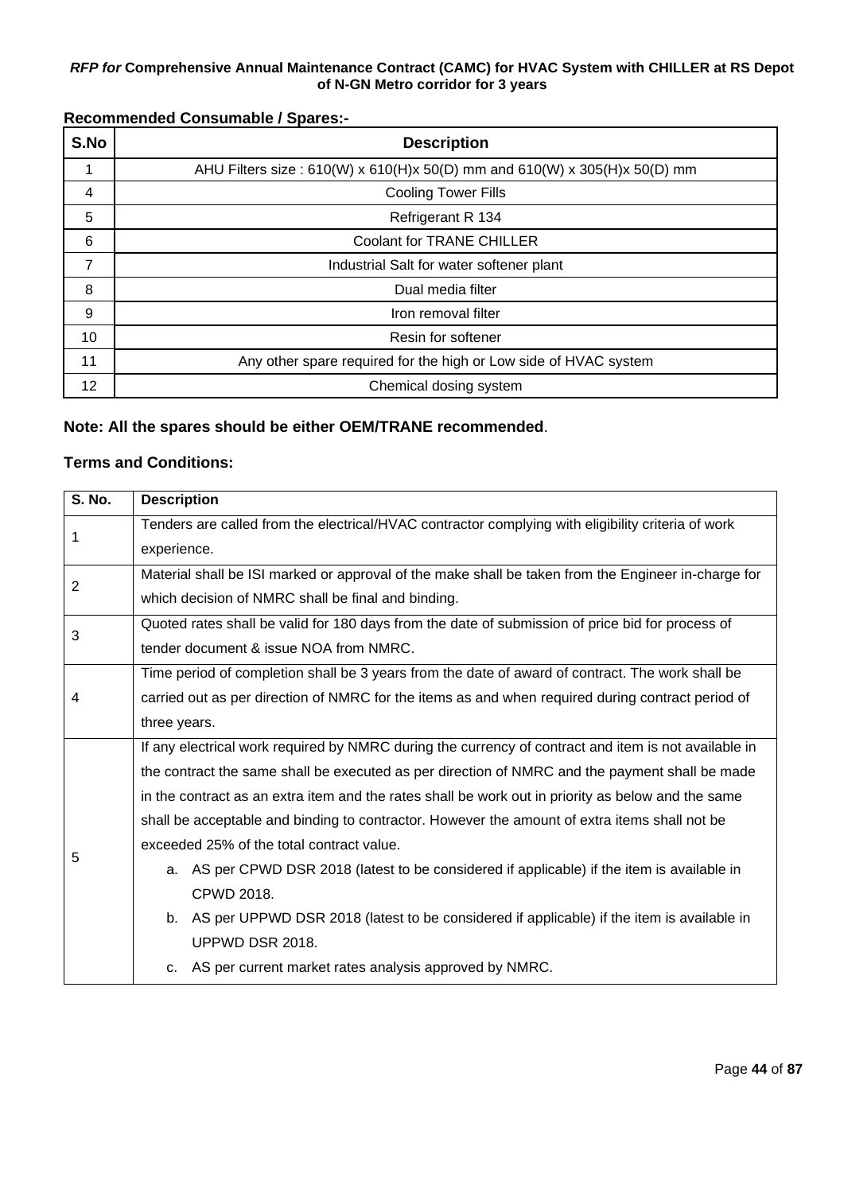**Recommended Consumable / Spares:-**

| S.No | Description |
|---|---|
| 1 | AHU Filters size : 610(W) x 610(H)x 50(D) mm and 610(W) x 305(H)x 50(D) mm |
| 4 | Cooling Tower Fills |
| 5 | Refrigerant R 134 |
| 6 | Coolant for TRANE CHILLER |
| 7 | Industrial Salt for water softener plant |
| 8 | Dual media filter |
| 9 | Iron removal filter |
| 10 | Resin for softener |
| 11 | Any other spare required for the high or Low side of HVAC system |
| 12 | Chemical dosing system |

**Note: All the spares should be either OEM/TRANE recommended**.

**Terms and Conditions:**

| S. No. | Description |
|---|---|
| 1 | Tenders are called from the electrical/HVAC contractor complying with eligibility criteria of work experience. |
| 2 | Material shall be ISI marked or approval of the make shall be taken from the Engineer in-charge for which decision of NMRC shall be final and binding. |
| 3 | Quoted rates shall be valid for 180 days from the date of submission of price bid for process of tender document & issue NOA from NMRC. |
| 4 | Time period of completion shall be 3 years from the date of award of contract. The work shall be carried out as per direction of NMRC for the items as and when required during contract period of three years. |
| 5 | If any electrical work required by NMRC during the currency of contract and item is not available in the contract the same shall be executed as per direction of NMRC and the payment shall be made in the contract as an extra item and the rates shall be work out in priority as below and the same shall be acceptable and binding to contractor. However the amount of extra items shall not be exceeded 25% of the total contract value. <br> a. AS per CPWD DSR 2018 (latest to be considered if applicable) if the item is available in CPWD 2018. <br> b. AS per UPPWD DSR 2018 (latest to be considered if applicable) if the item is available in UPPWD DSR 2018. <br> c. AS per current market rates analysis approved by NMRC. |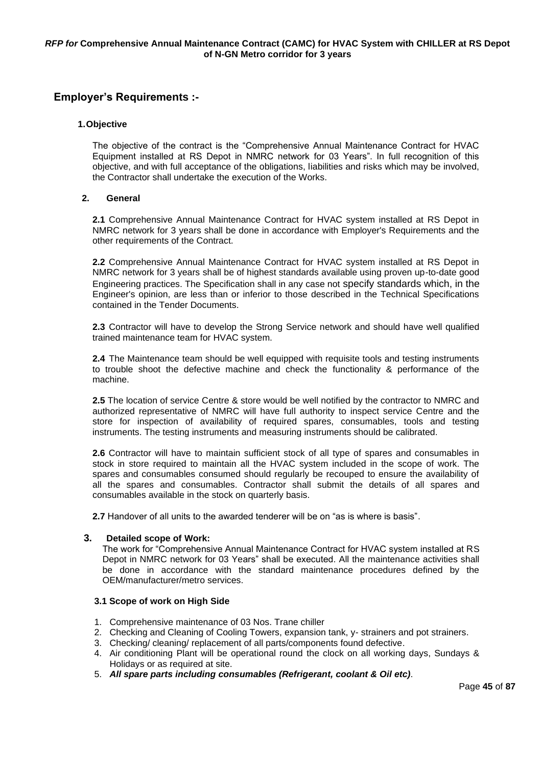## Employer's Requirements :-

### 1. Objective

The objective of the contract is the "Comprehensive Annual Maintenance Contract for HVAC Equipment installed at RS Depot in NMRC network for 03 Years". In full recognition of this objective, and with full acceptance of the obligations, liabilities and risks which may be involved, the Contractor shall undertake the execution of the Works.

### 2. General

**2.1** Comprehensive Annual Maintenance Contract for HVAC system installed at RS Depot in NMRC network for 3 years shall be done in accordance with Employer's Requirements and the other requirements of the Contract.

**2.2** Comprehensive Annual Maintenance Contract for HVAC system installed at RS Depot in NMRC network for 3 years shall be of highest standards available using proven up-to-date good Engineering practices. The Specification shall in any case not specify standards which, in the Engineer's opinion, are less than or inferior to those described in the Technical Specifications contained in the Tender Documents.

**2.3** Contractor will have to develop the Strong Service network and should have well qualified trained maintenance team for HVAC system.

**2.4** The Maintenance team should be well equipped with requisite tools and testing instruments to trouble shoot the defective machine and check the functionality & performance of the machine.

**2.5** The location of service Centre & store would be well notified by the contractor to NMRC and authorized representative of NMRC will have full authority to inspect service Centre and the store for inspection of availability of required spares, consumables, tools and testing instruments. The testing instruments and measuring instruments should be calibrated.

**2.6** Contractor will have to maintain sufficient stock of all type of spares and consumables in stock in store required to maintain all the HVAC system included in the scope of work. The spares and consumables consumed should regularly be recouped to ensure the availability of all the spares and consumables. Contractor shall submit the details of all spares and consumables available in the stock on quarterly basis.

**2.7** Handover of all units to the awarded tenderer will be on "as is where is basis".

### 3. Detailed scope of Work:

The work for "Comprehensive Annual Maintenance Contract for HVAC system installed at RS Depot in NMRC network for 03 Years" shall be executed. All the maintenance activities shall be done in accordance with the standard maintenance procedures defined by the OEM/manufacturer/metro services.

#### 3.1 Scope of work on High Side

1. Comprehensive maintenance of 03 Nos. Trane chiller
2. Checking and Cleaning of Cooling Towers, expansion tank, y- strainers and pot strainers.
3. Checking/ cleaning/ replacement of all parts/components found defective.
4. Air conditioning Plant will be operational round the clock on all working days, Sundays & Holidays or as required at site.
5. ***All spare parts including consumables (Refrigerant, coolant & Oil etc)***.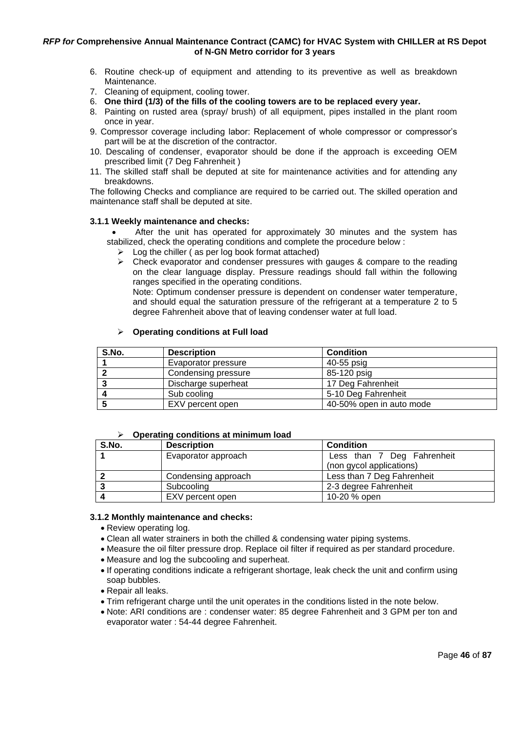6. Routine check-up of equipment and attending to its preventive as well as breakdown Maintenance.
7. Cleaning of equipment, cooling tower.
6. **One third (1/3) of the fills of the cooling towers are to be replaced every year.**
8. Painting on rusted area (spray/ brush) of all equipment, pipes installed in the plant room once in year.
9. Compressor coverage including labor: Replacement of whole compressor or compressor's part will be at the discretion of the contractor.
10. Descaling of condenser, evaporator should be done if the approach is exceeding OEM prescribed limit (7 Deg Fahrenheit )
11. The skilled staff shall be deputed at site for maintenance activities and for attending any breakdowns.

The following Checks and compliance are required to be carried out. The skilled operation and maintenance staff shall be deputed at site.

### 3.1.1 Weekly maintenance and checks:

- After the unit has operated for approximately 30 minutes and the system has stabilized, check the operating conditions and complete the procedure below :
  - Log the chiller ( as per log book format attached)
  - Check evaporator and condenser pressures with gauges & compare to the reading on the clear language display. Pressure readings should fall within the following ranges specified in the operating conditions.

    Note: Optimum condenser pressure is dependent on condenser water temperature, and should equal the saturation pressure of the refrigerant at a temperature 2 to 5 degree Fahrenheit above that of leaving condenser water at full load.

  - **Operating conditions at Full load**

| S.No. | Description | Condition |
|---|---|---|
| **1** | Evaporator pressure | 40-55 psig |
| **2** | Condensing pressure | 85-120 psig |
| **3** | Discharge superheat | 17 Deg Fahrenheit |
| **4** | Sub cooling | 5-10 Deg Fahrenheit |
| **5** | EXV percent open | 40-50% open in auto mode |

  - **Operating conditions at minimum load**

| S.No. | Description | Condition |
|---|---|---|
| **1** | Evaporator approach | Less than 7 Deg Fahrenheit (non gycol applications) |
| **2** | Condensing approach | Less than 7 Deg Fahrenheit |
| **3** | Subcooling | 2-3 degree Fahrenheit |
| **4** | EXV percent open | 10-20 % open |

### 3.1.2 Monthly maintenance and checks:

- Review operating log.
- Clean all water strainers in both the chilled & condensing water piping systems.
- Measure the oil filter pressure drop. Replace oil filter if required as per standard procedure.
- Measure and log the subcooling and superheat.
- If operating conditions indicate a refrigerant shortage, leak check the unit and confirm using soap bubbles.
- Repair all leaks.
- Trim refrigerant charge until the unit operates in the conditions listed in the note below.
- Note: ARI conditions are : condenser water: 85 degree Fahrenheit and 3 GPM per ton and evaporator water : 54-44 degree Fahrenheit.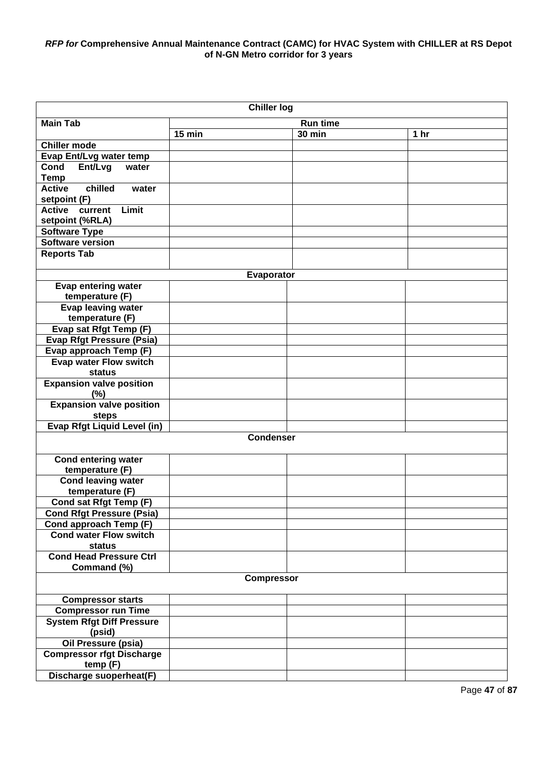| Chiller log | | | |
|---|---|---|---|
| **Main Tab** | **Run time** | | |
| | **15 min** | **30 min** | **1 hr** |
| **Chiller mode** | | | |
| **Evap Ent/Lvg water temp** | | | |
| **Cond Ent/Lvg water Temp** | | | |
| **Active chilled water setpoint (F)** | | | |
| **Active current Limit setpoint (%RLA)** | | | |
| **Software Type** | | | |
| **Software version** | | | |
| **Reports Tab** | | | |
| **Evaporator** | | | |
| **Evap entering water temperature (F)** | | | |
| **Evap leaving water temperature (F)** | | | |
| **Evap sat Rfgt Temp (F)** | | | |
| **Evap Rfgt Pressure (Psia)** | | | |
| **Evap approach Temp (F)** | | | |
| **Evap water Flow switch status** | | | |
| **Expansion valve position (%)** | | | |
| **Expansion valve position steps** | | | |
| **Evap Rfgt Liquid Level (in)** | | | |
| **Condenser** | | | |
| **Cond entering water temperature (F)** | | | |
| **Cond leaving water temperature (F)** | | | |
| **Cond sat Rfgt Temp (F)** | | | |
| **Cond Rfgt Pressure (Psia)** | | | |
| **Cond approach Temp (F)** | | | |
| **Cond water Flow switch status** | | | |
| **Cond Head Pressure Ctrl Command (%)** | | | |
| **Compressor** | | | |
| **Compressor starts** | | | |
| **Compressor run Time** | | | |
| **System Rfgt Diff Pressure (psid)** | | | |
| **Oil Pressure (psia)** | | | |
| **Compressor rfgt Discharge temp (F)** | | | |
| **Discharge suoperheat(F)** | | | |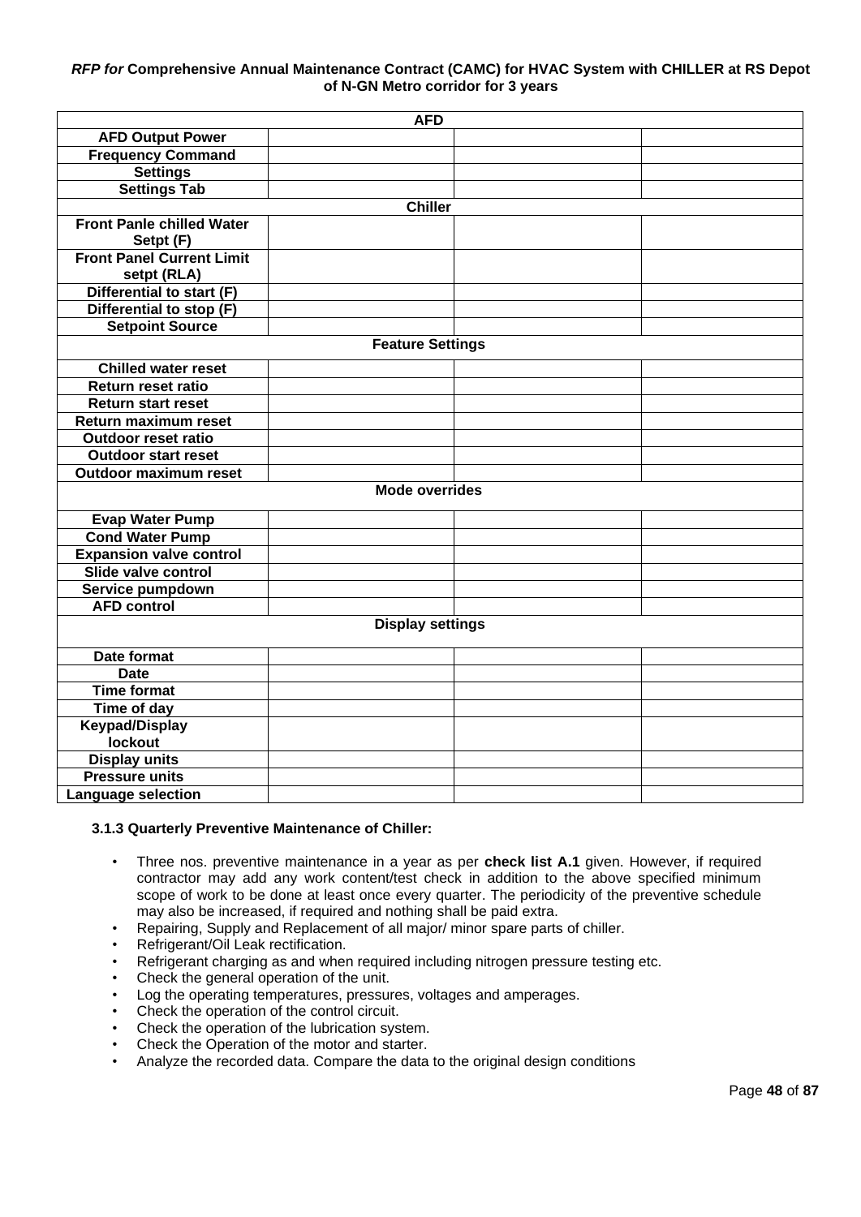| AFD | | | |
|---|---|---|---|
| AFD Output Power | | | |
| Frequency Command | | | |
| Settings | | | |
| Settings Tab | | | |
| **Chiller** | | | |
| Front Panle chilled Water Setpt (F) | | | |
| Front Panel Current Limit setpt (RLA) | | | |
| Differential to start (F) | | | |
| Differential to stop (F) | | | |
| Setpoint Source | | | |
| **Feature Settings** | | | |
| Chilled water reset | | | |
| Return reset ratio | | | |
| Return start reset | | | |
| Return maximum reset | | | |
| Outdoor reset ratio | | | |
| Outdoor start reset | | | |
| Outdoor maximum reset | | | |
| **Mode overrides** | | | |
| Evap Water Pump | | | |
| Cond Water Pump | | | |
| Expansion valve control | | | |
| Slide valve control | | | |
| Service pumpdown | | | |
| AFD control | | | |
| **Display settings** | | | |
| Date format | | | |
| Date | | | |
| Time format | | | |
| Time of day | | | |
| Keypad/Display lockout | | | |
| Display units | | | |
| Pressure units | | | |
| Language selection | | | |

### 3.1.3 Quarterly Preventive Maintenance of Chiller:

- Three nos. preventive maintenance in a year as per **check list A.1** given. However, if required contractor may add any work content/test check in addition to the above specified minimum scope of work to be done at least once every quarter. The periodicity of the preventive schedule may also be increased, if required and nothing shall be paid extra.
- Repairing, Supply and Replacement of all major/ minor spare parts of chiller.
- Refrigerant/Oil Leak rectification.
- Refrigerant charging as and when required including nitrogen pressure testing etc.
- Check the general operation of the unit.
- Log the operating temperatures, pressures, voltages and amperages.
- Check the operation of the control circuit.
- Check the operation of the lubrication system.
- Check the Operation of the motor and starter.
- Analyze the recorded data. Compare the data to the original design conditions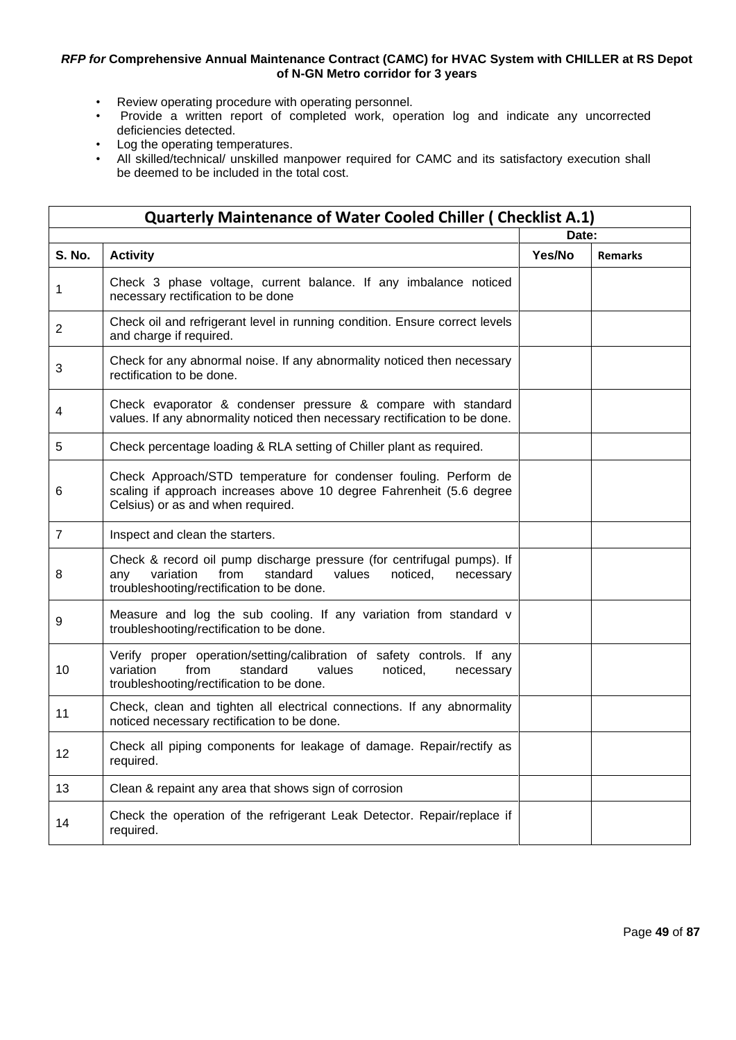- Review operating procedure with operating personnel.
- Provide a written report of completed work, operation log and indicate any uncorrected deficiencies detected.
- Log the operating temperatures.
- All skilled/technical/ unskilled manpower required for CAMC and its satisfactory execution shall be deemed to be included in the total cost.

| **Quarterly Maintenance of Water Cooled Chiller ( Checklist A.1)** | | | |
|---|---|---|---|
| | | **Date:** | |
| **S. No.** | **Activity** | **Yes/No** | **Remarks** |
| 1 | Check 3 phase voltage, current balance. If any imbalance noticed necessary rectification to be done | | |
| 2 | Check oil and refrigerant level in running condition. Ensure correct levels and charge if required. | | |
| 3 | Check for any abnormal noise. If any abnormality noticed then necessary rectification to be done. | | |
| 4 | Check evaporator & condenser pressure & compare with standard values. If any abnormality noticed then necessary rectification to be done. | | |
| 5 | Check percentage loading & RLA setting of Chiller plant as required. | | |
| 6 | Check Approach/STD temperature for condenser fouling. Perform de scaling if approach increases above 10 degree Fahrenheit (5.6 degree Celsius) or as and when required. | | |
| 7 | Inspect and clean the starters. | | |
| 8 | Check & record oil pump discharge pressure (for centrifugal pumps). If any variation from standard values noticed, necessary troubleshooting/rectification to be done. | | |
| 9 | Measure and log the sub cooling. If any variation from standard v troubleshooting/rectification to be done. | | |
| 10 | Verify proper operation/setting/calibration of safety controls. If any variation from standard values noticed, necessary troubleshooting/rectification to be done. | | |
| 11 | Check, clean and tighten all electrical connections. If any abnormality noticed necessary rectification to be done. | | |
| 12 | Check all piping components for leakage of damage. Repair/rectify as required. | | |
| 13 | Clean & repaint any area that shows sign of corrosion | | |
| 14 | Check the operation of the refrigerant Leak Detector. Repair/replace if required. | | |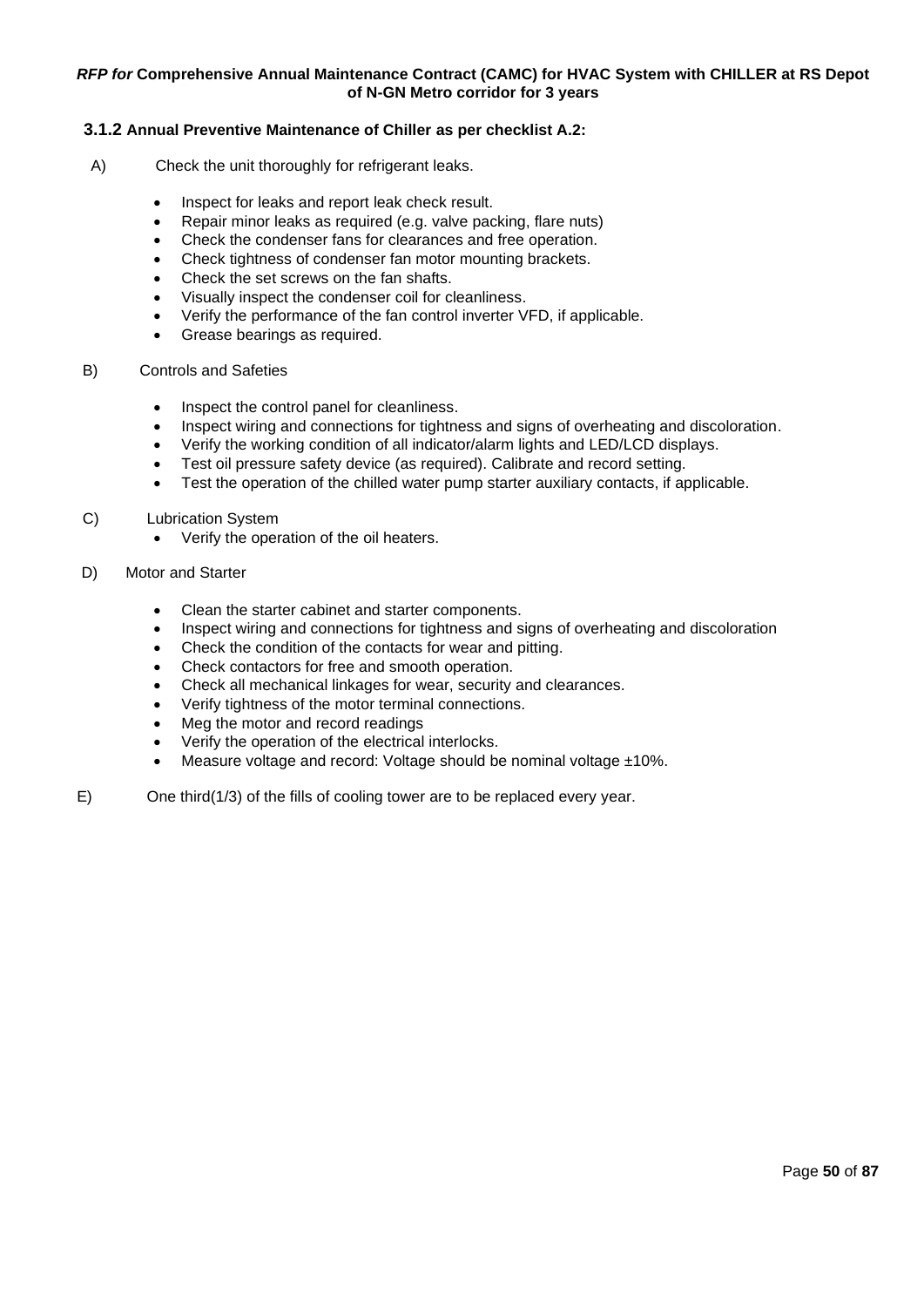### 3.1.2 Annual Preventive Maintenance of Chiller as per checklist A.2:

A) Check the unit thoroughly for refrigerant leaks.

- Inspect for leaks and report leak check result.
- Repair minor leaks as required (e.g. valve packing, flare nuts)
- Check the condenser fans for clearances and free operation.
- Check tightness of condenser fan motor mounting brackets.
- Check the set screws on the fan shafts.
- Visually inspect the condenser coil for cleanliness.
- Verify the performance of the fan control inverter VFD, if applicable.
- Grease bearings as required.

B) Controls and Safeties

- Inspect the control panel for cleanliness.
- Inspect wiring and connections for tightness and signs of overheating and discoloration.
- Verify the working condition of all indicator/alarm lights and LED/LCD displays.
- Test oil pressure safety device (as required). Calibrate and record setting.
- Test the operation of the chilled water pump starter auxiliary contacts, if applicable.

C) Lubrication System

- Verify the operation of the oil heaters.

D) Motor and Starter

- Clean the starter cabinet and starter components.
- Inspect wiring and connections for tightness and signs of overheating and discoloration
- Check the condition of the contacts for wear and pitting.
- Check contactors for free and smooth operation.
- Check all mechanical linkages for wear, security and clearances.
- Verify tightness of the motor terminal connections.
- Meg the motor and record readings
- Verify the operation of the electrical interlocks.
- Measure voltage and record: Voltage should be nominal voltage ±10%.

E) One third(1/3) of the fills of cooling tower are to be replaced every year.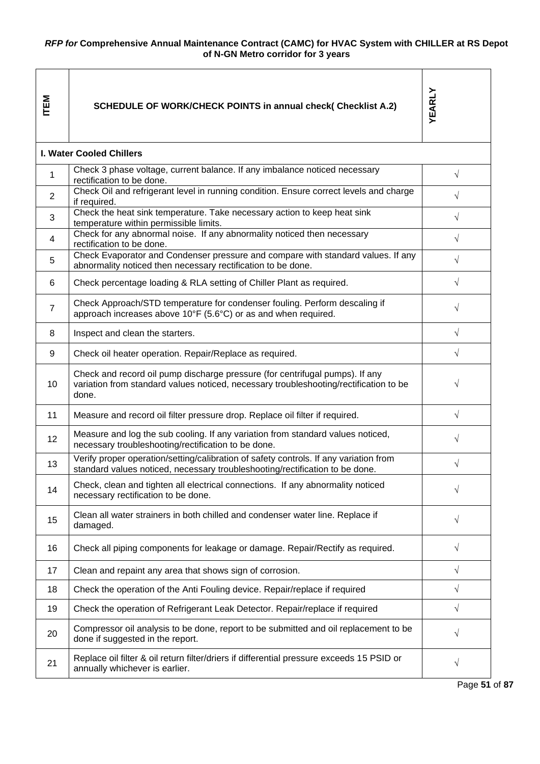*RFP for* **Comprehensive Annual Maintenance Contract (CAMC) for HVAC System with CHILLER at RS Depot of N-GN Metro corridor for 3 years**

| ITEM | SCHEDULE OF WORK/CHECK POINTS in annual check( Checklist A.2) | YEARLY |
|---|---|---|
| **I. Water Cooled Chillers** | | |
| 1 | Check 3 phase voltage, current balance. If any imbalance noticed necessary rectification to be done. | √ |
| 2 | Check Oil and refrigerant level in running condition. Ensure correct levels and charge if required. | √ |
| 3 | Check the heat sink temperature. Take necessary action to keep heat sink temperature within permissible limits. | √ |
| 4 | Check for any abnormal noise. If any abnormality noticed then necessary rectification to be done. | √ |
| 5 | Check Evaporator and Condenser pressure and compare with standard values. If any abnormality noticed then necessary rectification to be done. | √ |
| 6 | Check percentage loading & RLA setting of Chiller Plant as required. | √ |
| 7 | Check Approach/STD temperature for condenser fouling. Perform descaling if approach increases above 10°F (5.6°C) or as and when required. | √ |
| 8 | Inspect and clean the starters. | √ |
| 9 | Check oil heater operation. Repair/Replace as required. | √ |
| 10 | Check and record oil pump discharge pressure (for centrifugal pumps). If any variation from standard values noticed, necessary troubleshooting/rectification to be done. | √ |
| 11 | Measure and record oil filter pressure drop. Replace oil filter if required. | √ |
| 12 | Measure and log the sub cooling. If any variation from standard values noticed, necessary troubleshooting/rectification to be done. | √ |
| 13 | Verify proper operation/setting/calibration of safety controls. If any variation from standard values noticed, necessary troubleshooting/rectification to be done. | √ |
| 14 | Check, clean and tighten all electrical connections. If any abnormality noticed necessary rectification to be done. | √ |
| 15 | Clean all water strainers in both chilled and condenser water line. Replace if damaged. | √ |
| 16 | Check all piping components for leakage or damage. Repair/Rectify as required. | √ |
| 17 | Clean and repaint any area that shows sign of corrosion. | √ |
| 18 | Check the operation of the Anti Fouling device. Repair/replace if required | √ |
| 19 | Check the operation of Refrigerant Leak Detector. Repair/replace if required | √ |
| 20 | Compressor oil analysis to be done, report to be submitted and oil replacement to be done if suggested in the report. | √ |
| 21 | Replace oil filter & oil return filter/driers if differential pressure exceeds 15 PSID or annually whichever is earlier. | √ |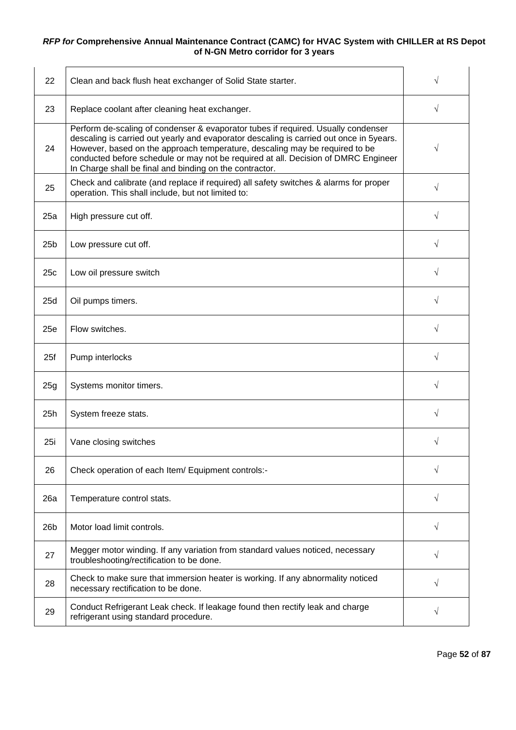| 22 | Clean and back flush heat exchanger of Solid State starter. | √ |
|---|---|---|
| 23 | Replace coolant after cleaning heat exchanger. | √ |
| 24 | Perform de-scaling of condenser & evaporator tubes if required. Usually condenser descaling is carried out yearly and evaporator descaling is carried out once in 5years. However, based on the approach temperature, descaling may be required to be conducted before schedule or may not be required at all. Decision of DMRC Engineer In Charge shall be final and binding on the contractor. | √ |
| 25 | Check and calibrate (and replace if required) all safety switches & alarms for proper operation. This shall include, but not limited to: | √ |
| 25a | High pressure cut off. | √ |
| 25b | Low pressure cut off. | √ |
| 25c | Low oil pressure switch | √ |
| 25d | Oil pumps timers. | √ |
| 25e | Flow switches. | √ |
| 25f | Pump interlocks | √ |
| 25g | Systems monitor timers. | √ |
| 25h | System freeze stats. | √ |
| 25i | Vane closing switches | √ |
| 26 | Check operation of each Item/ Equipment controls:- | √ |
| 26a | Temperature control stats. | √ |
| 26b | Motor load limit controls. | √ |
| 27 | Megger motor winding. If any variation from standard values noticed, necessary troubleshooting/rectification to be done. | √ |
| 28 | Check to make sure that immersion heater is working. If any abnormality noticed necessary rectification to be done. | √ |
| 29 | Conduct Refrigerant Leak check. If leakage found then rectify leak and charge refrigerant using standard procedure. | √ |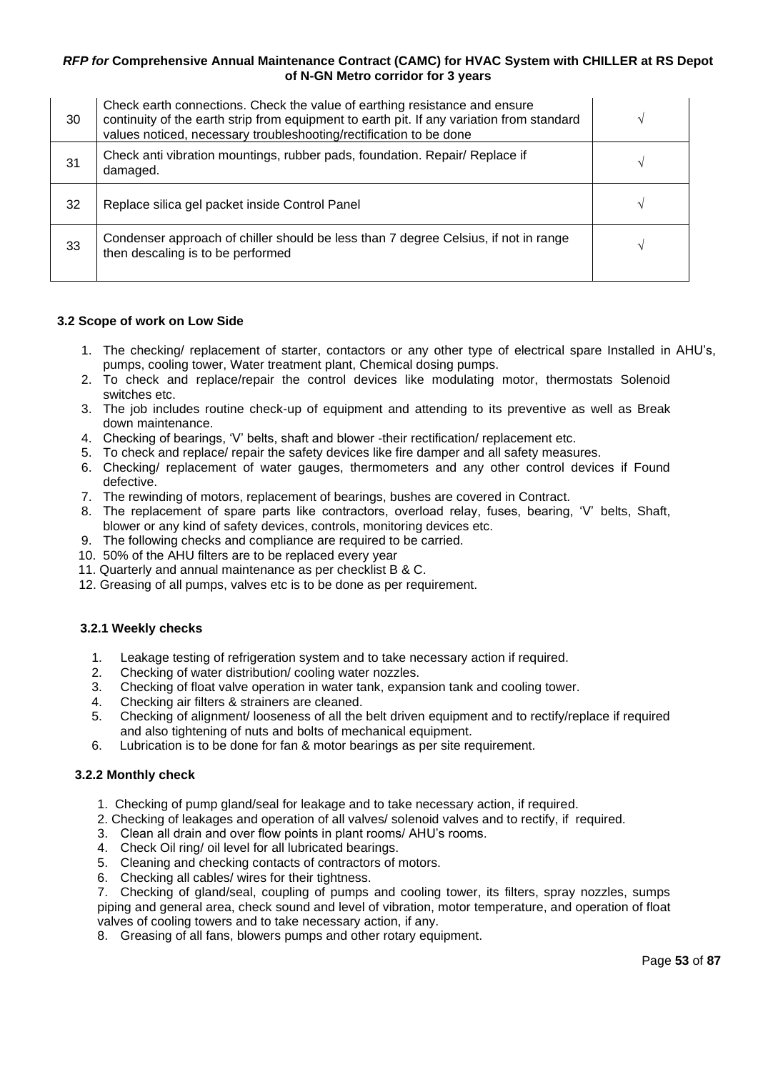| | | |
|---|---|---|
| 30 | Check earth connections. Check the value of earthing resistance and ensure continuity of the earth strip from equipment to earth pit. If any variation from standard values noticed, necessary troubleshooting/rectification to be done | √ |
| 31 | Check anti vibration mountings, rubber pads, foundation. Repair/ Replace if damaged. | √ |
| 32 | Replace silica gel packet inside Control Panel | √ |
| 33 | Condenser approach of chiller should be less than 7 degree Celsius, if not in range then descaling is to be performed | √ |

### 3.2 Scope of work on Low Side

1. The checking/ replacement of starter, contactors or any other type of electrical spare Installed in AHU's, pumps, cooling tower, Water treatment plant, Chemical dosing pumps.
2. To check and replace/repair the control devices like modulating motor, thermostats Solenoid switches etc.
3. The job includes routine check-up of equipment and attending to its preventive as well as Break down maintenance.
4. Checking of bearings, 'V' belts, shaft and blower -their rectification/ replacement etc.
5. To check and replace/ repair the safety devices like fire damper and all safety measures.
6. Checking/ replacement of water gauges, thermometers and any other control devices if Found defective.
7. The rewinding of motors, replacement of bearings, bushes are covered in Contract.
8. The replacement of spare parts like contractors, overload relay, fuses, bearing, 'V' belts, Shaft, blower or any kind of safety devices, controls, monitoring devices etc.
9. The following checks and compliance are required to be carried.
10. 50% of the AHU filters are to be replaced every year
11. Quarterly and annual maintenance as per checklist B & C.
12. Greasing of all pumps, valves etc is to be done as per requirement.

#### 3.2.1 Weekly checks

1. Leakage testing of refrigeration system and to take necessary action if required.
2. Checking of water distribution/ cooling water nozzles.
3. Checking of float valve operation in water tank, expansion tank and cooling tower.
4. Checking air filters & strainers are cleaned.
5. Checking of alignment/ looseness of all the belt driven equipment and to rectify/replace if required and also tightening of nuts and bolts of mechanical equipment.
6. Lubrication is to be done for fan & motor bearings as per site requirement.

#### 3.2.2 Monthly check

1. Checking of pump gland/seal for leakage and to take necessary action, if required.
2. Checking of leakages and operation of all valves/ solenoid valves and to rectify, if required.
3. Clean all drain and over flow points in plant rooms/ AHU's rooms.
4. Check Oil ring/ oil level for all lubricated bearings.
5. Cleaning and checking contacts of contractors of motors.
6. Checking all cables/ wires for their tightness.
7. Checking of gland/seal, coupling of pumps and cooling tower, its filters, spray nozzles, sumps piping and general area, check sound and level of vibration, motor temperature, and operation of float valves of cooling towers and to take necessary action, if any.
8. Greasing of all fans, blowers pumps and other rotary equipment.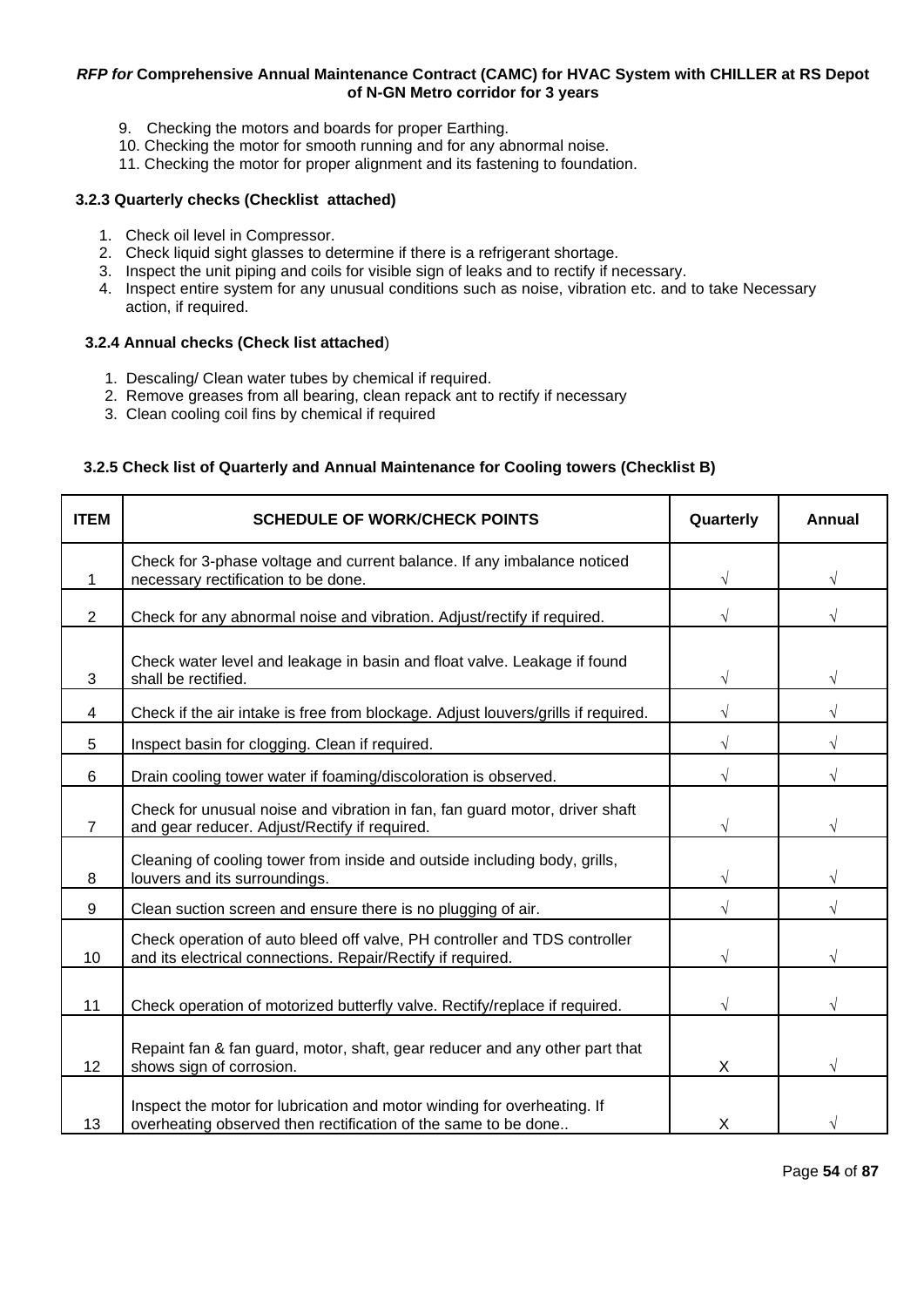9. Checking the motors and boards for proper Earthing.
10. Checking the motor for smooth running and for any abnormal noise.
11. Checking the motor for proper alignment and its fastening to foundation.

**3.2.3 Quarterly checks (Checklist attached)**

1. Check oil level in Compressor.
2. Check liquid sight glasses to determine if there is a refrigerant shortage.
3. Inspect the unit piping and coils for visible sign of leaks and to rectify if necessary.
4. Inspect entire system for any unusual conditions such as noise, vibration etc. and to take Necessary action, if required.

**3.2.4 Annual checks (Check list attached)**

1. Descaling/ Clean water tubes by chemical if required.
2. Remove greases from all bearing, clean repack ant to rectify if necessary
3. Clean cooling coil fins by chemical if required

**3.2.5 Check list of Quarterly and Annual Maintenance for Cooling towers (Checklist B)**

| ITEM | SCHEDULE OF WORK/CHECK POINTS | Quarterly | Annual |
|---|---|---|---|
| 1 | Check for 3-phase voltage and current balance. If any imbalance noticed necessary rectification to be done. | √ | √ |
| 2 | Check for any abnormal noise and vibration. Adjust/rectify if required. | √ | √ |
| 3 | Check water level and leakage in basin and float valve. Leakage if found shall be rectified. | √ | √ |
| 4 | Check if the air intake is free from blockage. Adjust louvers/grills if required. | √ | √ |
| 5 | Inspect basin for clogging. Clean if required. | √ | √ |
| 6 | Drain cooling tower water if foaming/discoloration is observed. | √ | √ |
| 7 | Check for unusual noise and vibration in fan, fan guard motor, driver shaft and gear reducer. Adjust/Rectify if required. | √ | √ |
| 8 | Cleaning of cooling tower from inside and outside including body, grills, louvers and its surroundings. | √ | √ |
| 9 | Clean suction screen and ensure there is no plugging of air. | √ | √ |
| 10 | Check operation of auto bleed off valve, PH controller and TDS controller and its electrical connections. Repair/Rectify if required. | √ | √ |
| 11 | Check operation of motorized butterfly valve. Rectify/replace if required. | √ | √ |
| 12 | Repaint fan & fan guard, motor, shaft, gear reducer and any other part that shows sign of corrosion. | X | √ |
| 13 | Inspect the motor for lubrication and motor winding for overheating. If overheating observed then rectification of the same to be done.. | X | √ |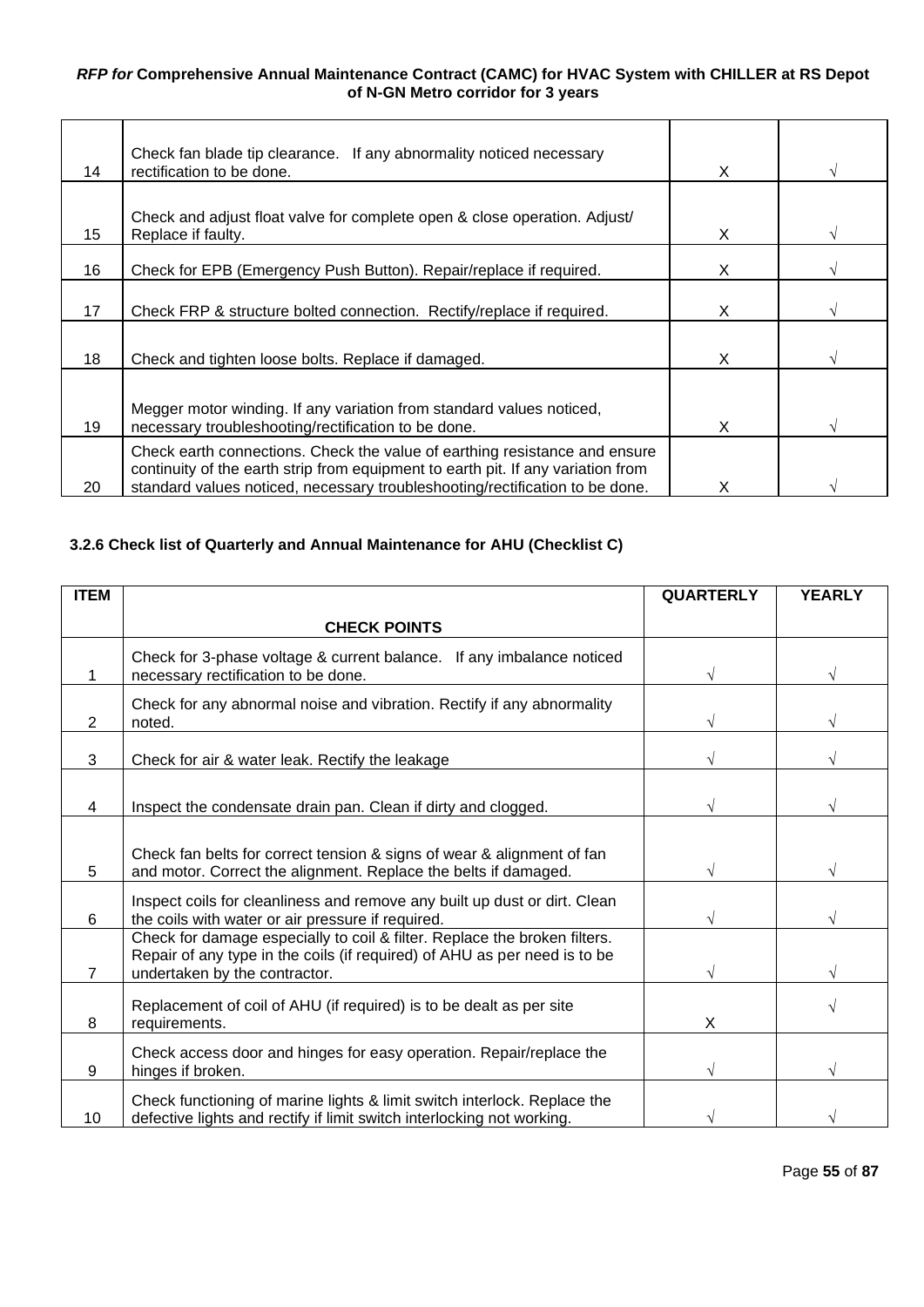| | | | |
|---|---|---|---|
| 14 | Check fan blade tip clearance. If any abnormality noticed necessary rectification to be done. | X | √ |
| 15 | Check and adjust float valve for complete open & close operation. Adjust/ Replace if faulty. | X | √ |
| 16 | Check for EPB (Emergency Push Button). Repair/replace if required. | X | √ |
| 17 | Check FRP & structure bolted connection. Rectify/replace if required. | X | √ |
| 18 | Check and tighten loose bolts. Replace if damaged. | X | √ |
| 19 | Megger motor winding. If any variation from standard values noticed, necessary troubleshooting/rectification to be done. | X | √ |
| 20 | Check earth connections. Check the value of earthing resistance and ensure continuity of the earth strip from equipment to earth pit. If any variation from standard values noticed, necessary troubleshooting/rectification to be done. | X | √ |

### 3.2.6 Check list of Quarterly and Annual Maintenance for AHU (Checklist C)

| ITEM | CHECK POINTS | QUARTERLY | YEARLY |
|---|---|---|---|
| 1 | Check for 3-phase voltage & current balance. If any imbalance noticed necessary rectification to be done. | √ | √ |
| 2 | Check for any abnormal noise and vibration. Rectify if any abnormality noted. | √ | √ |
| 3 | Check for air & water leak. Rectify the leakage | √ | √ |
| 4 | Inspect the condensate drain pan. Clean if dirty and clogged. | √ | √ |
| 5 | Check fan belts for correct tension & signs of wear & alignment of fan and motor. Correct the alignment. Replace the belts if damaged. | √ | √ |
| 6 | Inspect coils for cleanliness and remove any built up dust or dirt. Clean the coils with water or air pressure if required. | √ | √ |
| 7 | Check for damage especially to coil & filter. Replace the broken filters. Repair of any type in the coils (if required) of AHU as per need is to be undertaken by the contractor. | √ | √ |
| 8 | Replacement of coil of AHU (if required) is to be dealt as per site requirements. | X | √ |
| 9 | Check access door and hinges for easy operation. Repair/replace the hinges if broken. | √ | √ |
| 10 | Check functioning of marine lights & limit switch interlock. Replace the defective lights and rectify if limit switch interlocking not working. | √ | √ |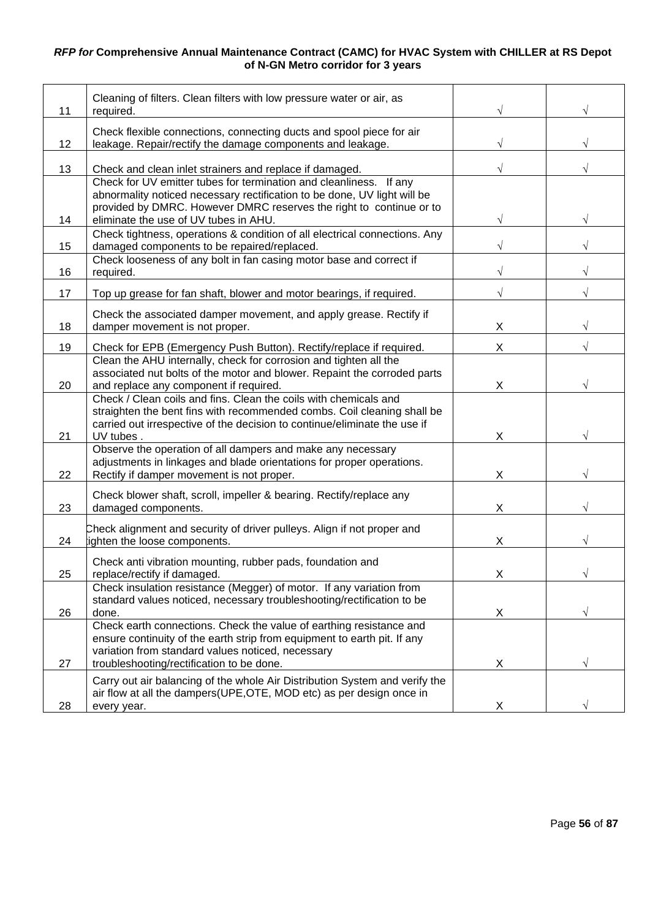| | | | |
|---|---|---|---|
| 11 | Cleaning of filters. Clean filters with low pressure water or air, as required. | √ | √ |
| 12 | Check flexible connections, connecting ducts and spool piece for air leakage. Repair/rectify the damage components and leakage. | √ | √ |
| 13 | Check and clean inlet strainers and replace if damaged. | √ | √ |
| 14 | Check for UV emitter tubes for termination and cleanliness. If any abnormality noticed necessary rectification to be done, UV light will be provided by DMRC. However DMRC reserves the right to continue or to eliminate the use of UV tubes in AHU. | √ | √ |
| 15 | Check tightness, operations & condition of all electrical connections. Any damaged components to be repaired/replaced. | √ | √ |
| 16 | Check looseness of any bolt in fan casing motor base and correct if required. | √ | √ |
| 17 | Top up grease for fan shaft, blower and motor bearings, if required. | √ | √ |
| 18 | Check the associated damper movement, and apply grease. Rectify if damper movement is not proper. | X | √ |
| 19 | Check for EPB (Emergency Push Button). Rectify/replace if required. | X | √ |
| 20 | Clean the AHU internally, check for corrosion and tighten all the associated nut bolts of the motor and blower. Repaint the corroded parts and replace any component if required. | X | √ |
| 21 | Check / Clean coils and fins. Clean the coils with chemicals and straighten the bent fins with recommended combs. Coil cleaning shall be carried out irrespective of the decision to continue/eliminate the use if UV tubes . | X | √ |
| 22 | Observe the operation of all dampers and make any necessary adjustments in linkages and blade orientations for proper operations. Rectify if damper movement is not proper. | X | √ |
| 23 | Check blower shaft, scroll, impeller & bearing. Rectify/replace any damaged components. | X | √ |
| 24 | Check alignment and security of driver pulleys. Align if not proper and tighten the loose components. | X | √ |
| 25 | Check anti vibration mounting, rubber pads, foundation and replace/rectify if damaged. | X | √ |
| 26 | Check insulation resistance (Megger) of motor. If any variation from standard values noticed, necessary troubleshooting/rectification to be done. | X | √ |
| 27 | Check earth connections. Check the value of earthing resistance and ensure continuity of the earth strip from equipment to earth pit. If any variation from standard values noticed, necessary troubleshooting/rectification to be done. | X | √ |
| 28 | Carry out air balancing of the whole Air Distribution System and verify the air flow at all the dampers(UPE,OTE, MOD etc) as per design once in every year. | X | √ |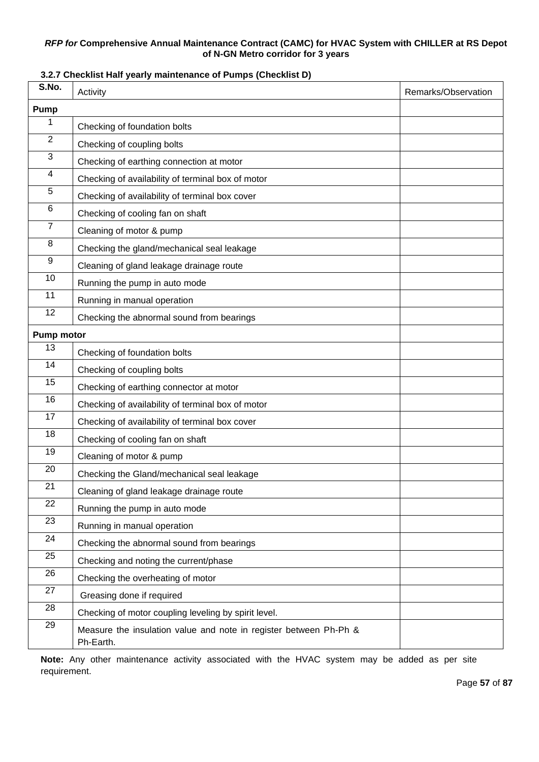### 3.2.7 Checklist Half yearly maintenance of Pumps (Checklist D)

| S.No. | Activity | Remarks/Observation |
|---|---|---|
| **Pump** | | |
| 1 | Checking of foundation bolts | |
| 2 | Checking of coupling bolts | |
| 3 | Checking of earthing connection at motor | |
| 4 | Checking of availability of terminal box of motor | |
| 5 | Checking of availability of terminal box cover | |
| 6 | Checking of cooling fan on shaft | |
| 7 | Cleaning of motor & pump | |
| 8 | Checking the gland/mechanical seal leakage | |
| 9 | Cleaning of gland leakage drainage route | |
| 10 | Running the pump in auto mode | |
| 11 | Running in manual operation | |
| 12 | Checking the abnormal sound from bearings | |
| **Pump motor** | | |
| 13 | Checking of foundation bolts | |
| 14 | Checking of coupling bolts | |
| 15 | Checking of earthing connector at motor | |
| 16 | Checking of availability of terminal box of motor | |
| 17 | Checking of availability of terminal box cover | |
| 18 | Checking of cooling fan on shaft | |
| 19 | Cleaning of motor & pump | |
| 20 | Checking the Gland/mechanical seal leakage | |
| 21 | Cleaning of gland leakage drainage route | |
| 22 | Running the pump in auto mode | |
| 23 | Running in manual operation | |
| 24 | Checking the abnormal sound from bearings | |
| 25 | Checking and noting the current/phase | |
| 26 | Checking the overheating of motor | |
| 27 | Greasing done if required | |
| 28 | Checking of motor coupling leveling by spirit level. | |
| 29 | Measure the insulation value and note in register between Ph-Ph & Ph-Earth. | |

**Note:** Any other maintenance activity associated with the HVAC system may be added as per site requirement.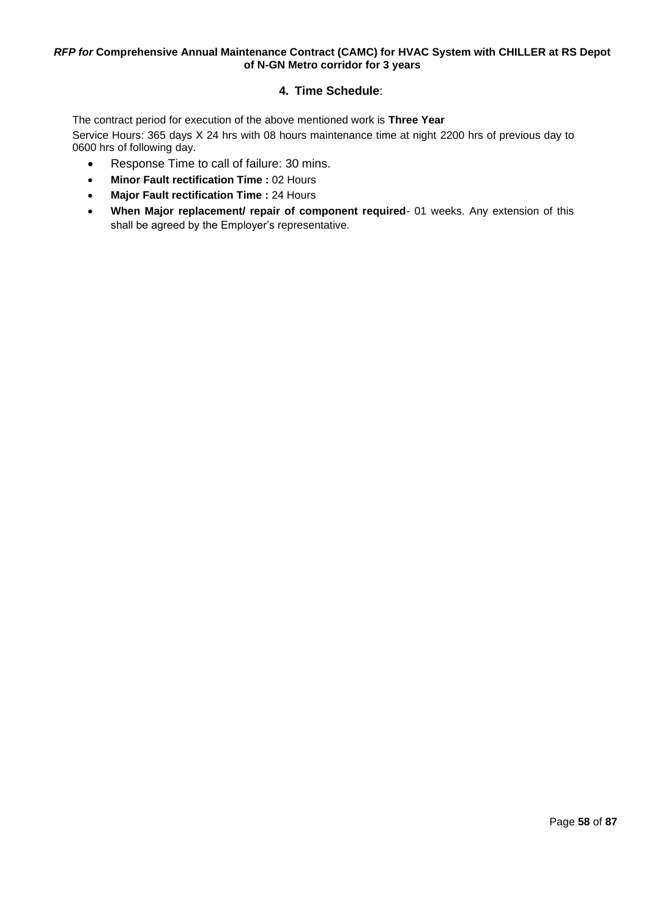## 4. Time Schedule:

The contract period for execution of the above mentioned work is **Three Year**

Service Hours: 365 days X 24 hrs with 08 hours maintenance time at night 2200 hrs of previous day to 0600 hrs of following day.

- Response Time to call of failure: 30 mins.
- **Minor Fault rectification Time :** 02 Hours
- **Major Fault rectification Time :** 24 Hours
- **When Major replacement/ repair of component required**- 01 weeks. Any extension of this shall be agreed by the Employer's representative.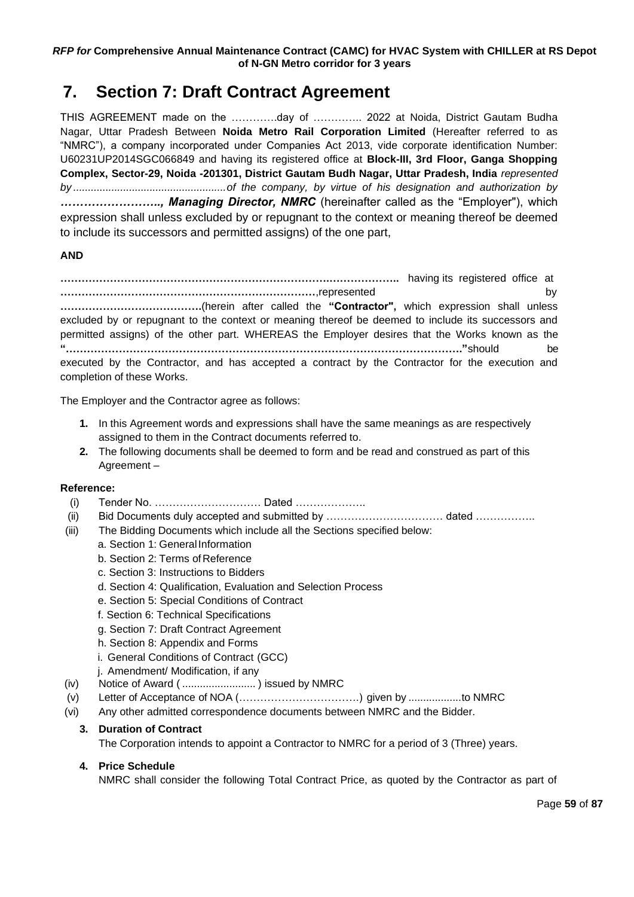# 7. Section 7: Draft Contract Agreement

THIS AGREEMENT made on the ………….day of ………….. 2022 at Noida, District Gautam Budha Nagar, Uttar Pradesh Between **Noida Metro Rail Corporation Limited** (Hereafter referred to as "NMRC"), a company incorporated under Companies Act 2013, vide corporate identification Number: U60231UP2014SGC066849 and having its registered office at **Block-III, 3rd Floor, Ganga Shopping Complex, Sector-29, Noida -201301, District Gautam Budh Nagar, Uttar Pradesh, India** *represented by ...................................................of the company, by virtue of his designation and authorization by* ***…………………….., Managing Director, NMRC*** (hereinafter called as the "Employer"), which expression shall unless excluded by or repugnant to the context or meaning thereof be deemed to include its successors and permitted assigns) of the one part,

**AND**

**……………………………………………………………………….……………….** having its registered office at **………………………………………………………………**,represented by **………………………………….**(herein after called the **"Contractor",** which expression shall unless excluded by or repugnant to the context or meaning thereof be deemed to include its successors and permitted assigns) of the other part. WHEREAS the Employer desires that the Works known as the **"…………………………………………………………………………………………………."**should be executed by the Contractor, and has accepted a contract by the Contractor for the execution and completion of these Works.

The Employer and the Contractor agree as follows:

1. In this Agreement words and expressions shall have the same meanings as are respectively assigned to them in the Contract documents referred to.
2. The following documents shall be deemed to form and be read and construed as part of this Agreement –

**Reference:**

- (i) Tender No. ………………………… Dated ………………..
- (ii) Bid Documents duly accepted and submitted by …………………………… dated ……………..
- (iii) The Bidding Documents which include all the Sections specified below:
  - a. Section 1: General Information
  - b. Section 2: Terms of Reference
  - c. Section 3: Instructions to Bidders
  - d. Section 4: Qualification, Evaluation and Selection Process
  - e. Section 5: Special Conditions of Contract
  - f. Section 6: Technical Specifications
  - g. Section 7: Draft Contract Agreement
  - h. Section 8: Appendix and Forms
  - i. General Conditions of Contract (GCC)
  - j. Amendment/ Modification, if any
- (iv) Notice of Award ( ......................... ) issued by NMRC
- (v) Letter of Acceptance of NOA (…………………………….) given by ..................to NMRC
- (vi) Any other admitted correspondence documents between NMRC and the Bidder.

3. **Duration of Contract**

   The Corporation intends to appoint a Contractor to NMRC for a period of 3 (Three) years.

4. **Price Schedule**

   NMRC shall consider the following Total Contract Price, as quoted by the Contractor as part of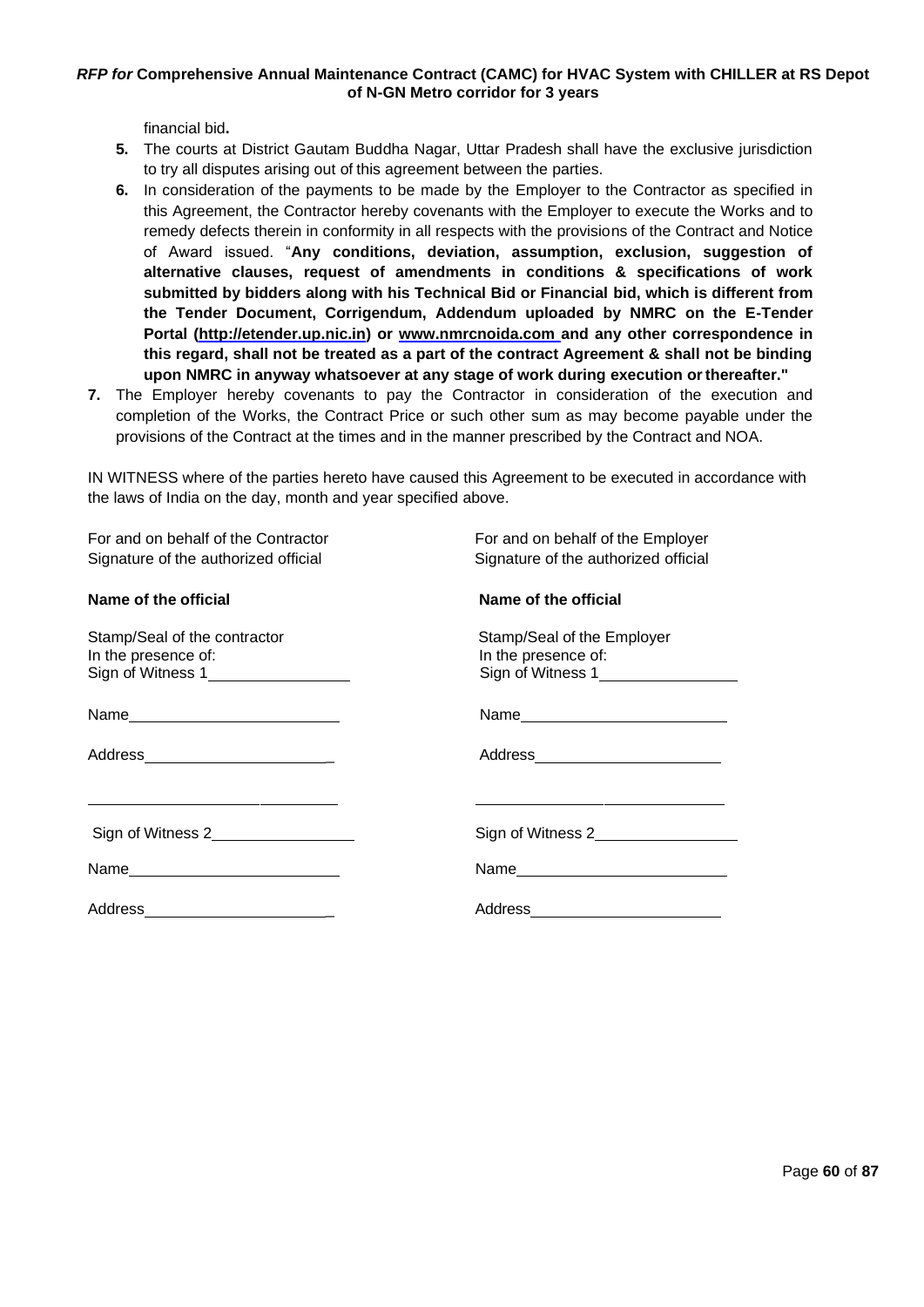financial bid**.**

5. The courts at District Gautam Buddha Nagar, Uttar Pradesh shall have the exclusive jurisdiction to try all disputes arising out of this agreement between the parties.
6. In consideration of the payments to be made by the Employer to the Contractor as specified in this Agreement, the Contractor hereby covenants with the Employer to execute the Works and to remedy defects therein in conformity in all respects with the provisions of the Contract and Notice of Award issued. "**Any conditions, deviation, assumption, exclusion, suggestion of alternative clauses, request of amendments in conditions & specifications of work submitted by bidders along with his Technical Bid or Financial bid, which is different from the Tender Document, Corrigendum, Addendum uploaded by NMRC on the E-Tender Portal (http://etender.up.nic.in) or www.nmrcnoida.com and any other correspondence in this regard, shall not be treated as a part of the contract Agreement & shall not be binding upon NMRC in anyway whatsoever at any stage of work during execution or thereafter."**
7. The Employer hereby covenants to pay the Contractor in consideration of the execution and completion of the Works, the Contract Price or such other sum as may become payable under the provisions of the Contract at the times and in the manner prescribed by the Contract and NOA.

IN WITNESS where of the parties hereto have caused this Agreement to be executed in accordance with the laws of India on the day, month and year specified above.

| For and on behalf of the Contractor | For and on behalf of the Employer |
|---|---|
| Signature of the authorized official | Signature of the authorized official |
| **Name of the official** | **Name of the official** |
| Stamp/Seal of the contractor | Stamp/Seal of the Employer |
| In the presence of: | In the presence of: |
| Sign of Witness 1________________ | Sign of Witness 1________________ |
| Name________________________ | Name________________________ |
| Address______________________ | Address______________________ |
| ____________________________ | ____________________________ |
| Sign of Witness 2________________ | Sign of Witness 2________________ |
| Name________________________ | Name________________________ |
| Address______________________ | Address______________________ |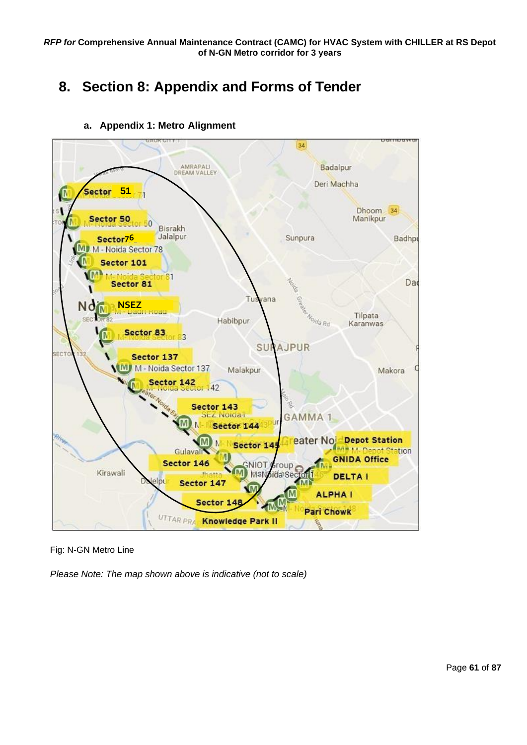# 8. Section 8: Appendix and Forms of Tender

## a. Appendix 1: Metro Alignment

Fig: N-GN Metro Line

*Please Note: The map shown above is indicative (not to scale)*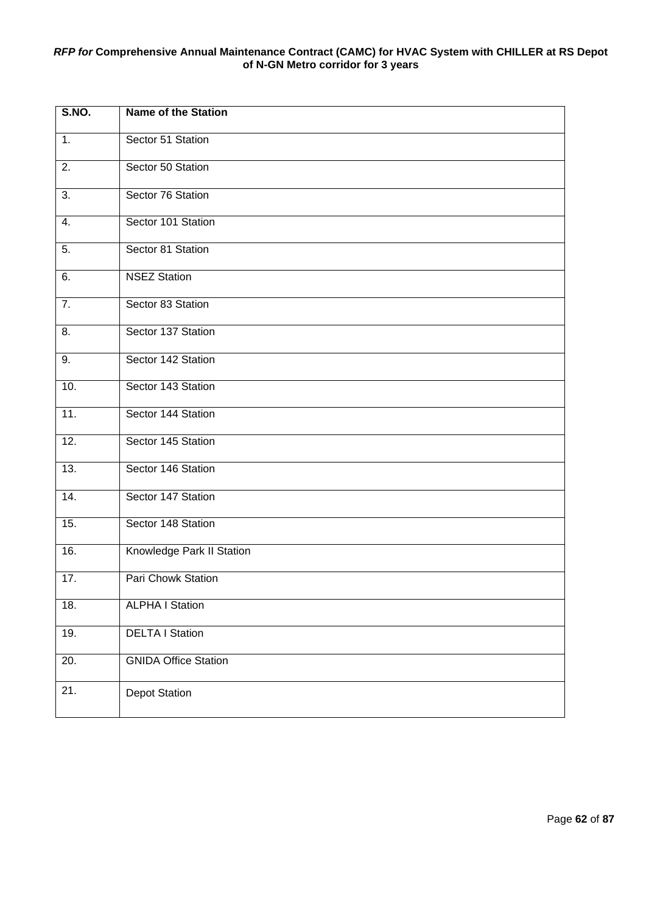| S.NO. | Name of the Station |
|---|---|
| 1. | Sector 51 Station |
| 2. | Sector 50 Station |
| 3. | Sector 76 Station |
| 4. | Sector 101 Station |
| 5. | Sector 81 Station |
| 6. | NSEZ Station |
| 7. | Sector 83 Station |
| 8. | Sector 137 Station |
| 9. | Sector 142 Station |
| 10. | Sector 143 Station |
| 11. | Sector 144 Station |
| 12. | Sector 145 Station |
| 13. | Sector 146 Station |
| 14. | Sector 147 Station |
| 15. | Sector 148 Station |
| 16. | Knowledge Park II Station |
| 17. | Pari Chowk Station |
| 18. | ALPHA I Station |
| 19. | DELTA I Station |
| 20. | GNIDA Office Station |
| 21. | Depot Station |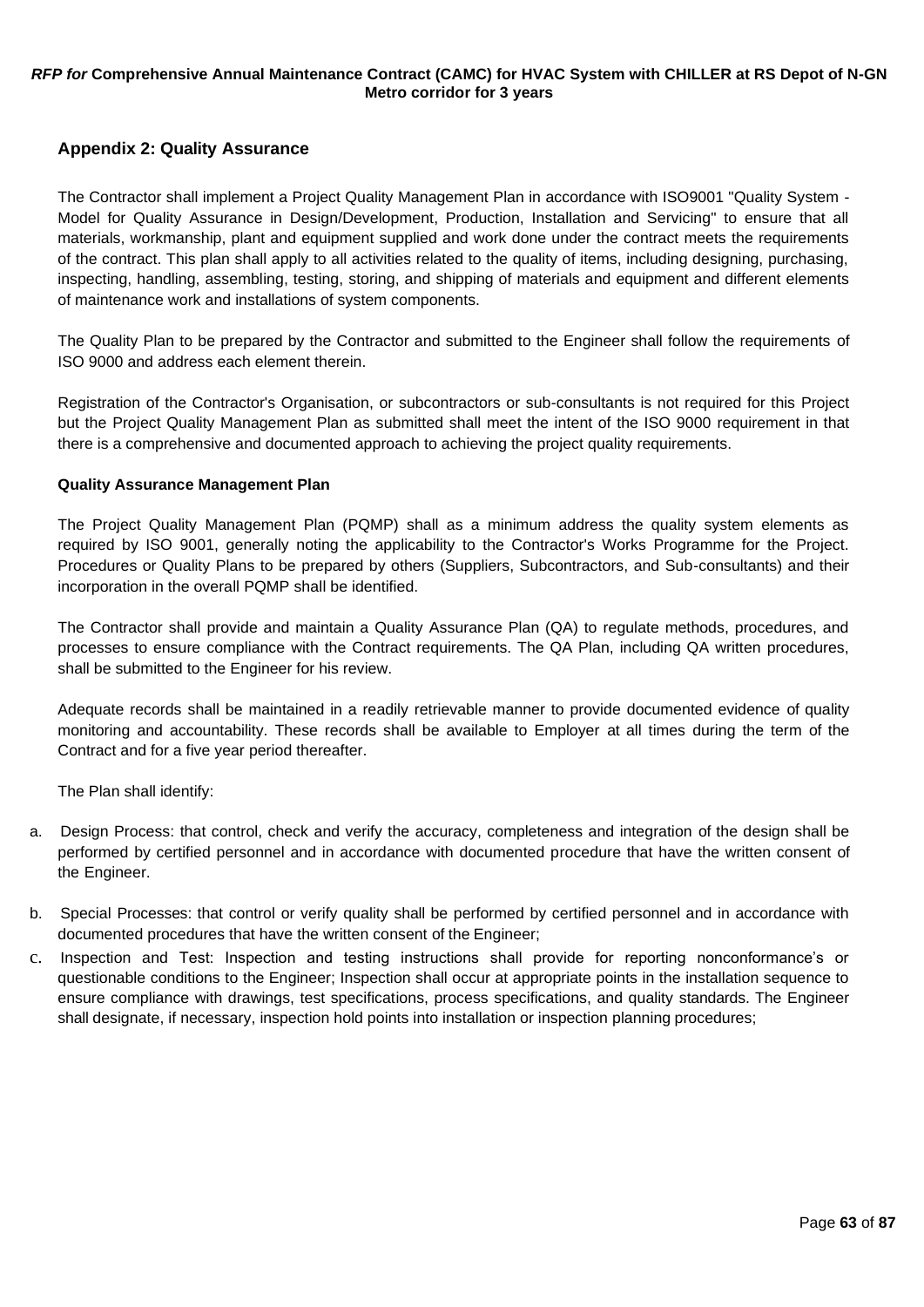## Appendix 2: Quality Assurance

The Contractor shall implement a Project Quality Management Plan in accordance with ISO9001 "Quality System - Model for Quality Assurance in Design/Development, Production, Installation and Servicing" to ensure that all materials, workmanship, plant and equipment supplied and work done under the contract meets the requirements of the contract. This plan shall apply to all activities related to the quality of items, including designing, purchasing, inspecting, handling, assembling, testing, storing, and shipping of materials and equipment and different elements of maintenance work and installations of system components.

The Quality Plan to be prepared by the Contractor and submitted to the Engineer shall follow the requirements of ISO 9000 and address each element therein.

Registration of the Contractor's Organisation, or subcontractors or sub-consultants is not required for this Project but the Project Quality Management Plan as submitted shall meet the intent of the ISO 9000 requirement in that there is a comprehensive and documented approach to achieving the project quality requirements.

### Quality Assurance Management Plan

The Project Quality Management Plan (PQMP) shall as a minimum address the quality system elements as required by ISO 9001, generally noting the applicability to the Contractor's Works Programme for the Project. Procedures or Quality Plans to be prepared by others (Suppliers, Subcontractors, and Sub-consultants) and their incorporation in the overall PQMP shall be identified.

The Contractor shall provide and maintain a Quality Assurance Plan (QA) to regulate methods, procedures, and processes to ensure compliance with the Contract requirements. The QA Plan, including QA written procedures, shall be submitted to the Engineer for his review.

Adequate records shall be maintained in a readily retrievable manner to provide documented evidence of quality monitoring and accountability. These records shall be available to Employer at all times during the term of the Contract and for a five year period thereafter.

The Plan shall identify:

a. Design Process: that control, check and verify the accuracy, completeness and integration of the design shall be performed by certified personnel and in accordance with documented procedure that have the written consent of the Engineer.

b. Special Processes: that control or verify quality shall be performed by certified personnel and in accordance with documented procedures that have the written consent of the Engineer;

c. Inspection and Test: Inspection and testing instructions shall provide for reporting nonconformance's or questionable conditions to the Engineer; Inspection shall occur at appropriate points in the installation sequence to ensure compliance with drawings, test specifications, process specifications, and quality standards. The Engineer shall designate, if necessary, inspection hold points into installation or inspection planning procedures;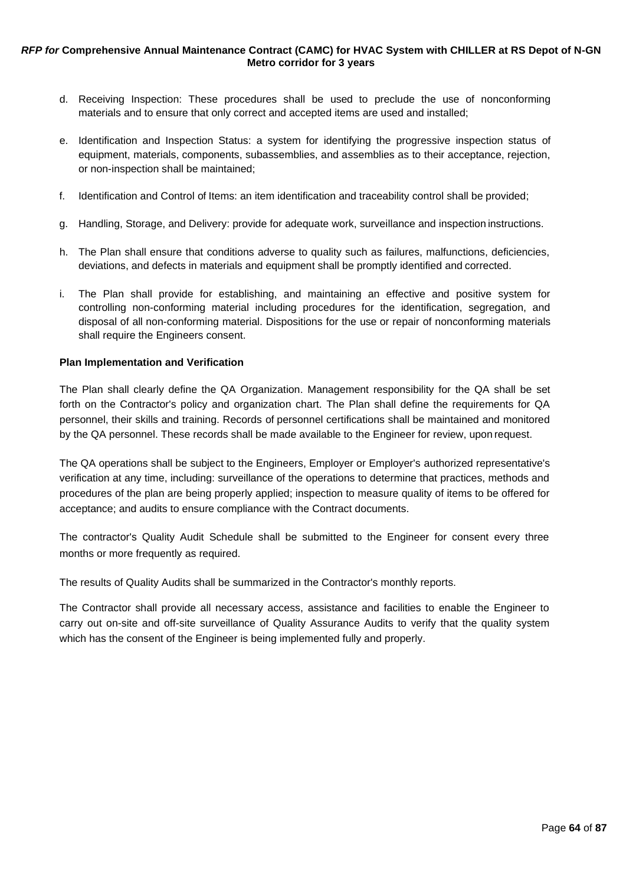d. Receiving Inspection: These procedures shall be used to preclude the use of nonconforming materials and to ensure that only correct and accepted items are used and installed;

e. Identification and Inspection Status: a system for identifying the progressive inspection status of equipment, materials, components, subassemblies, and assemblies as to their acceptance, rejection, or non-inspection shall be maintained;

f. Identification and Control of Items: an item identification and traceability control shall be provided;

g. Handling, Storage, and Delivery: provide for adequate work, surveillance and inspection instructions.

h. The Plan shall ensure that conditions adverse to quality such as failures, malfunctions, deficiencies, deviations, and defects in materials and equipment shall be promptly identified and corrected.

i. The Plan shall provide for establishing, and maintaining an effective and positive system for controlling non-conforming material including procedures for the identification, segregation, and disposal of all non-conforming material. Dispositions for the use or repair of nonconforming materials shall require the Engineers consent.

**Plan Implementation and Verification**

The Plan shall clearly define the QA Organization. Management responsibility for the QA shall be set forth on the Contractor's policy and organization chart. The Plan shall define the requirements for QA personnel, their skills and training. Records of personnel certifications shall be maintained and monitored by the QA personnel. These records shall be made available to the Engineer for review, upon request.

The QA operations shall be subject to the Engineers, Employer or Employer's authorized representative's verification at any time, including: surveillance of the operations to determine that practices, methods and procedures of the plan are being properly applied; inspection to measure quality of items to be offered for acceptance; and audits to ensure compliance with the Contract documents.

The contractor's Quality Audit Schedule shall be submitted to the Engineer for consent every three months or more frequently as required.

The results of Quality Audits shall be summarized in the Contractor's monthly reports.

The Contractor shall provide all necessary access, assistance and facilities to enable the Engineer to carry out on-site and off-site surveillance of Quality Assurance Audits to verify that the quality system which has the consent of the Engineer is being implemented fully and properly.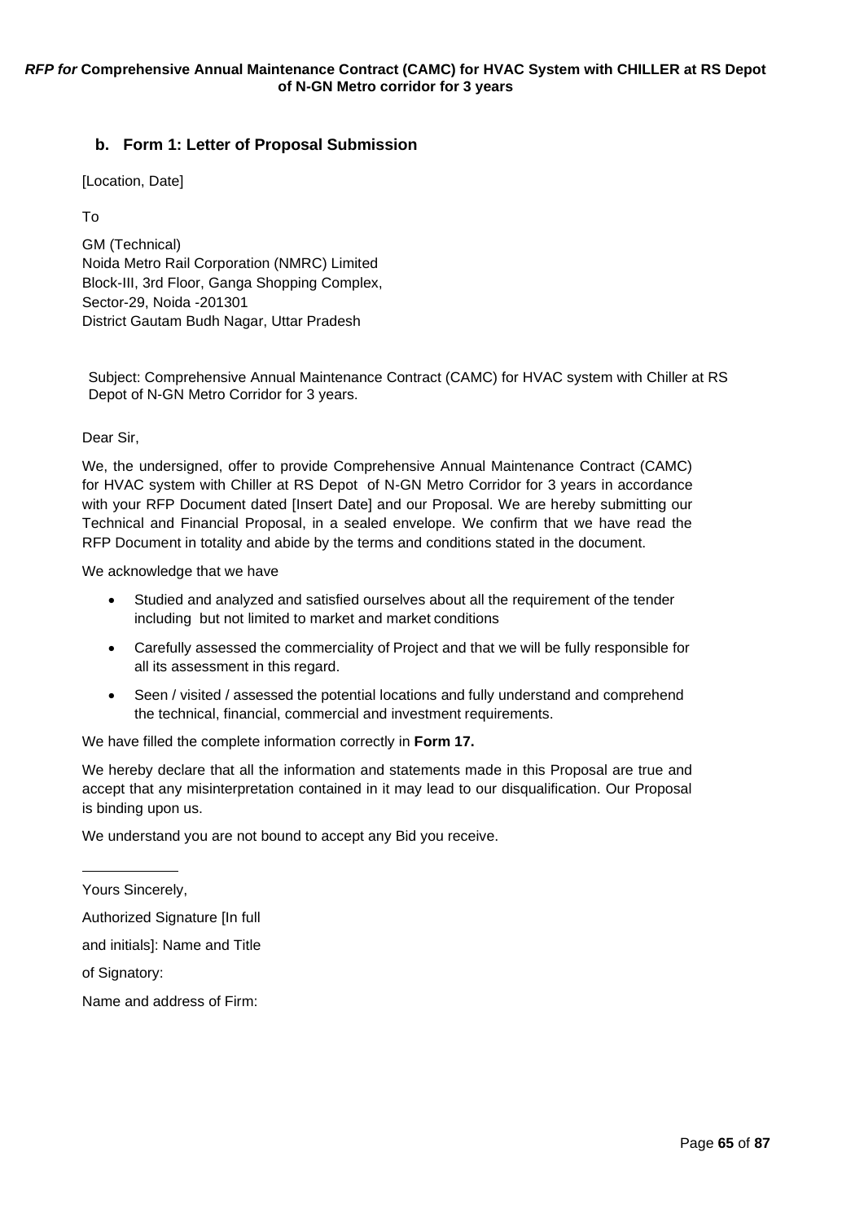## b. Form 1: Letter of Proposal Submission

[Location, Date]

To

GM (Technical)
Noida Metro Rail Corporation (NMRC) Limited
Block-III, 3rd Floor, Ganga Shopping Complex,
Sector-29, Noida -201301
District Gautam Budh Nagar, Uttar Pradesh

Subject: Comprehensive Annual Maintenance Contract (CAMC) for HVAC system with Chiller at RS Depot of N-GN Metro Corridor for 3 years.

Dear Sir,

We, the undersigned, offer to provide Comprehensive Annual Maintenance Contract (CAMC) for HVAC system with Chiller at RS Depot of N-GN Metro Corridor for 3 years in accordance with your RFP Document dated [Insert Date] and our Proposal. We are hereby submitting our Technical and Financial Proposal, in a sealed envelope. We confirm that we have read the RFP Document in totality and abide by the terms and conditions stated in the document.

We acknowledge that we have

- Studied and analyzed and satisfied ourselves about all the requirement of the tender including but not limited to market and market conditions
- Carefully assessed the commerciality of Project and that we will be fully responsible for all its assessment in this regard.
- Seen / visited / assessed the potential locations and fully understand and comprehend the technical, financial, commercial and investment requirements.

We have filled the complete information correctly in **Form 17.**

We hereby declare that all the information and statements made in this Proposal are true and accept that any misinterpretation contained in it may lead to our disqualification. Our Proposal is binding upon us.

We understand you are not bound to accept any Bid you receive.

Yours Sincerely,

Authorized Signature [In full and initials]: Name and Title of Signatory:

Name and address of Firm: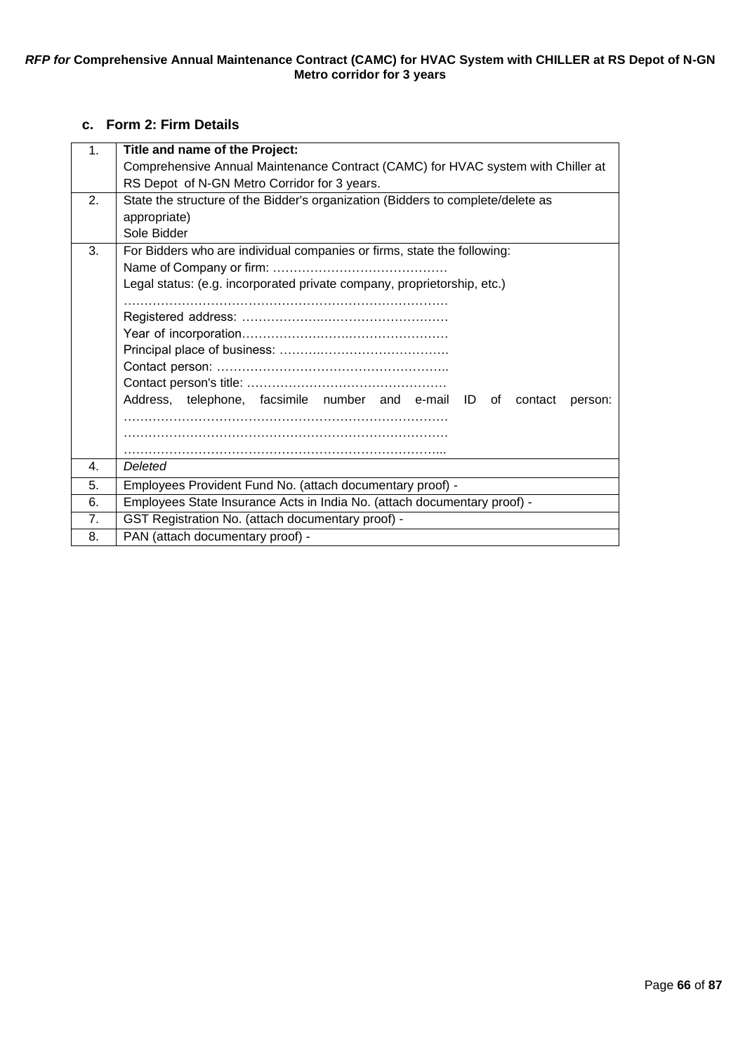### c. Form 2: Firm Details

| | |
|---|---|
| 1. | **Title and name of the Project:**<br>Comprehensive Annual Maintenance Contract (CAMC) for HVAC system with Chiller at RS Depot of N-GN Metro Corridor for 3 years. |
| 2. | State the structure of the Bidder's organization (Bidders to complete/delete as appropriate)<br>Sole Bidder |
| 3. | For Bidders who are individual companies or firms, state the following:<br>Name of Company or firm: …………………………………….<br>Legal status: (e.g. incorporated private company, proprietorship, etc.)<br>…………………………………………………………………<br>Registered address: …………………………………………….<br>Year of incorporation…………………………………………….<br>Principal place of business: ……………………………………<br>Contact person: ………………………………………………..<br>Contact person's title: …………………………………………<br>Address, telephone, facsimile number and e-mail ID of contact person:<br>…………………………………………………………………<br>…………………………………………………………………<br>………………………………………………………………... |
| 4. | *Deleted* |
| 5. | Employees Provident Fund No. (attach documentary proof) - |
| 6. | Employees State Insurance Acts in India No. (attach documentary proof) - |
| 7. | GST Registration No. (attach documentary proof) - |
| 8. | PAN (attach documentary proof) - |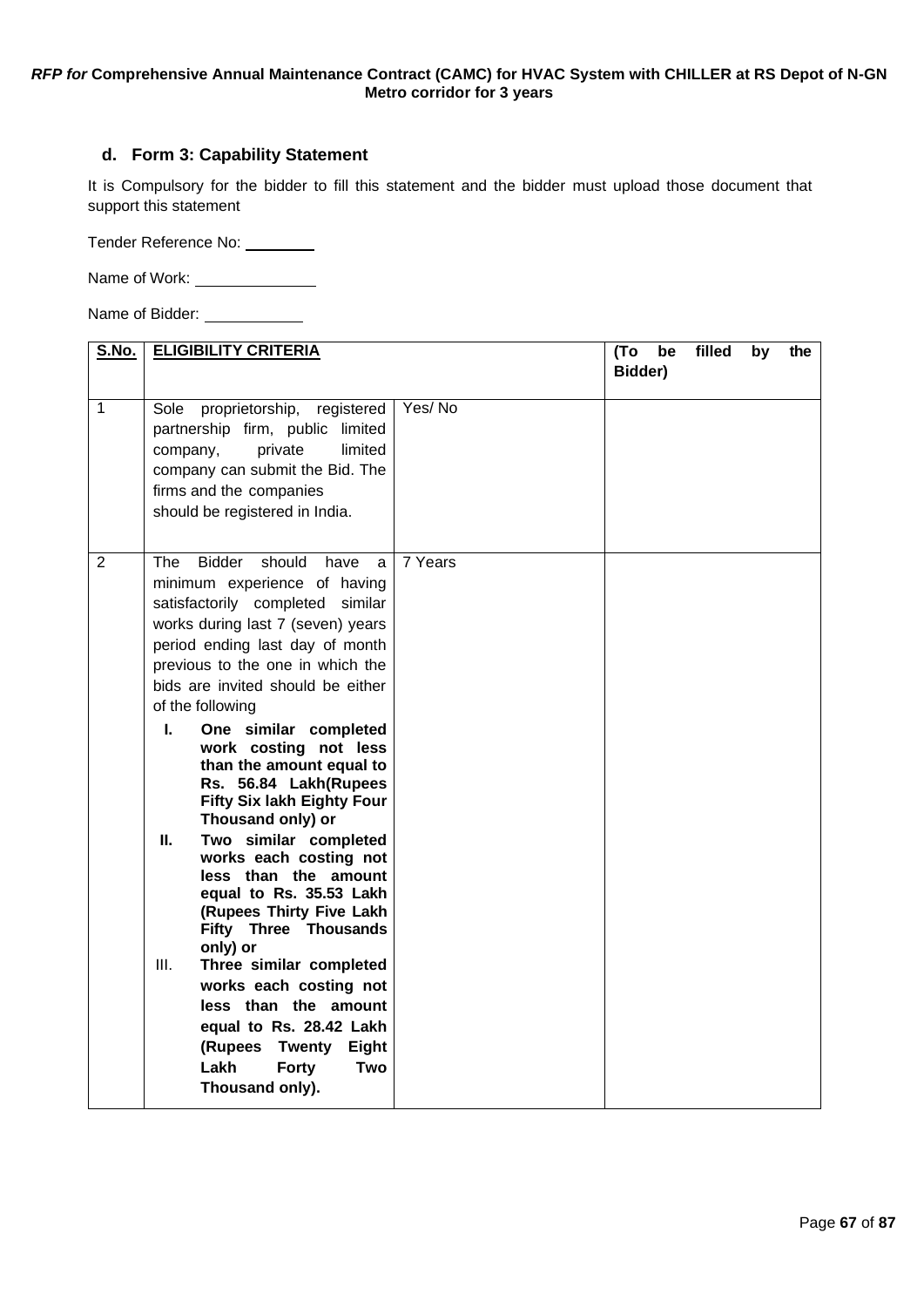### d. Form 3: Capability Statement

It is Compulsory for the bidder to fill this statement and the bidder must upload those document that support this statement

Tender Reference No: ________

Name of Work: ______________

Name of Bidder: ___________

| S.No. | ELIGIBILITY CRITERIA | | (To be filled by the Bidder) |
|---|---|---|---|
| 1 | Sole proprietorship, registered partnership firm, public limited company, private limited company can submit the Bid. The firms and the companies should be registered in India. | Yes/ No | |
| 2 | The Bidder should have a minimum experience of having satisfactorily completed similar works during last 7 (seven) years period ending last day of month previous to the one in which the bids are invited should be either of the following<br>**I. One similar completed work costing not less than the amount equal to Rs. 56.84 Lakh(Rupees Fifty Six lakh Eighty Four Thousand only) or**<br>**II. Two similar completed works each costing not less than the amount equal to Rs. 35.53 Lakh (Rupees Thirty Five Lakh Fifty Three Thousands only) or**<br>III. **Three similar completed works each costing not less than the amount equal to Rs. 28.42 Lakh (Rupees Twenty Eight Lakh Forty Two Thousand only).** | 7 Years | |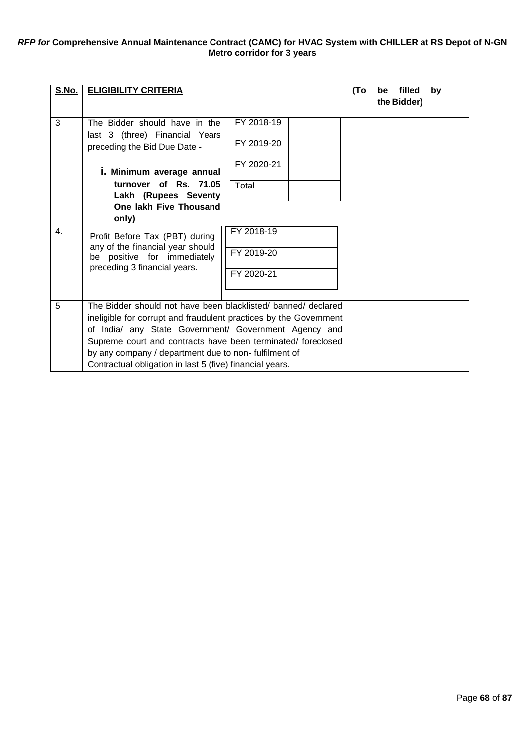| S.No. | ELIGIBILITY CRITERIA | | (To be filled by the Bidder) |
|---|---|---|---|
| 3 | The Bidder should have in the last 3 (three) Financial Years preceding the Bid Due Date - **i. Minimum average annual turnover of Rs. 71.05 Lakh (Rupees Seventy One lakh Five Thousand only)** | FY 2018-19<br>FY 2019-20<br>FY 2020-21<br>Total | |
| 4. | Profit Before Tax (PBT) during any of the financial year should be positive for immediately preceding 3 financial years. | FY 2018-19<br>FY 2019-20<br>FY 2020-21 | |
| 5 | The Bidder should not have been blacklisted/ banned/ declared ineligible for corrupt and fraudulent practices by the Government of India/ any State Government/ Government Agency and Supreme court and contracts have been terminated/ foreclosed by any company / department due to non- fulfilment of Contractual obligation in last 5 (five) financial years. | | |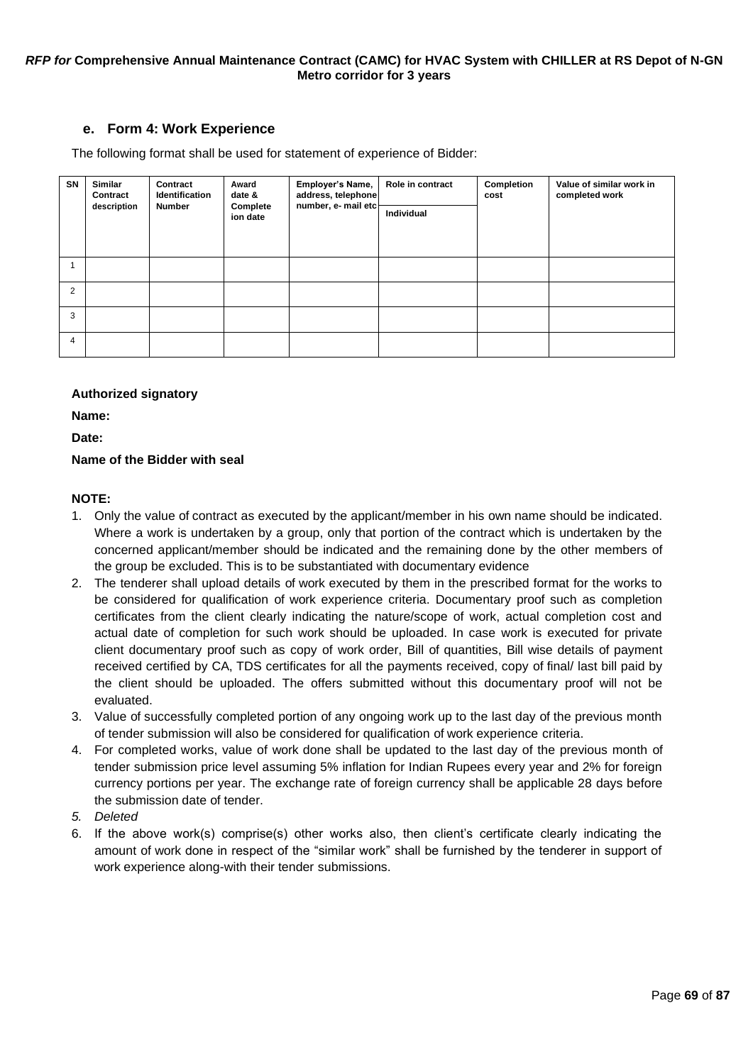### e. Form 4: Work Experience

The following format shall be used for statement of experience of Bidder:

| SN | Similar Contract description | Contract Identification Number | Award date & Completion date | Employer's Name, address, telephone number, e- mail etc | Role in contract | Completion cost | Value of similar work in completed work |
|---|---|---|---|---|---|---|---|
| | | | | | Individual | | |
| 1 | | | | | | | |
| 2 | | | | | | | |
| 3 | | | | | | | |
| 4 | | | | | | | |

**Authorized signatory**

**Name:**

**Date:**

**Name of the Bidder with seal**

**NOTE:**

1. Only the value of contract as executed by the applicant/member in his own name should be indicated. Where a work is undertaken by a group, only that portion of the contract which is undertaken by the concerned applicant/member should be indicated and the remaining done by the other members of the group be excluded. This is to be substantiated with documentary evidence
2. The tenderer shall upload details of work executed by them in the prescribed format for the works to be considered for qualification of work experience criteria. Documentary proof such as completion certificates from the client clearly indicating the nature/scope of work, actual completion cost and actual date of completion for such work should be uploaded. In case work is executed for private client documentary proof such as copy of work order, Bill of quantities, Bill wise details of payment received certified by CA, TDS certificates for all the payments received, copy of final/ last bill paid by the client should be uploaded. The offers submitted without this documentary proof will not be evaluated.
3. Value of successfully completed portion of any ongoing work up to the last day of the previous month of tender submission will also be considered for qualification of work experience criteria.
4. For completed works, value of work done shall be updated to the last day of the previous month of tender submission price level assuming 5% inflation for Indian Rupees every year and 2% for foreign currency portions per year. The exchange rate of foreign currency shall be applicable 28 days before the submission date of tender.
5. *Deleted*
6. If the above work(s) comprise(s) other works also, then client's certificate clearly indicating the amount of work done in respect of the "similar work" shall be furnished by the tenderer in support of work experience along-with their tender submissions.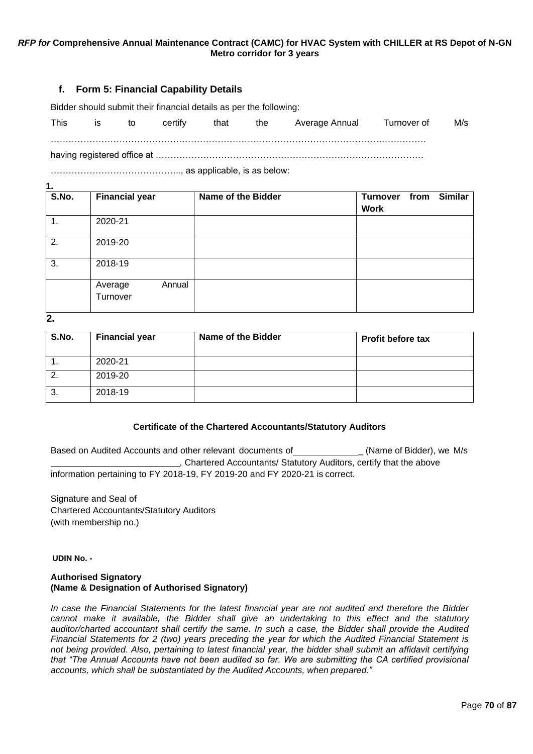### f. Form 5: Financial Capability Details

Bidder should submit their financial details as per the following:

This is to certify that the Average Annual Turnover of M/s …………………………………………………………………………………………………………… having registered office at …………………………………………………………………………… …………………………………….., as applicable, is as below:

**1.**

| S.No. | Financial year | Name of the Bidder | Turnover from Similar Work |
|---|---|---|---|
| 1. | 2020-21 | | |
| 2. | 2019-20 | | |
| 3. | 2018-19 | | |
| | Average Annual Turnover | | |

**2.**

| S.No. | Financial year | Name of the Bidder | Profit before tax |
|---|---|---|---|
| 1. | 2020-21 | | |
| 2. | 2019-20 | | |
| 3. | 2018-19 | | |

**Certificate of the Chartered Accountants/Statutory Auditors**

Based on Audited Accounts and other relevant documents of______________ (Name of Bidder), we M/s __________________________, Chartered Accountants/ Statutory Auditors, certify that the above information pertaining to FY 2018-19, FY 2019-20 and FY 2020-21 is correct.

Signature and Seal of
Chartered Accountants/Statutory Auditors
(with membership no.)

**UDIN No. -**

**Authorised Signatory**
**(Name & Designation of Authorised Signatory)**

*In case the Financial Statements for the latest financial year are not audited and therefore the Bidder cannot make it available, the Bidder shall give an undertaking to this effect and the statutory auditor/charted accountant shall certify the same. In such a case, the Bidder shall provide the Audited Financial Statements for 2 (two) years preceding the year for which the Audited Financial Statement is not being provided. Also, pertaining to latest financial year, the bidder shall submit an affidavit certifying that "The Annual Accounts have not been audited so far. We are submitting the CA certified provisional accounts, which shall be substantiated by the Audited Accounts, when prepared."*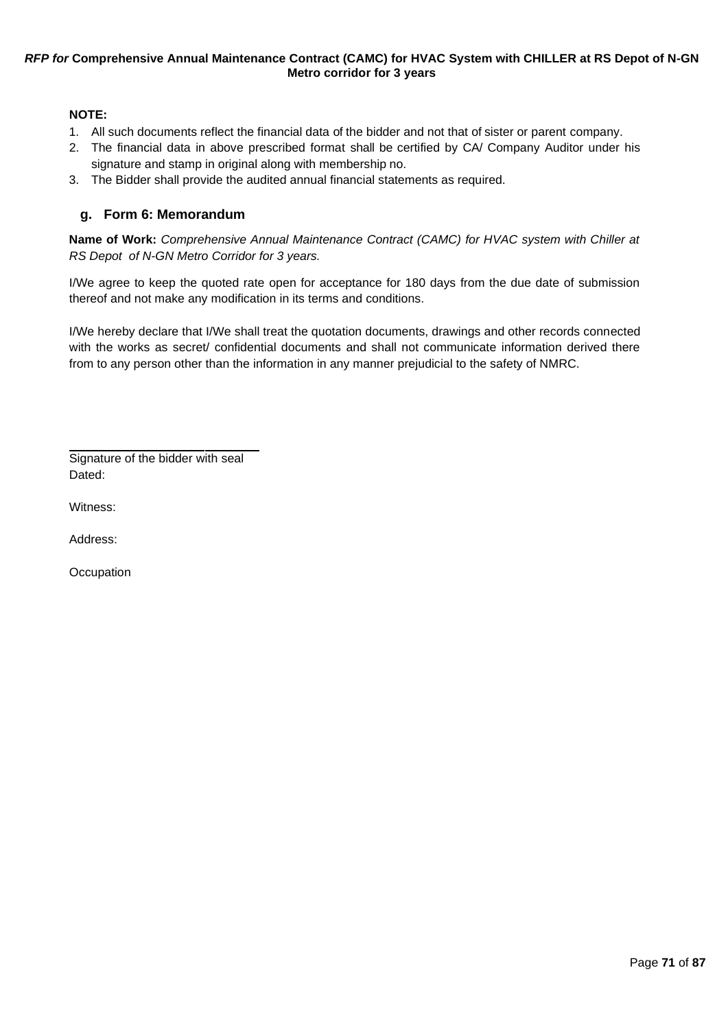**NOTE:**

1. All such documents reflect the financial data of the bidder and not that of sister or parent company.
2. The financial data in above prescribed format shall be certified by CA/ Company Auditor under his signature and stamp in original along with membership no.
3. The Bidder shall provide the audited annual financial statements as required.

### g. Form 6: Memorandum

**Name of Work:** *Comprehensive Annual Maintenance Contract (CAMC) for HVAC system with Chiller at RS Depot of N-GN Metro Corridor for 3 years.*

I/We agree to keep the quoted rate open for acceptance for 180 days from the due date of submission thereof and not make any modification in its terms and conditions.

I/We hereby declare that I/We shall treat the quotation documents, drawings and other records connected with the works as secret/ confidential documents and shall not communicate information derived there from to any person other than the information in any manner prejudicial to the safety of NMRC.

\_\_\_\_\_\_\_\_\_\_\_\_\_\_\_\_\_\_\_\_\_\_\_\_\_\_\_\_

Signature of the bidder with seal
Dated:

Witness:

Address:

Occupation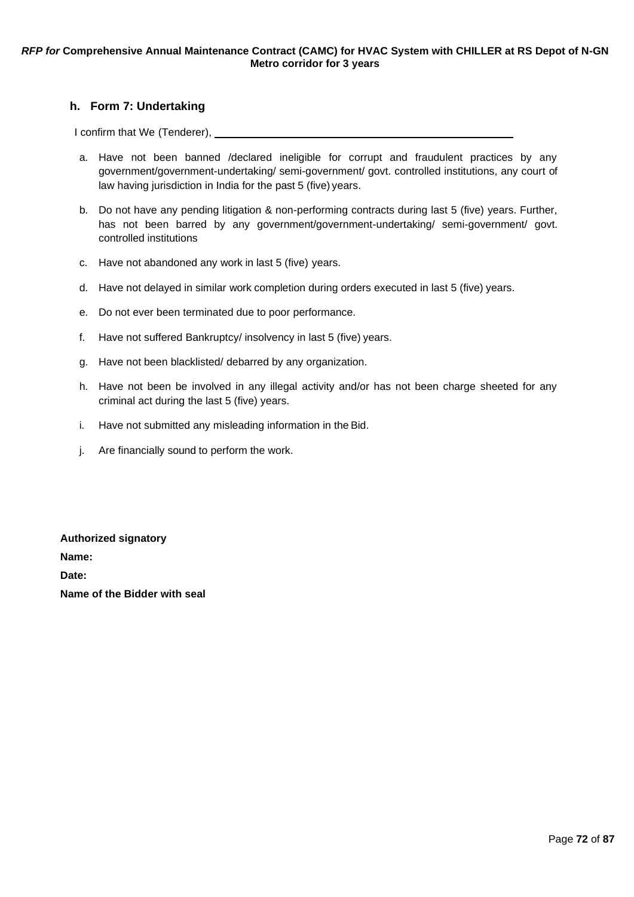### h. Form 7: Undertaking

I confirm that We (Tenderer), ______________________________________________

a. Have not been banned /declared ineligible for corrupt and fraudulent practices by any government/government-undertaking/ semi-government/ govt. controlled institutions, any court of law having jurisdiction in India for the past 5 (five) years.

b. Do not have any pending litigation & non-performing contracts during last 5 (five) years. Further, has not been barred by any government/government-undertaking/ semi-government/ govt. controlled institutions

c. Have not abandoned any work in last 5 (five) years.

d. Have not delayed in similar work completion during orders executed in last 5 (five) years.

e. Do not ever been terminated due to poor performance.

f. Have not suffered Bankruptcy/ insolvency in last 5 (five) years.

g. Have not been blacklisted/ debarred by any organization.

h. Have not been be involved in any illegal activity and/or has not been charge sheeted for any criminal act during the last 5 (five) years.

i. Have not submitted any misleading information in the Bid.

j. Are financially sound to perform the work.

**Authorized signatory**

**Name:**

**Date:**

**Name of the Bidder with seal**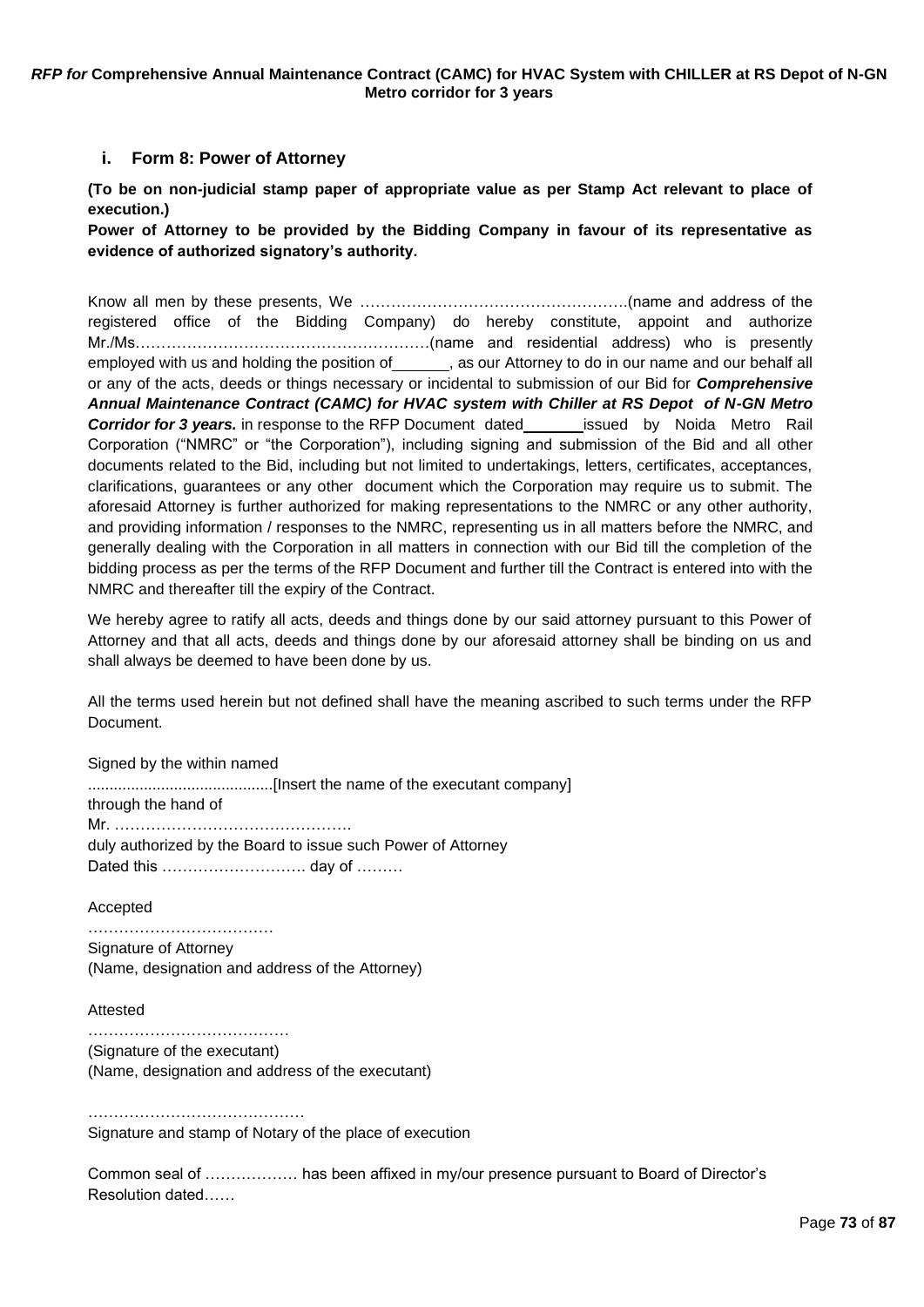### i. Form 8: Power of Attorney

**(To be on non-judicial stamp paper of appropriate value as per Stamp Act relevant to place of execution.)**

**Power of Attorney to be provided by the Bidding Company in favour of its representative as evidence of authorized signatory's authority.**

Know all men by these presents, We …………………………………………….(name and address of the registered office of the Bidding Company) do hereby constitute, appoint and authorize Mr./Ms…………………………………………………(name and residential address) who is presently employed with us and holding the position of______, as our Attorney to do in our name and our behalf all or any of the acts, deeds or things necessary or incidental to submission of our Bid for ***Comprehensive Annual Maintenance Contract (CAMC) for HVAC system with Chiller at RS Depot of N-GN Metro Corridor for 3 years.*** in response to the RFP Document dated______ issued by Noida Metro Rail Corporation ("NMRC" or "the Corporation"), including signing and submission of the Bid and all other documents related to the Bid, including but not limited to undertakings, letters, certificates, acceptances, clarifications, guarantees or any other document which the Corporation may require us to submit. The aforesaid Attorney is further authorized for making representations to the NMRC or any other authority, and providing information / responses to the NMRC, representing us in all matters before the NMRC, and generally dealing with the Corporation in all matters in connection with our Bid till the completion of the bidding process as per the terms of the RFP Document and further till the Contract is entered into with the NMRC and thereafter till the expiry of the Contract.

We hereby agree to ratify all acts, deeds and things done by our said attorney pursuant to this Power of Attorney and that all acts, deeds and things done by our aforesaid attorney shall be binding on us and shall always be deemed to have been done by us.

All the terms used herein but not defined shall have the meaning ascribed to such terms under the RFP Document.

Signed by the within named
..........................................[Insert the name of the executant company]
through the hand of
Mr. ……………………………………….
duly authorized by the Board to issue such Power of Attorney
Dated this ………………………. day of ………

Accepted
………………………………
Signature of Attorney
(Name, designation and address of the Attorney)

Attested
…………………………………
(Signature of the executant)
(Name, designation and address of the executant)

……………………………………
Signature and stamp of Notary of the place of execution

Common seal of ……………… has been affixed in my/our presence pursuant to Board of Director's Resolution dated……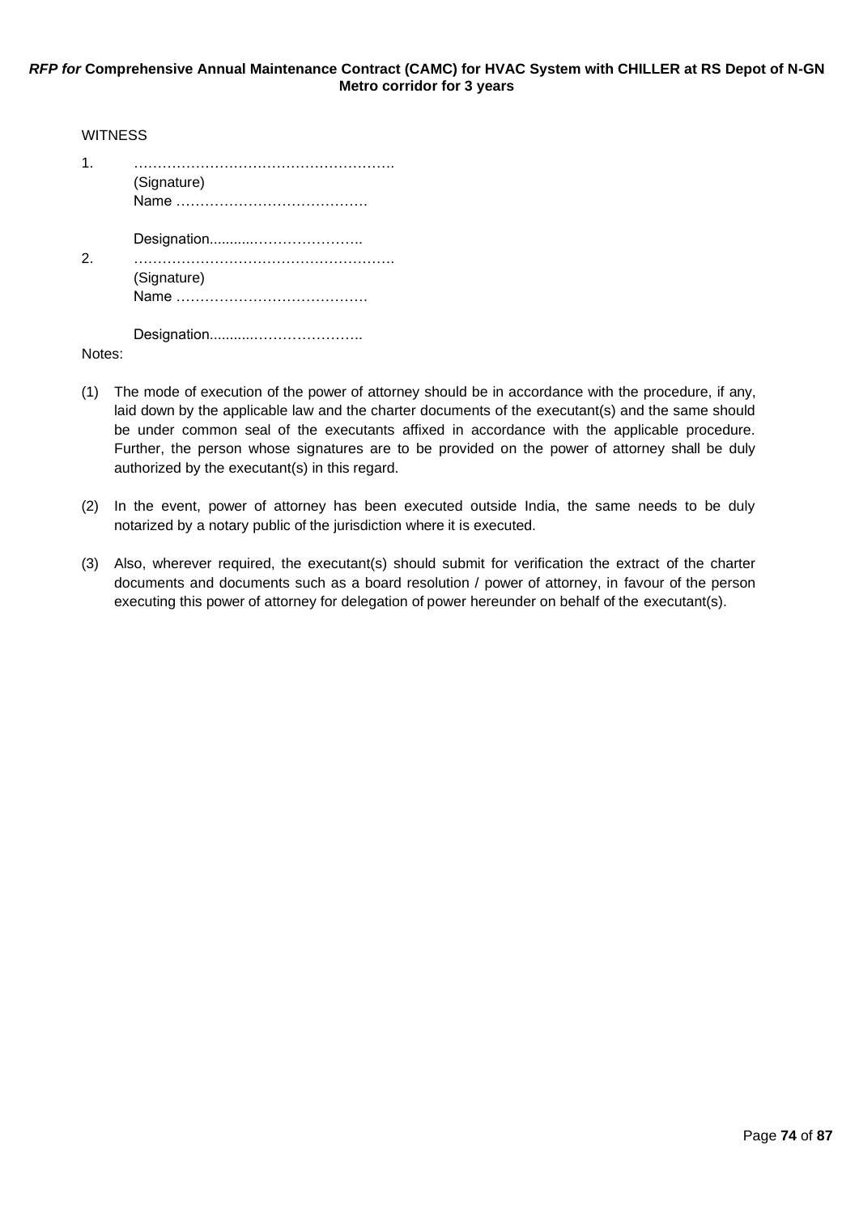WITNESS

1. ……………………………………………….
   (Signature)
   Name …………………………………

   Designation...........…………………..

2. ……………………………………………….
   (Signature)
   Name …………………………………

   Designation...........…………………..

Notes:

(1) The mode of execution of the power of attorney should be in accordance with the procedure, if any, laid down by the applicable law and the charter documents of the executant(s) and the same should be under common seal of the executants affixed in accordance with the applicable procedure. Further, the person whose signatures are to be provided on the power of attorney shall be duly authorized by the executant(s) in this regard.

(2) In the event, power of attorney has been executed outside India, the same needs to be duly notarized by a notary public of the jurisdiction where it is executed.

(3) Also, wherever required, the executant(s) should submit for verification the extract of the charter documents and documents such as a board resolution / power of attorney, in favour of the person executing this power of attorney for delegation of power hereunder on behalf of the executant(s).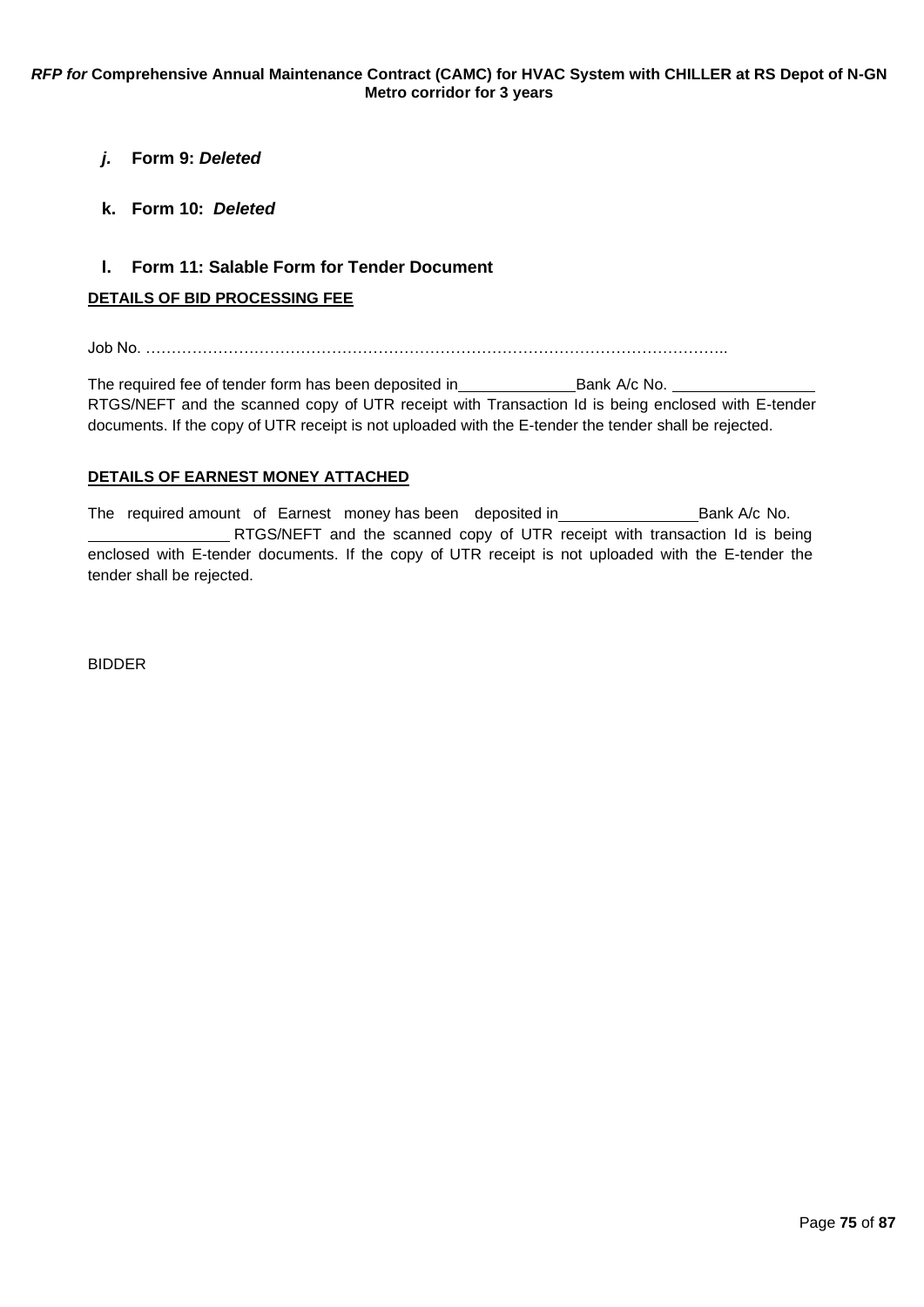*j.* **Form 9:** ***Deleted***

**k. Form 10:** ***Deleted***

**l. Form 11: Salable Form for Tender Document**

**DETAILS OF BID PROCESSING FEE**

Job No. …………………………………………………………………………………………………..

The required fee of tender form has been deposited in\_\_\_\_\_\_\_\_\_\_\_\_\_\_Bank A/c No. \_\_\_\_\_\_\_\_\_\_\_\_\_\_\_\_ RTGS/NEFT and the scanned copy of UTR receipt with Transaction Id is being enclosed with E-tender documents. If the copy of UTR receipt is not uploaded with the E-tender the tender shall be rejected.

**DETAILS OF EARNEST MONEY ATTACHED**

The required amount of Earnest money has been deposited in\_\_\_\_\_\_\_\_\_\_\_\_\_\_\_\_Bank A/c No. \_\_\_\_\_\_\_\_\_\_\_\_\_\_\_\_ RTGS/NEFT and the scanned copy of UTR receipt with transaction Id is being enclosed with E-tender documents. If the copy of UTR receipt is not uploaded with the E-tender the tender shall be rejected.

BIDDER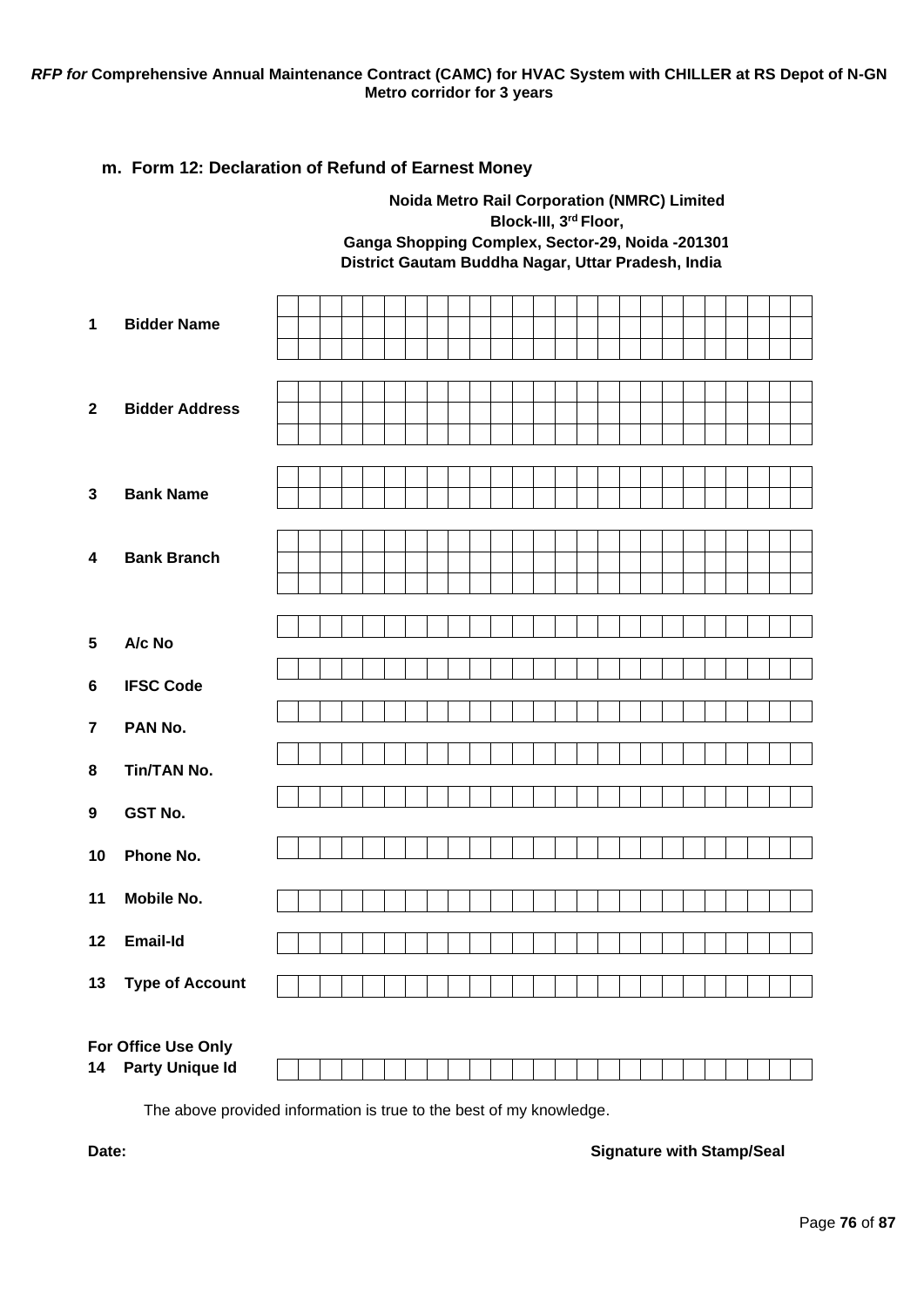## m. Form 12: Declaration of Refund of Earnest Money

**Noida Metro Rail Corporation (NMRC) Limited**
**Block-III, 3rd Floor,**
**Ganga Shopping Complex, Sector-29, Noida -201301**
**District Gautam Buddha Nagar, Uttar Pradesh, India**

| No. | Field | |
|---|---|---|
| 1 | **Bidder Name** | |
| 2 | **Bidder Address** | |
| 3 | **Bank Name** | |
| 4 | **Bank Branch** | |
| 5 | **A/c No** | |
| 6 | **IFSC Code** | |
| 7 | **PAN No.** | |
| 8 | **Tin/TAN No.** | |
| 9 | **GST No.** | |
| 10 | **Phone No.** | |
| 11 | **Mobile No.** | |
| 12 | **Email-Id** | |
| 13 | **Type of Account** | |

**For Office Use Only**

| No. | Field | |
|---|---|---|
| 14 | **Party Unique Id** | |

The above provided information is true to the best of my knowledge.

**Date:**

**Signature with Stamp/Seal**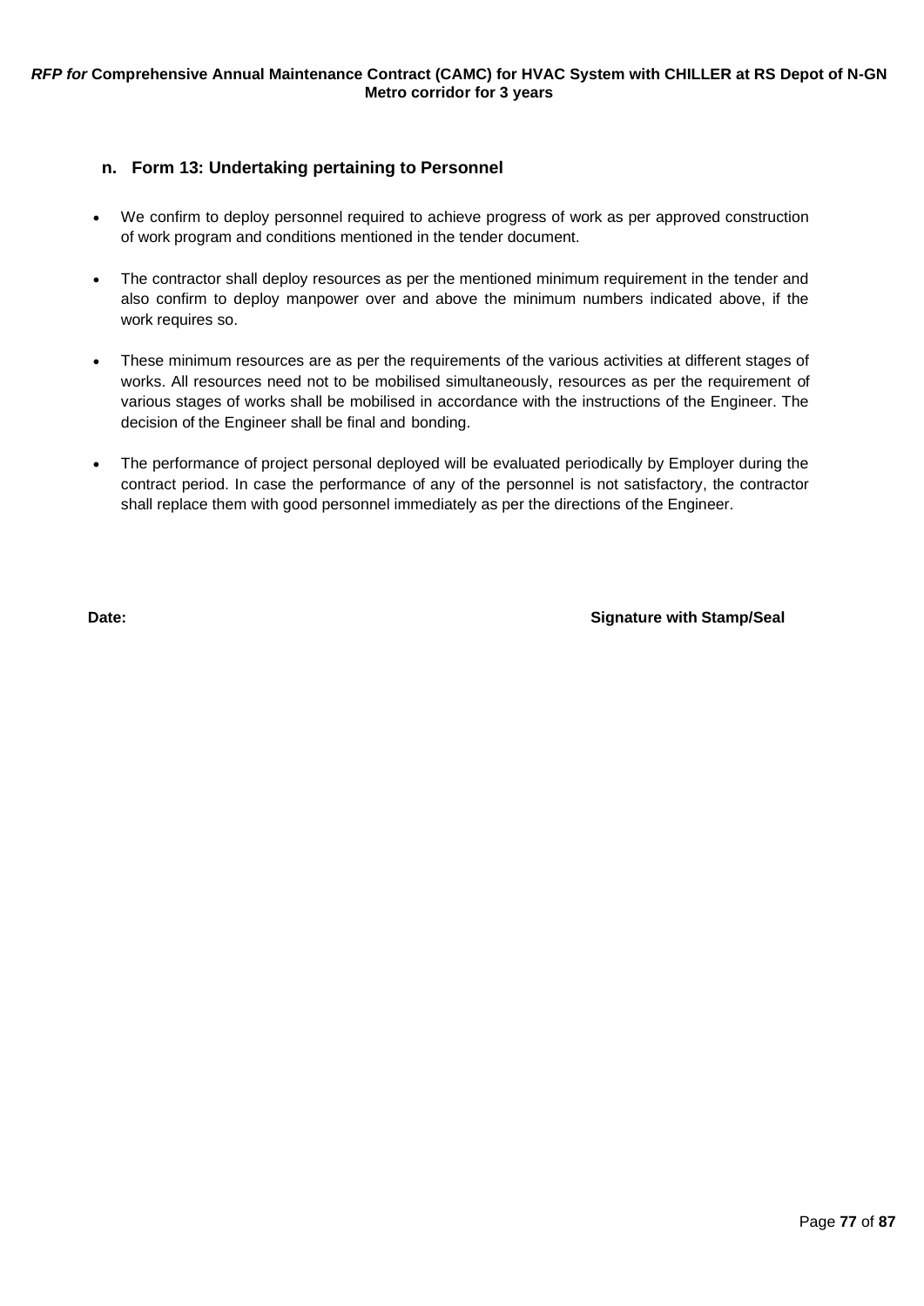## n. Form 13: Undertaking pertaining to Personnel

- We confirm to deploy personnel required to achieve progress of work as per approved construction of work program and conditions mentioned in the tender document.
- The contractor shall deploy resources as per the mentioned minimum requirement in the tender and also confirm to deploy manpower over and above the minimum numbers indicated above, if the work requires so.
- These minimum resources are as per the requirements of the various activities at different stages of works. All resources need not to be mobilised simultaneously, resources as per the requirement of various stages of works shall be mobilised in accordance with the instructions of the Engineer. The decision of the Engineer shall be final and bonding.
- The performance of project personal deployed will be evaluated periodically by Employer during the contract period. In case the performance of any of the personnel is not satisfactory, the contractor shall replace them with good personnel immediately as per the directions of the Engineer.

**Date:** **Signature with Stamp/Seal**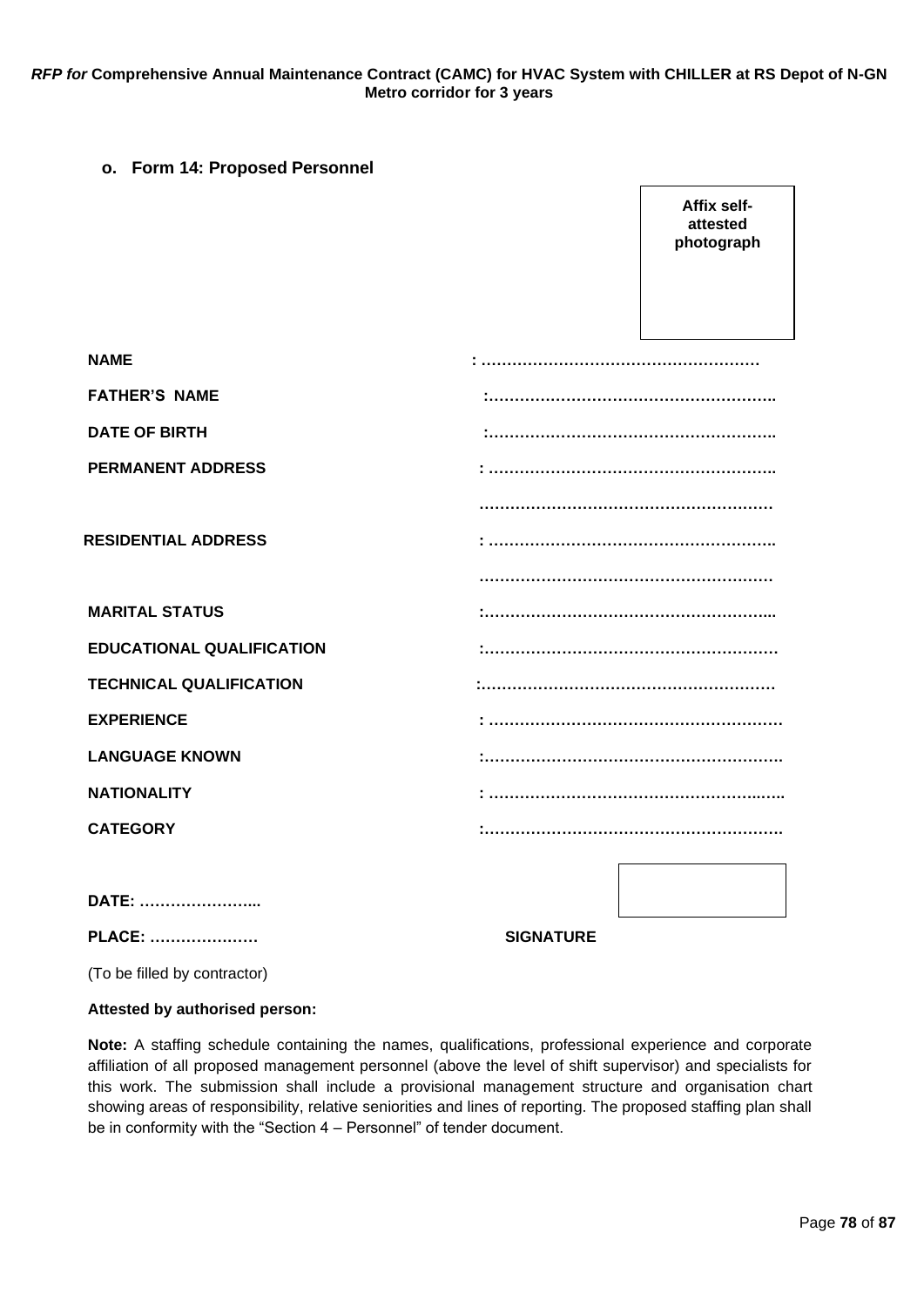## o. Form 14: Proposed Personnel

**Affix self-attested photograph**

**NAME** : ………………………………………………

**FATHER'S NAME** :………………………………………………..

**DATE OF BIRTH** :………………………………………………..

**PERMANENT ADDRESS** : ………………………………………………..

…………………………………………………

**RESIDENTIAL ADDRESS** : ………………………………………………..

…………………………………………………

**MARITAL STATUS** :………………………………………………...

**EDUCATIONAL QUALIFICATION** :…………………………………………………

**TECHNICAL QUALIFICATION** :…………………………………………………

**EXPERIENCE** : …………………………………………………

**LANGUAGE KNOWN** :………………………………………………….

**NATIONALITY** : …………………………………………….…..

**CATEGORY** :………………………………………………….

**DATE:** …………………...

**PLACE:** ………………… **SIGNATURE**

(To be filled by contractor)

**Attested by authorised person:**

**Note:** A staffing schedule containing the names, qualifications, professional experience and corporate affiliation of all proposed management personnel (above the level of shift supervisor) and specialists for this work. The submission shall include a provisional management structure and organisation chart showing areas of responsibility, relative seniorities and lines of reporting. The proposed staffing plan shall be in conformity with the "Section 4 – Personnel" of tender document.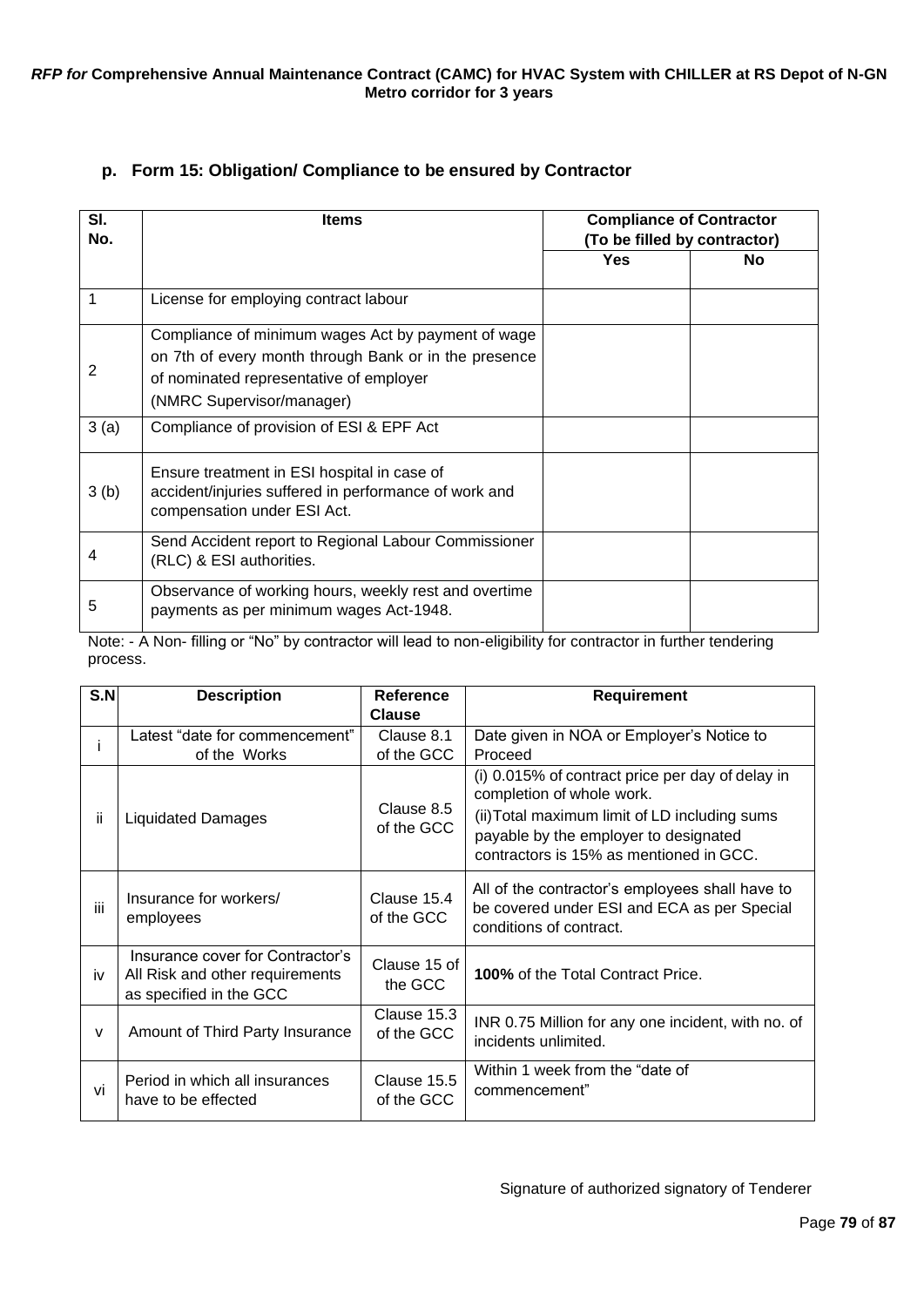**p. Form 15: Obligation/ Compliance to be ensured by Contractor**

| Sl. No. | Items | Compliance of Contractor (To be filled by contractor) | |
|---|---|---|---|
| | | Yes | No |
| 1 | License for employing contract labour | | |
| 2 | Compliance of minimum wages Act by payment of wage on 7th of every month through Bank or in the presence of nominated representative of employer (NMRC Supervisor/manager) | | |
| 3 (a) | Compliance of provision of ESI & EPF Act | | |
| 3 (b) | Ensure treatment in ESI hospital in case of accident/injuries suffered in performance of work and compensation under ESI Act. | | |
| 4 | Send Accident report to Regional Labour Commissioner (RLC) & ESI authorities. | | |
| 5 | Observance of working hours, weekly rest and overtime payments as per minimum wages Act-1948. | | |

Note: - A Non- filling or "No" by contractor will lead to non-eligibility for contractor in further tendering process.

| S.N | Description | Reference Clause | Requirement |
|---|---|---|---|
| i | Latest "date for commencement" of the Works | Clause 8.1 of the GCC | Date given in NOA or Employer's Notice to Proceed |
| ii | Liquidated Damages | Clause 8.5 of the GCC | (i) 0.015% of contract price per day of delay in completion of whole work.<br>(ii)Total maximum limit of LD including sums payable by the employer to designated contractors is 15% as mentioned in GCC. |
| iii | Insurance for workers/ employees | Clause 15.4 of the GCC | All of the contractor's employees shall have to be covered under ESI and ECA as per Special conditions of contract. |
| iv | Insurance cover for Contractor's All Risk and other requirements as specified in the GCC | Clause 15 of the GCC | **100%** of the Total Contract Price. |
| v | Amount of Third Party Insurance | Clause 15.3 of the GCC | INR 0.75 Million for any one incident, with no. of incidents unlimited. |
| vi | Period in which all insurances have to be effected | Clause 15.5 of the GCC | Within 1 week from the "date of commencement" |

Signature of authorized signatory of Tenderer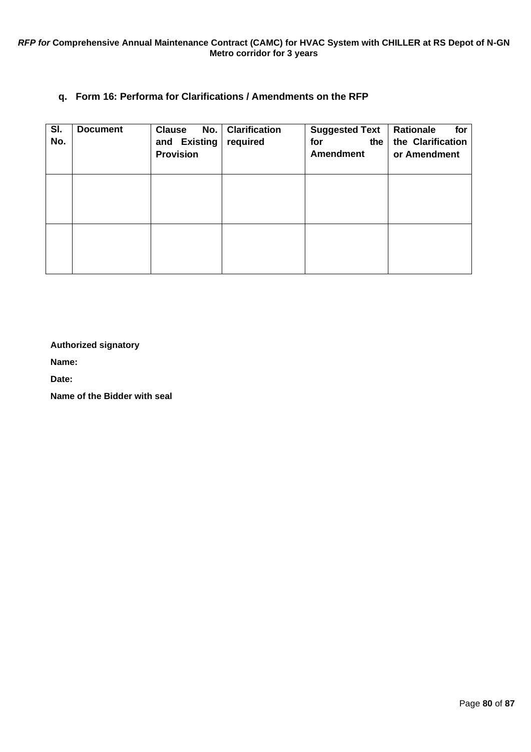### q. Form 16: Performa for Clarifications / Amendments on the RFP

| Sl. No. | Document | Clause No. and Existing Provision | Clarification required | Suggested Text for the Amendment | Rationale for the Clarification or Amendment |
|---|---|---|---|---|---|
| | | | | | |
| | | | | | |

**Authorized signatory**

**Name:**

**Date:**

**Name of the Bidder with seal**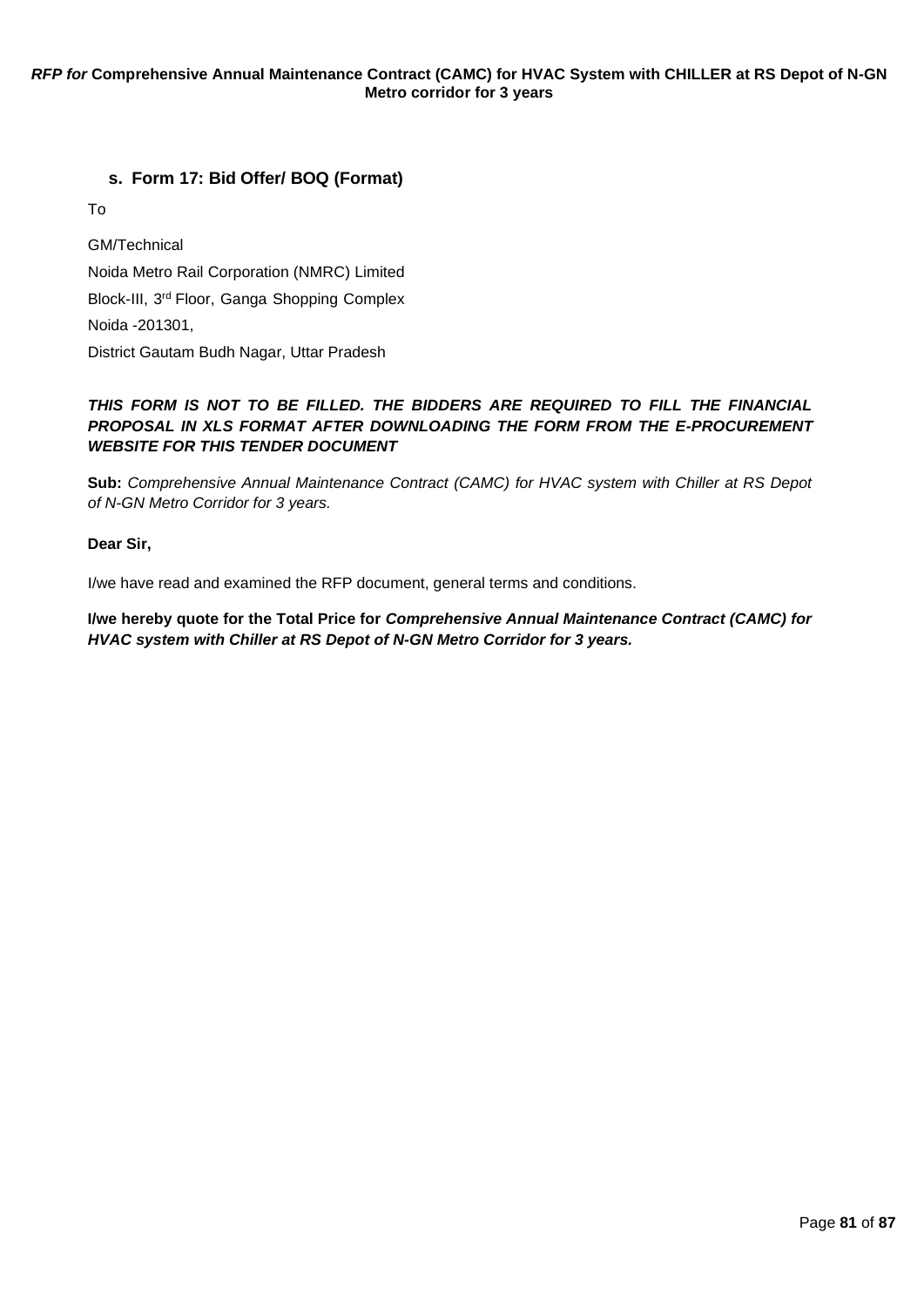### s. Form 17: Bid Offer/ BOQ (Format)

To

GM/Technical

Noida Metro Rail Corporation (NMRC) Limited

Block-III, 3rd Floor, Ganga Shopping Complex

Noida -201301,

District Gautam Budh Nagar, Uttar Pradesh

***THIS FORM IS NOT TO BE FILLED. THE BIDDERS ARE REQUIRED TO FILL THE FINANCIAL PROPOSAL IN XLS FORMAT AFTER DOWNLOADING THE FORM FROM THE E-PROCUREMENT WEBSITE FOR THIS TENDER DOCUMENT***

**Sub:** *Comprehensive Annual Maintenance Contract (CAMC) for HVAC system with Chiller at RS Depot of N-GN Metro Corridor for 3 years.*

**Dear Sir,**

I/we have read and examined the RFP document, general terms and conditions.

**I/we hereby quote for the Total Price for *Comprehensive Annual Maintenance Contract (CAMC) for HVAC system with Chiller at RS Depot of N-GN Metro Corridor for 3 years.***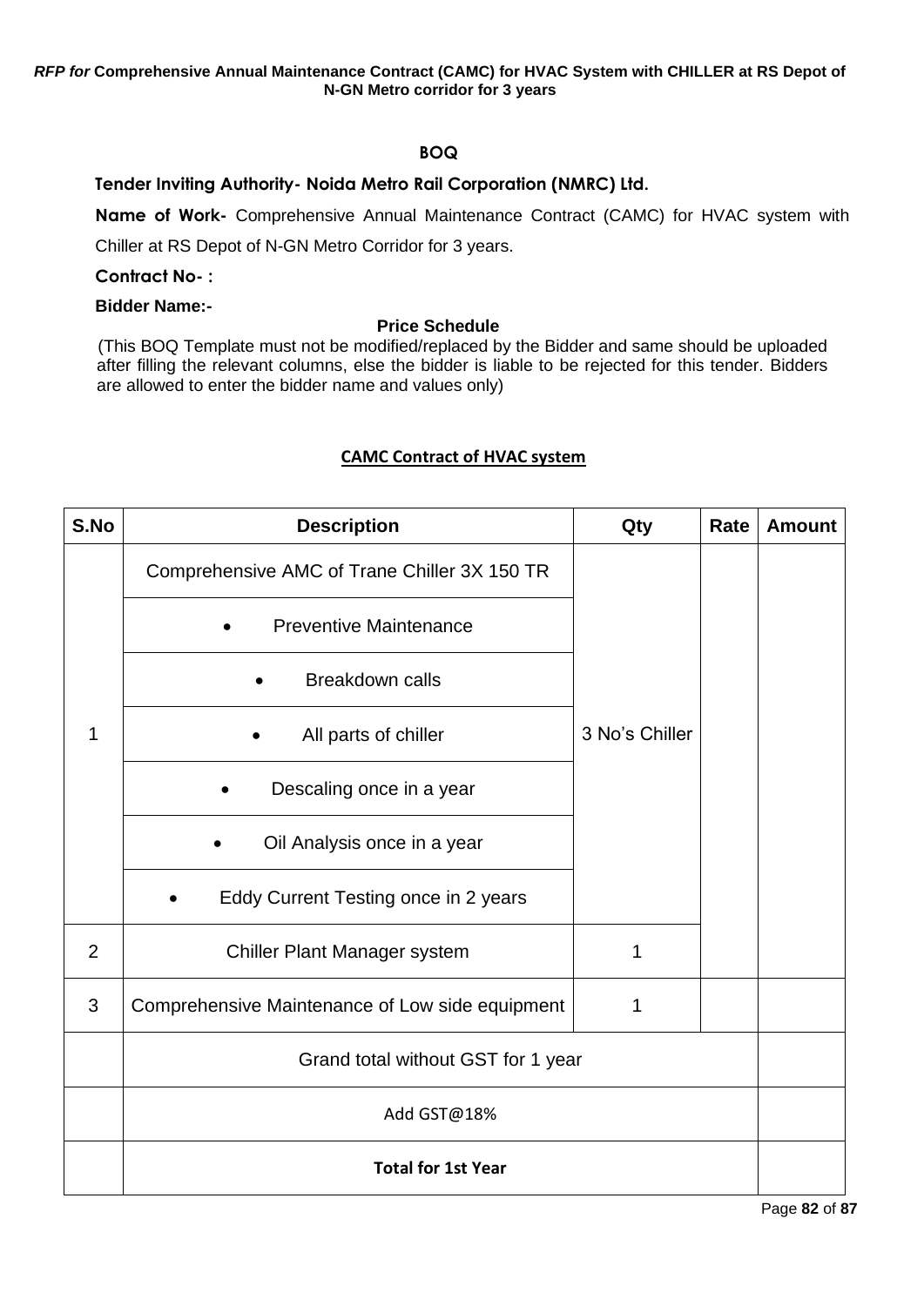**BOQ**

**Tender Inviting Authority- Noida Metro Rail Corporation (NMRC) Ltd.**

**Name of Work-** Comprehensive Annual Maintenance Contract (CAMC) for HVAC system with Chiller at RS Depot of N-GN Metro Corridor for 3 years.

**Contract No- :**

**Bidder Name:-**

**Price Schedule**

(This BOQ Template must not be modified/replaced by the Bidder and same should be uploaded after filling the relevant columns, else the bidder is liable to be rejected for this tender. Bidders are allowed to enter the bidder name and values only)

**CAMC Contract of HVAC system**

| S.No | Description | Qty | Rate | Amount |
|---|---|---|---|---|
| 1 | Comprehensive AMC of Trane Chiller 3X 150 TR | 3 No's Chiller | | |
| | • Preventive Maintenance | | | |
| | • Breakdown calls | | | |
| | • All parts of chiller | | | |
| | • Descaling once in a year | | | |
| | • Oil Analysis once in a year | | | |
| | • Eddy Current Testing once in 2 years | | | |
| 2 | Chiller Plant Manager system | 1 | | |
| 3 | Comprehensive Maintenance of Low side equipment | 1 | | |
| | Grand total without GST for 1 year | | | |
| | Add GST@18% | | | |
| | **Total for 1st Year** | | | |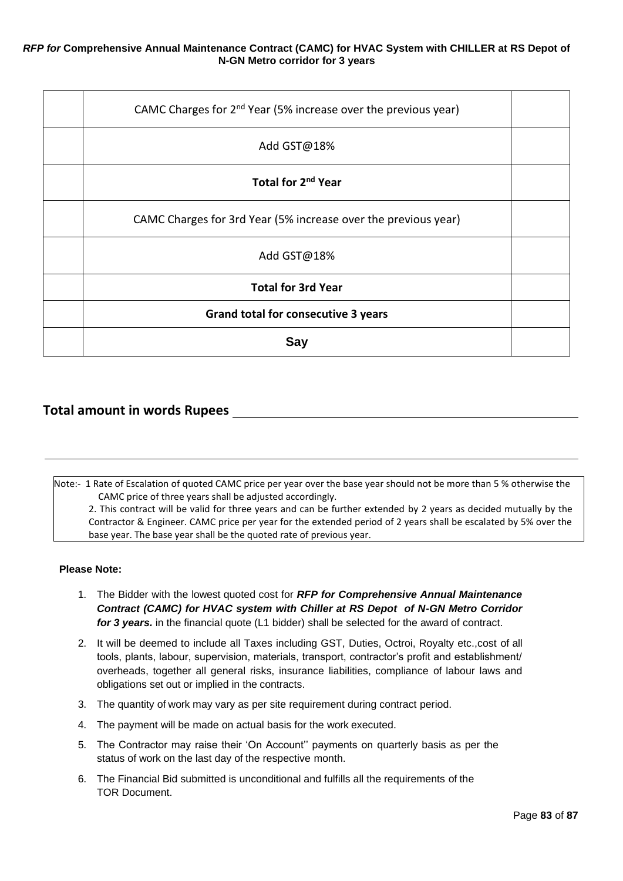| | | |
|---|---|---|
| | CAMC Charges for 2nd Year (5% increase over the previous year) | |
| | Add GST@18% | |
| | **Total for 2nd Year** | |
| | CAMC Charges for 3rd Year (5% increase over the previous year) | |
| | Add GST@18% | |
| | **Total for 3rd Year** | |
| | **Grand total for consecutive 3 years** | |
| | **Say** | |

**Total amount in words Rupees** ______________________________

______________________________________________________________

Note:- 1 Rate of Escalation of quoted CAMC price per year over the base year should not be more than 5 % otherwise the CAMC price of three years shall be adjusted accordingly.
2. This contract will be valid for three years and can be further extended by 2 years as decided mutually by the Contractor & Engineer. CAMC price per year for the extended period of 2 years shall be escalated by 5% over the base year. The base year shall be the quoted rate of previous year.

**Please Note:**

1. The Bidder with the lowest quoted cost for ***RFP for Comprehensive Annual Maintenance Contract (CAMC) for HVAC system with Chiller at RS Depot of N-GN Metro Corridor for 3 years.*** in the financial quote (L1 bidder) shall be selected for the award of contract.
2. It will be deemed to include all Taxes including GST, Duties, Octroi, Royalty etc.,cost of all tools, plants, labour, supervision, materials, transport, contractor's profit and establishment/ overheads, together all general risks, insurance liabilities, compliance of labour laws and obligations set out or implied in the contracts.
3. The quantity of work may vary as per site requirement during contract period.
4. The payment will be made on actual basis for the work executed.
5. The Contractor may raise their 'On Account'' payments on quarterly basis as per the status of work on the last day of the respective month.
6. The Financial Bid submitted is unconditional and fulfills all the requirements of the TOR Document.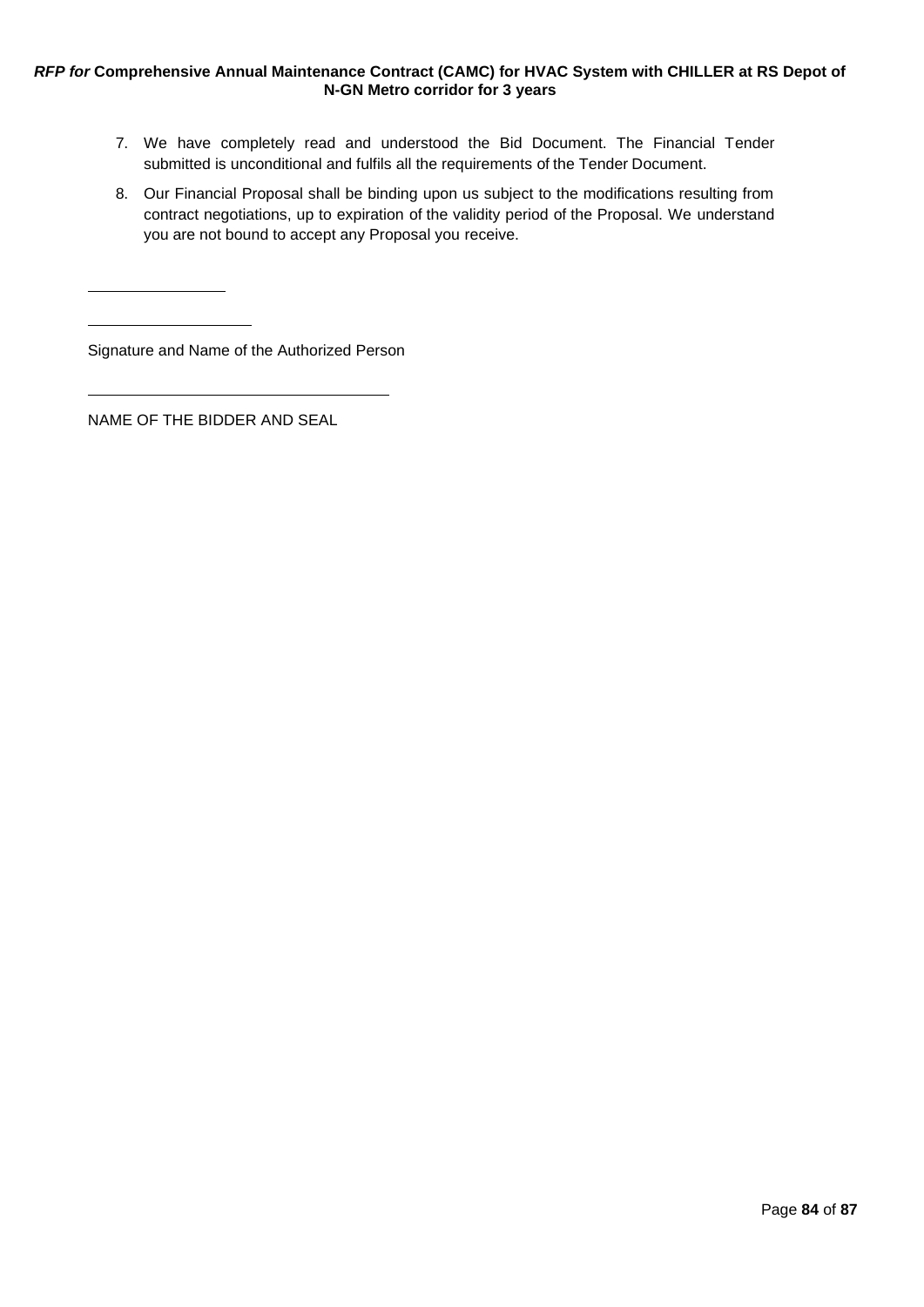7. We have completely read and understood the Bid Document. The Financial Tender submitted is unconditional and fulfils all the requirements of the Tender Document.
8. Our Financial Proposal shall be binding upon us subject to the modifications resulting from contract negotiations, up to expiration of the validity period of the Proposal. We understand you are not bound to accept any Proposal you receive.

\_\_\_\_\_\_\_\_\_\_\_\_\_\_\_\_

\_\_\_\_\_\_\_\_\_\_\_\_\_\_\_\_\_\_\_

Signature and Name of the Authorized Person

\_\_\_\_\_\_\_\_\_\_\_\_\_\_\_\_\_\_\_\_\_\_\_\_\_\_\_\_\_\_\_\_\_\_\_

NAME OF THE BIDDER AND SEAL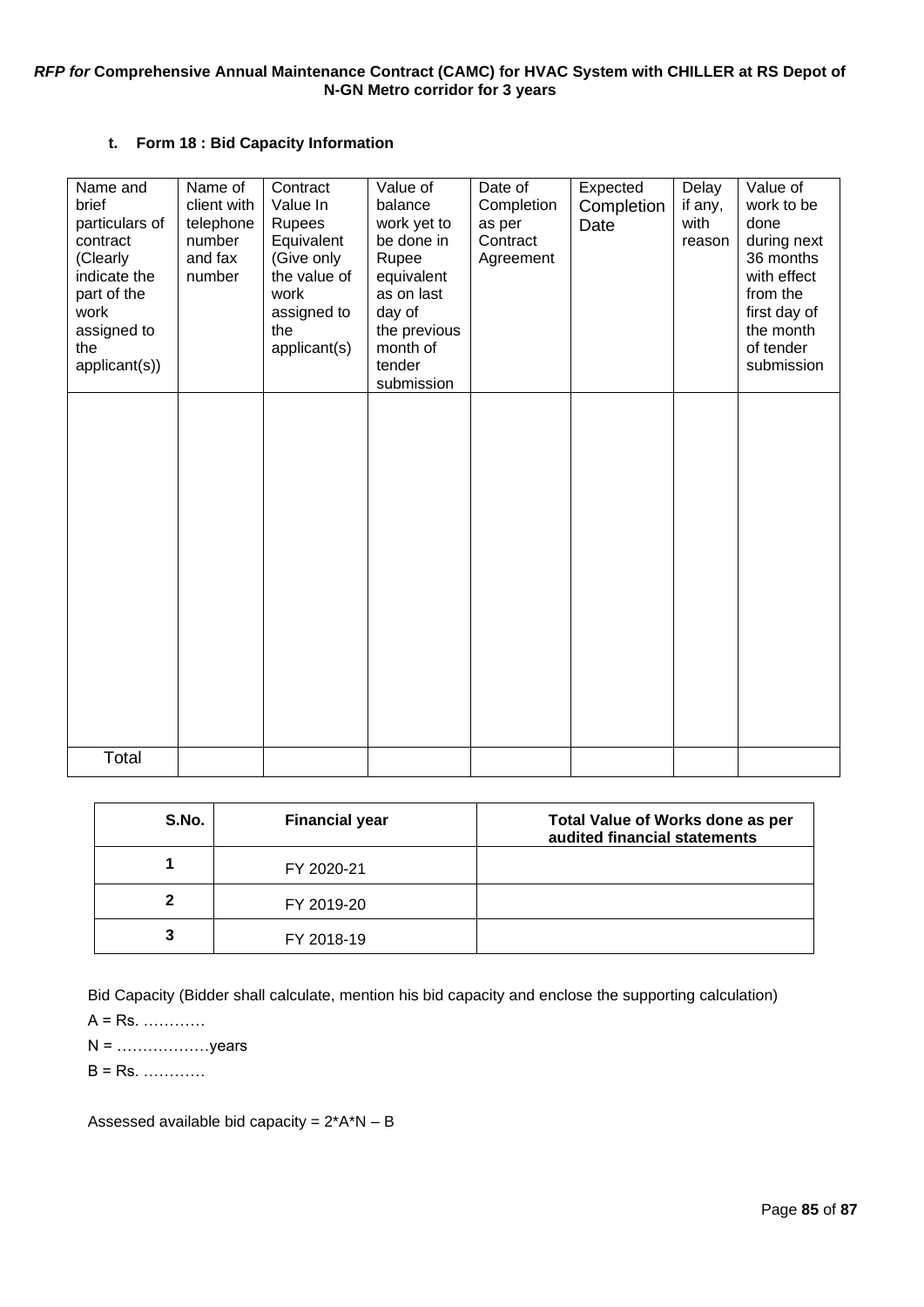**t. Form 18 : Bid Capacity Information**

| Name and brief particulars of contract (Clearly indicate the part of the work assigned to the applicant(s)) | Name of client with telephone number and fax number | Contract Value In Rupees Equivalent (Give only the value of work assigned to the applicant(s)) | Value of balance work yet to be done in Rupee equivalent as on last day of the previous month of tender submission | Date of Completion as per Contract Agreement | Expected Completion Date | Delay if any, with reason | Value of work to be done during next 36 months with effect from the first day of the month of tender submission |
|---|---|---|---|---|---|---|---|
| | | | | | | | |
| Total | | | | | | | |

| S.No. | Financial year | Total Value of Works done as per audited financial statements |
|---|---|---|
| 1 | FY 2020-21 | |
| 2 | FY 2019-20 | |
| 3 | FY 2018-19 | |

Bid Capacity (Bidder shall calculate, mention his bid capacity and enclose the supporting calculation)

A = Rs. …………

N = ………………years

B = Rs. …………

Assessed available bid capacity = 2\*A\*N – B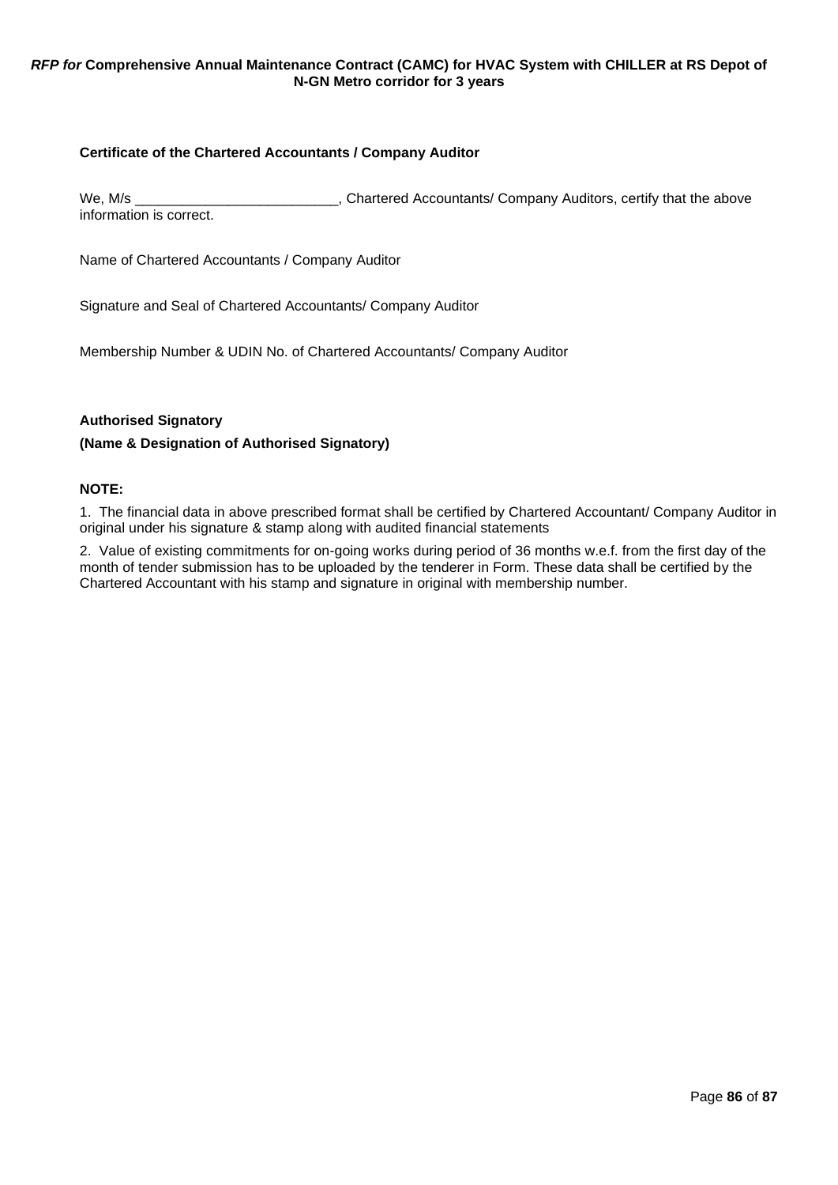**Certificate of the Chartered Accountants / Company Auditor**

We, M/s __________________________, Chartered Accountants/ Company Auditors, certify that the above information is correct.

Name of Chartered Accountants / Company Auditor

Signature and Seal of Chartered Accountants/ Company Auditor

Membership Number & UDIN No. of Chartered Accountants/ Company Auditor

**Authorised Signatory**

**(Name & Designation of Authorised Signatory)**

**NOTE:**

1. The financial data in above prescribed format shall be certified by Chartered Accountant/ Company Auditor in original under his signature & stamp along with audited financial statements

2. Value of existing commitments for on-going works during period of 36 months w.e.f. from the first day of the month of tender submission has to be uploaded by the tenderer in Form. These data shall be certified by the Chartered Accountant with his stamp and signature in original with membership number.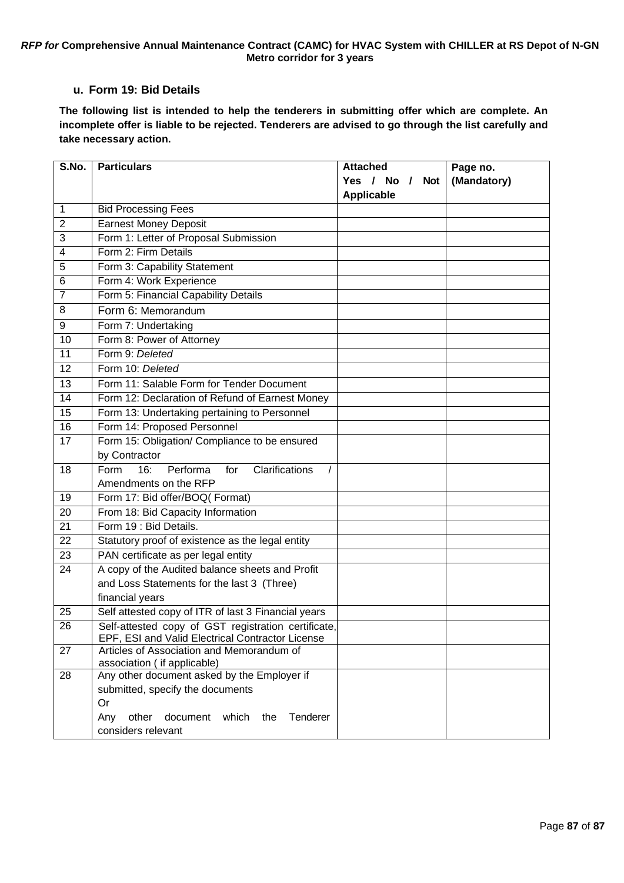## u. Form 19: Bid Details

**The following list is intended to help the tenderers in submitting offer which are complete. An incomplete offer is liable to be rejected. Tenderers are advised to go through the list carefully and take necessary action.**

| S.No. | Particulars | Attached Yes / No / Not Applicable | Page no. (Mandatory) |
|---|---|---|---|
| 1 | Bid Processing Fees | | |
| 2 | Earnest Money Deposit | | |
| 3 | Form 1: Letter of Proposal Submission | | |
| 4 | Form 2: Firm Details | | |
| 5 | Form 3: Capability Statement | | |
| 6 | Form 4: Work Experience | | |
| 7 | Form 5: Financial Capability Details | | |
| 8 | Form 6: Memorandum | | |
| 9 | Form 7: Undertaking | | |
| 10 | Form 8: Power of Attorney | | |
| 11 | Form 9: *Deleted* | | |
| 12 | Form 10: *Deleted* | | |
| 13 | Form 11: Salable Form for Tender Document | | |
| 14 | Form 12: Declaration of Refund of Earnest Money | | |
| 15 | Form 13: Undertaking pertaining to Personnel | | |
| 16 | Form 14: Proposed Personnel | | |
| 17 | Form 15: Obligation/ Compliance to be ensured by Contractor | | |
| 18 | Form 16: Performa for Clarifications / Amendments on the RFP | | |
| 19 | Form 17: Bid offer/BOQ( Format) | | |
| 20 | From 18: Bid Capacity Information | | |
| 21 | Form 19 : Bid Details. | | |
| 22 | Statutory proof of existence as the legal entity | | |
| 23 | PAN certificate as per legal entity | | |
| 24 | A copy of the Audited balance sheets and Profit and Loss Statements for the last 3 (Three) financial years | | |
| 25 | Self attested copy of ITR of last 3 Financial years | | |
| 26 | Self-attested copy of GST registration certificate, EPF, ESI and Valid Electrical Contractor License | | |
| 27 | Articles of Association and Memorandum of association ( if applicable) | | |
| 28 | Any other document asked by the Employer if submitted, specify the documents<br>Or<br>Any other document which the Tenderer considers relevant | | |